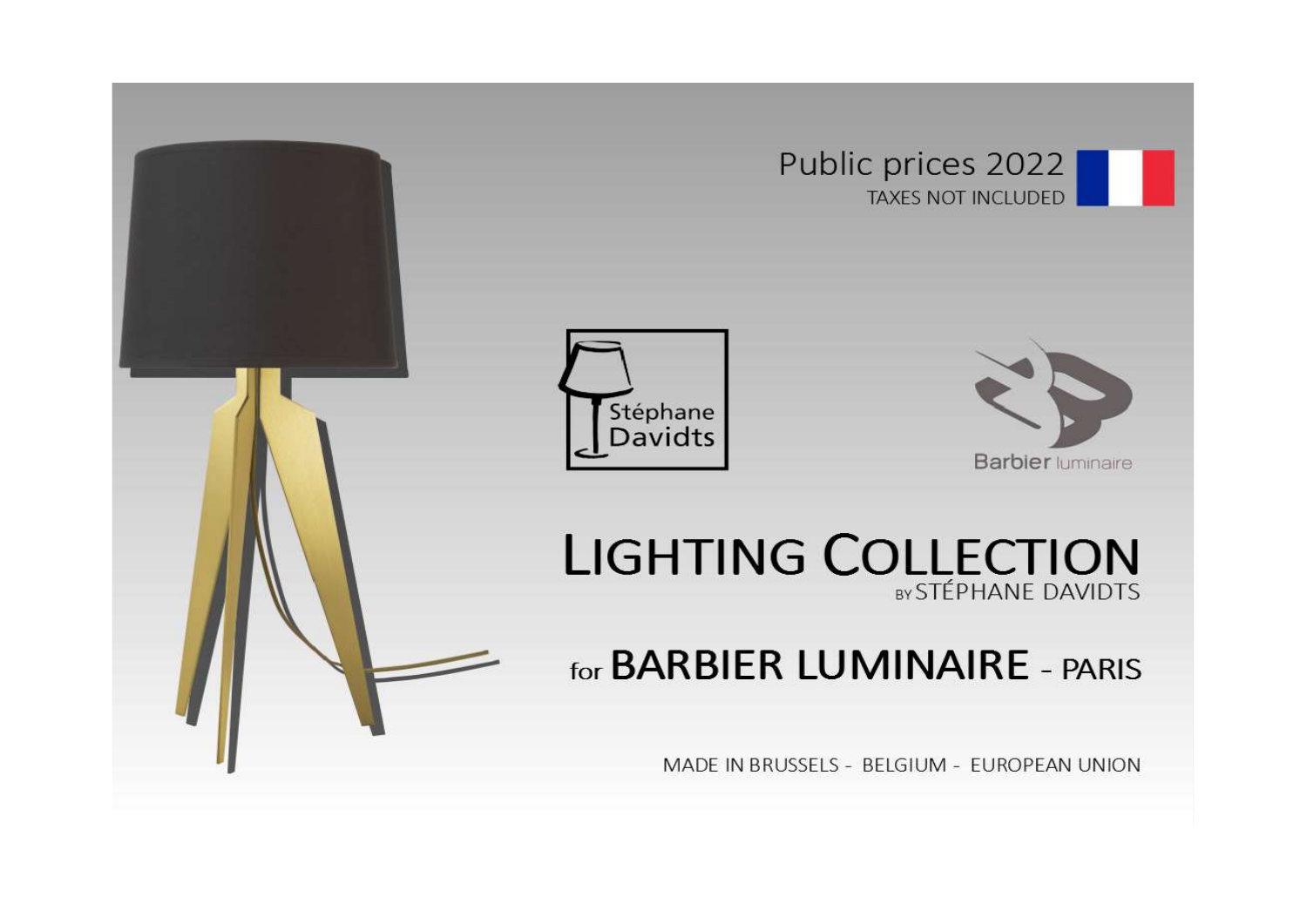Public prices 2022
TAXES NOT INCLUDED

Stéphane Davidts

Barbier luminaire

# LIGHTING COLLECTION

BY STÉPHANE DAVIDTS

## for BARBIER LUMINAIRE - PARIS

MADE IN BRUSSELS - BELGIUM - EUROPEAN UNION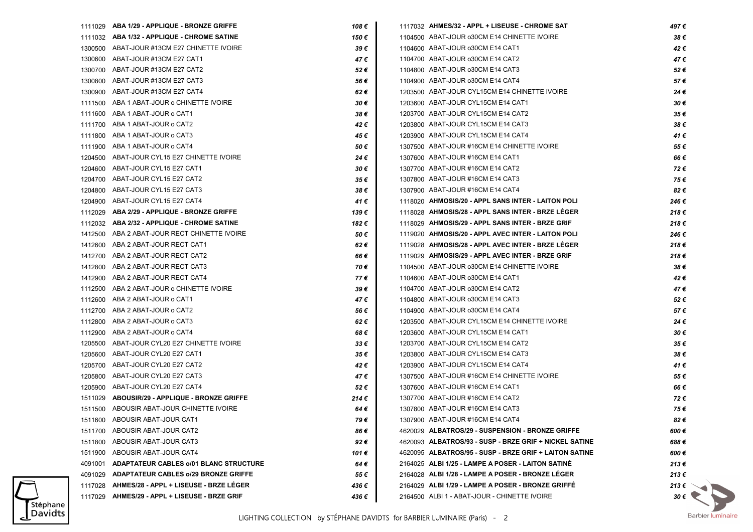| Réf. | Désignation | Prix |
|---|---|---|
| 1111029 | **ABA 1/29 - APPLIQUE - BRONZE GRIFFE** | 108 € |
| 1111032 | **ABA 1/32 - APPLIQUE - CHROME SATINE** | 150 € |
| 1300500 | ABAT-JOUR #13CM E27 CHINETTE IVOIRE | 39 € |
| 1300600 | ABAT-JOUR #13CM E27 CAT1 | 47 € |
| 1300700 | ABAT-JOUR #13CM E27 CAT2 | 52 € |
| 1300800 | ABAT-JOUR #13CM E27 CAT3 | 56 € |
| 1300900 | ABAT-JOUR #13CM E27 CAT4 | 62 € |
| 1111500 | ABA 1 ABAT-JOUR o CHINETTE IVOIRE | 30 € |
| 1111600 | ABA 1 ABAT-JOUR o CAT1 | 38 € |
| 1111700 | ABA 1 ABAT-JOUR o CAT2 | 42 € |
| 1111800 | ABA 1 ABAT-JOUR o CAT3 | 45 € |
| 1111900 | ABA 1 ABAT-JOUR o CAT4 | 50 € |
| 1204500 | ABAT-JOUR CYL15 E27 CHINETTE IVOIRE | 24 € |
| 1204600 | ABAT-JOUR CYL15 E27 CAT1 | 30 € |
| 1204700 | ABAT-JOUR CYL15 E27 CAT2 | 35 € |
| 1204800 | ABAT-JOUR CYL15 E27 CAT3 | 38 € |
| 1204900 | ABAT-JOUR CYL15 E27 CAT4 | 41 € |
| 1112029 | **ABA 2/29 - APPLIQUE - BRONZE GRIFFE** | 139 € |
| 1112032 | **ABA 2/32 - APPLIQUE - CHROME SATINE** | 182 € |
| 1412500 | ABA 2 ABAT-JOUR RECT CHINETTE IVOIRE | 50 € |
| 1412600 | ABA 2 ABAT-JOUR RECT CAT1 | 62 € |
| 1412700 | ABA 2 ABAT-JOUR RECT CAT2 | 66 € |
| 1412800 | ABA 2 ABAT-JOUR RECT CAT3 | 70 € |
| 1412900 | ABA 2 ABAT-JOUR RECT CAT4 | 77 € |
| 1112500 | ABA 2 ABAT-JOUR o CHINETTE IVOIRE | 39 € |
| 1112600 | ABA 2 ABAT-JOUR o CAT1 | 47 € |
| 1112700 | ABA 2 ABAT-JOUR o CAT2 | 56 € |
| 1112800 | ABA 2 ABAT-JOUR o CAT3 | 62 € |
| 1112900 | ABA 2 ABAT-JOUR o CAT4 | 68 € |
| 1205500 | ABAT-JOUR CYL20 E27 CHINETTE IVOIRE | 33 € |
| 1205600 | ABAT-JOUR CYL20 E27 CAT1 | 35 € |
| 1205700 | ABAT-JOUR CYL20 E27 CAT2 | 42 € |
| 1205800 | ABAT-JOUR CYL20 E27 CAT3 | 47 € |
| 1205900 | ABAT-JOUR CYL20 E27 CAT4 | 52 € |
| 1511029 | **ABOUSIR/29 - APPLIQUE - BRONZE GRIFFE** | 214 € |
| 1511500 | ABOUSIR ABAT-JOUR CHINETTE IVOIRE | 64 € |
| 1511600 | ABOUSIR ABAT-JOUR CAT1 | 79 € |
| 1511700 | ABOUSIR ABAT-JOUR CAT2 | 86 € |
| 1511800 | ABOUSIR ABAT-JOUR CAT3 | 92 € |
| 1511900 | ABOUSIR ABAT-JOUR CAT4 | 101 € |
| 4091001 | **ADAPTATEUR CABLES o/01 BLANC STRUCTURE** | 64 € |
| 4091029 | **ADAPTATEUR CABLES o/29 BRONZE GRIFFE** | 55 € |
| 1117028 | **AHMES/28 - APPL + LISEUSE - BRZE LÉGER** | 436 € |
| 1117029 | **AHMES/29 - APPL + LISEUSE - BRZE GRIF** | 436 € |
| 1117032 | **AHMES/32 - APPL + LISEUSE - CHROME SAT** | 497 € |
| 1104500 | ABAT-JOUR o30CM E14 CHINETTE IVOIRE | 38 € |
| 1104600 | ABAT-JOUR o30CM E14 CAT1 | 42 € |
| 1104700 | ABAT-JOUR o30CM E14 CAT2 | 47 € |
| 1104800 | ABAT-JOUR o30CM E14 CAT3 | 52 € |
| 1104900 | ABAT-JOUR o30CM E14 CAT4 | 57 € |
| 1203500 | ABAT-JOUR CYL15CM E14 CHINETTE IVOIRE | 24 € |
| 1203600 | ABAT-JOUR CYL15CM E14 CAT1 | 30 € |
| 1203700 | ABAT-JOUR CYL15CM E14 CAT2 | 35 € |
| 1203800 | ABAT-JOUR CYL15CM E14 CAT3 | 38 € |
| 1203900 | ABAT-JOUR CYL15CM E14 CAT4 | 41 € |
| 1307500 | ABAT-JOUR #16CM E14 CHINETTE IVOIRE | 55 € |
| 1307600 | ABAT-JOUR #16CM E14 CAT1 | 66 € |
| 1307700 | ABAT-JOUR #16CM E14 CAT2 | 72 € |
| 1307800 | ABAT-JOUR #16CM E14 CAT3 | 75 € |
| 1307900 | ABAT-JOUR #16CM E14 CAT4 | 82 € |
| 1118020 | **AHMOSIS/20 - APPL SANS INTER - LAITON POLI** | 246 € |
| 1118028 | **AHMOSIS/28 - APPL SANS INTER - BRZE LÉGER** | 218 € |
| 1118029 | **AHMOSIS/29 - APPL SANS INTER - BRZE GRIF** | 218 € |
| 1119020 | **AHMOSIS/20 - APPL AVEC INTER - LAITON POLI** | 246 € |
| 1119028 | **AHMOSIS/28 - APPL AVEC INTER - BRZE LÉGER** | 218 € |
| 1119029 | **AHMOSIS/29 - APPL AVEC INTER - BRZE GRIF** | 218 € |
| 1104500 | ABAT-JOUR o30CM E14 CHINETTE IVOIRE | 38 € |
| 1104600 | ABAT-JOUR o30CM E14 CAT1 | 42 € |
| 1104700 | ABAT-JOUR o30CM E14 CAT2 | 47 € |
| 1104800 | ABAT-JOUR o30CM E14 CAT3 | 52 € |
| 1104900 | ABAT-JOUR o30CM E14 CAT4 | 57 € |
| 1203500 | ABAT-JOUR CYL15CM E14 CHINETTE IVOIRE | 24 € |
| 1203600 | ABAT-JOUR CYL15CM E14 CAT1 | 30 € |
| 1203700 | ABAT-JOUR CYL15CM E14 CAT2 | 35 € |
| 1203800 | ABAT-JOUR CYL15CM E14 CAT3 | 38 € |
| 1203900 | ABAT-JOUR CYL15CM E14 CAT4 | 41 € |
| 1307500 | ABAT-JOUR #16CM E14 CHINETTE IVOIRE | 55 € |
| 1307600 | ABAT-JOUR #16CM E14 CAT1 | 66 € |
| 1307700 | ABAT-JOUR #16CM E14 CAT2 | 72 € |
| 1307800 | ABAT-JOUR #16CM E14 CAT3 | 75 € |
| 1307900 | ABAT-JOUR #16CM E14 CAT4 | 82 € |
| 4620029 | **ALBATROS/29 - SUSPENSION - BRONZE GRIFFE** | 600 € |
| 4620093 | **ALBATROS/93 - SUSP - BRZE GRIF + NICKEL SATINE** | 688 € |
| 4620095 | **ALBATROS/95 - SUSP - BRZE GRIF + LAITON SATINE** | 600 € |
| 2164025 | **ALBI 1/25 - LAMPE A POSER - LAITON SATINÉ** | 213 € |
| 2164028 | **ALBI 1/28 - LAMPE A POSER - BRONZE LÉGER** | 213 € |
| 2164029 | **ALBI 1/29 - LAMPE A POSER - BRONZE GRIFFÉ** | 213 € |
| 2164500 | ALBI 1 - ABAT-JOUR - CHINETTE IVOIRE | 30 € |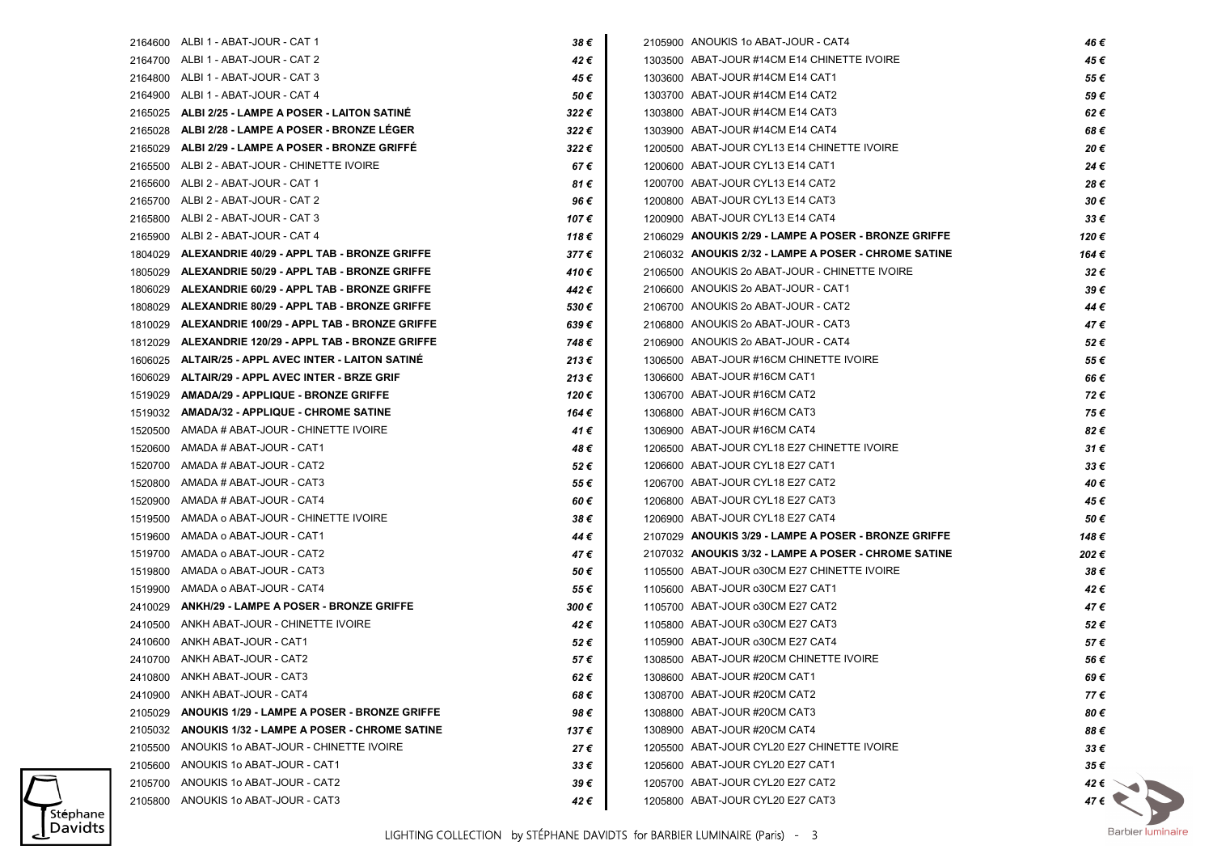| Ref. | Désignation | Prix |
|---|---|---|
| 2164600 | ALBI 1 - ABAT-JOUR - CAT 1 | *38 €* |
| 2164700 | ALBI 1 - ABAT-JOUR - CAT 2 | *42 €* |
| 2164800 | ALBI 1 - ABAT-JOUR - CAT 3 | *45 €* |
| 2164900 | ALBI 1 - ABAT-JOUR - CAT 4 | *50 €* |
| 2165025 | **ALBI 2/25 - LAMPE A POSER - LAITON SATINÉ** | ***322 €*** |
| 2165028 | **ALBI 2/28 - LAMPE A POSER - BRONZE LÉGER** | ***322 €*** |
| 2165029 | **ALBI 2/29 - LAMPE A POSER - BRONZE GRIFFÉ** | ***322 €*** |
| 2165500 | ALBI 2 - ABAT-JOUR - CHINETTE IVOIRE | *67 €* |
| 2165600 | ALBI 2 - ABAT-JOUR - CAT 1 | *81 €* |
| 2165700 | ALBI 2 - ABAT-JOUR - CAT 2 | *96 €* |
| 2165800 | ALBI 2 - ABAT-JOUR - CAT 3 | *107 €* |
| 2165900 | ALBI 2 - ABAT-JOUR - CAT 4 | *118 €* |
| 1804029 | **ALEXANDRIE 40/29 - APPL TAB - BRONZE GRIFFE** | ***377 €*** |
| 1805029 | **ALEXANDRIE 50/29 - APPL TAB - BRONZE GRIFFE** | ***410 €*** |
| 1806029 | **ALEXANDRIE 60/29 - APPL TAB - BRONZE GRIFFE** | ***442 €*** |
| 1808029 | **ALEXANDRIE 80/29 - APPL TAB - BRONZE GRIFFE** | ***530 €*** |
| 1810029 | **ALEXANDRIE 100/29 - APPL TAB - BRONZE GRIFFE** | ***639 €*** |
| 1812029 | **ALEXANDRIE 120/29 - APPL TAB - BRONZE GRIFFE** | ***748 €*** |
| 1606025 | **ALTAIR/25 - APPL AVEC INTER - LAITON SATINÉ** | ***213 €*** |
| 1606029 | **ALTAIR/29 - APPL AVEC INTER - BRZE GRIF** | ***213 €*** |
| 1519029 | **AMADA/29 - APPLIQUE - BRONZE GRIFFE** | ***120 €*** |
| 1519032 | **AMADA/32 - APPLIQUE - CHROME SATINE** | ***164 €*** |
| 1520500 | AMADA # ABAT-JOUR - CHINETTE IVOIRE | *41 €* |
| 1520600 | AMADA # ABAT-JOUR - CAT1 | *48 €* |
| 1520700 | AMADA # ABAT-JOUR - CAT2 | *52 €* |
| 1520800 | AMADA # ABAT-JOUR - CAT3 | *55 €* |
| 1520900 | AMADA # ABAT-JOUR - CAT4 | *60 €* |
| 1519500 | AMADA o ABAT-JOUR - CHINETTE IVOIRE | *38 €* |
| 1519600 | AMADA o ABAT-JOUR - CAT1 | *44 €* |
| 1519700 | AMADA o ABAT-JOUR - CAT2 | *47 €* |
| 1519800 | AMADA o ABAT-JOUR - CAT3 | *50 €* |
| 1519900 | AMADA o ABAT-JOUR - CAT4 | *55 €* |
| 2410029 | **ANKH/29 - LAMPE A POSER - BRONZE GRIFFE** | ***300 €*** |
| 2410500 | ANKH ABAT-JOUR - CHINETTE IVOIRE | *42 €* |
| 2410600 | ANKH ABAT-JOUR - CAT1 | *52 €* |
| 2410700 | ANKH ABAT-JOUR - CAT2 | *57 €* |
| 2410800 | ANKH ABAT-JOUR - CAT3 | *62 €* |
| 2410900 | ANKH ABAT-JOUR - CAT4 | *68 €* |
| 2105029 | **ANOUKIS 1/29 - LAMPE A POSER - BRONZE GRIFFE** | ***98 €*** |
| 2105032 | **ANOUKIS 1/32 - LAMPE A POSER - CHROME SATINE** | ***137 €*** |
| 2105500 | ANOUKIS 1o ABAT-JOUR - CHINETTE IVOIRE | *27 €* |
| 2105600 | ANOUKIS 1o ABAT-JOUR - CAT1 | *33 €* |
| 2105700 | ANOUKIS 1o ABAT-JOUR - CAT2 | *39 €* |
| 2105800 | ANOUKIS 1o ABAT-JOUR - CAT3 | *42 €* |
| 2105900 | ANOUKIS 1o ABAT-JOUR - CAT4 | *46 €* |
| 1303500 | ABAT-JOUR #14CM E14 CHINETTE IVOIRE | *45 €* |
| 1303600 | ABAT-JOUR #14CM E14 CAT1 | *55 €* |
| 1303700 | ABAT-JOUR #14CM E14 CAT2 | *59 €* |
| 1303800 | ABAT-JOUR #14CM E14 CAT3 | *62 €* |
| 1303900 | ABAT-JOUR #14CM E14 CAT4 | *68 €* |
| 1200500 | ABAT-JOUR CYL13 E14 CHINETTE IVOIRE | *20 €* |
| 1200600 | ABAT-JOUR CYL13 E14 CAT1 | *24 €* |
| 1200700 | ABAT-JOUR CYL13 E14 CAT2 | *28 €* |
| 1200800 | ABAT-JOUR CYL13 E14 CAT3 | *30 €* |
| 1200900 | ABAT-JOUR CYL13 E14 CAT4 | *33 €* |
| 2106029 | **ANOUKIS 2/29 - LAMPE A POSER - BRONZE GRIFFE** | ***120 €*** |
| 2106032 | **ANOUKIS 2/32 - LAMPE A POSER - CHROME SATINE** | ***164 €*** |
| 2106500 | ANOUKIS 2o ABAT-JOUR - CHINETTE IVOIRE | *32 €* |
| 2106600 | ANOUKIS 2o ABAT-JOUR - CAT1 | *39 €* |
| 2106700 | ANOUKIS 2o ABAT-JOUR - CAT2 | *44 €* |
| 2106800 | ANOUKIS 2o ABAT-JOUR - CAT3 | *47 €* |
| 2106900 | ANOUKIS 2o ABAT-JOUR - CAT4 | *52 €* |
| 1306500 | ABAT-JOUR #16CM CHINETTE IVOIRE | *55 €* |
| 1306600 | ABAT-JOUR #16CM CAT1 | *66 €* |
| 1306700 | ABAT-JOUR #16CM CAT2 | *72 €* |
| 1306800 | ABAT-JOUR #16CM CAT3 | *75 €* |
| 1306900 | ABAT-JOUR #16CM CAT4 | *82 €* |
| 1206500 | ABAT-JOUR CYL18 E27 CHINETTE IVOIRE | *31 €* |
| 1206600 | ABAT-JOUR CYL18 E27 CAT1 | *33 €* |
| 1206700 | ABAT-JOUR CYL18 E27 CAT2 | *40 €* |
| 1206800 | ABAT-JOUR CYL18 E27 CAT3 | *45 €* |
| 1206900 | ABAT-JOUR CYL18 E27 CAT4 | *50 €* |
| 2107029 | **ANOUKIS 3/29 - LAMPE A POSER - BRONZE GRIFFE** | ***148 €*** |
| 2107032 | **ANOUKIS 3/32 - LAMPE A POSER - CHROME SATINE** | ***202 €*** |
| 1105500 | ABAT-JOUR o30CM E27 CHINETTE IVOIRE | *38 €* |
| 1105600 | ABAT-JOUR o30CM E27 CAT1 | *42 €* |
| 1105700 | ABAT-JOUR o30CM E27 CAT2 | *47 €* |
| 1105800 | ABAT-JOUR o30CM E27 CAT3 | *52 €* |
| 1105900 | ABAT-JOUR o30CM E27 CAT4 | *57 €* |
| 1308500 | ABAT-JOUR #20CM CHINETTE IVOIRE | *56 €* |
| 1308600 | ABAT-JOUR #20CM CAT1 | *69 €* |
| 1308700 | ABAT-JOUR #20CM CAT2 | *77 €* |
| 1308800 | ABAT-JOUR #20CM CAT3 | *80 €* |
| 1308900 | ABAT-JOUR #20CM CAT4 | *88 €* |
| 1205500 | ABAT-JOUR CYL20 E27 CHINETTE IVOIRE | *33 €* |
| 1205600 | ABAT-JOUR CYL20 E27 CAT1 | *35 €* |
| 1205700 | ABAT-JOUR CYL20 E27 CAT2 | *42 €* |
| 1205800 | ABAT-JOUR CYL20 E27 CAT3 | *47 €* |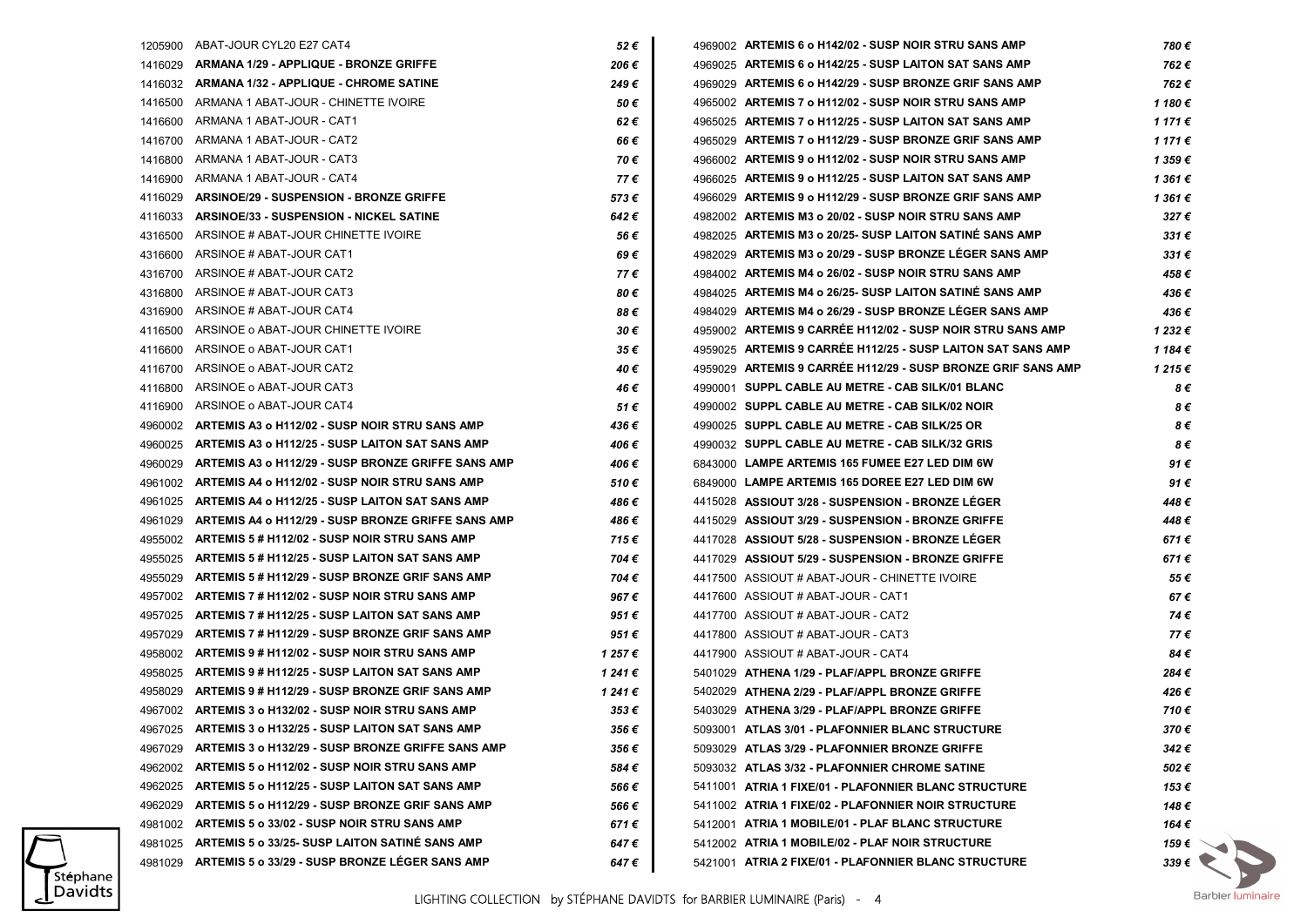| Ref | Désignation | Prix |
|---|---|---|
| 1205900 | ABAT-JOUR CYL20 E27 CAT4 | *52 €* |
| 1416029 | **ARMANA 1/29 - APPLIQUE - BRONZE GRIFFE** | *206 €* |
| 1416032 | **ARMANA 1/32 - APPLIQUE - CHROME SATINE** | *249 €* |
| 1416500 | ARMANA 1 ABAT-JOUR - CHINETTE IVOIRE | *50 €* |
| 1416600 | ARMANA 1 ABAT-JOUR - CAT1 | *62 €* |
| 1416700 | ARMANA 1 ABAT-JOUR - CAT2 | *66 €* |
| 1416800 | ARMANA 1 ABAT-JOUR - CAT3 | *70 €* |
| 1416900 | ARMANA 1 ABAT-JOUR - CAT4 | *77 €* |
| 4116029 | **ARSINOE/29 - SUSPENSION - BRONZE GRIFFE** | *573 €* |
| 4116033 | **ARSINOE/33 - SUSPENSION - NICKEL SATINE** | *642 €* |
| 4316500 | ARSINOE # ABAT-JOUR CHINETTE IVOIRE | *56 €* |
| 4316600 | ARSINOE # ABAT-JOUR CAT1 | *69 €* |
| 4316700 | ARSINOE # ABAT-JOUR CAT2 | *77 €* |
| 4316800 | ARSINOE # ABAT-JOUR CAT3 | *80 €* |
| 4316900 | ARSINOE # ABAT-JOUR CAT4 | *88 €* |
| 4116500 | ARSINOE o ABAT-JOUR CHINETTE IVOIRE | *30 €* |
| 4116600 | ARSINOE o ABAT-JOUR CAT1 | *35 €* |
| 4116700 | ARSINOE o ABAT-JOUR CAT2 | *40 €* |
| 4116800 | ARSINOE o ABAT-JOUR CAT3 | *46 €* |
| 4116900 | ARSINOE o ABAT-JOUR CAT4 | *51 €* |
| 4960002 | **ARTEMIS A3 o H112/02 - SUSP NOIR STRU SANS AMP** | *436 €* |
| 4960025 | **ARTEMIS A3 o H112/25 - SUSP LAITON SAT SANS AMP** | *406 €* |
| 4960029 | **ARTEMIS A3 o H112/29 - SUSP BRONZE GRIFFE SANS AMP** | *406 €* |
| 4961002 | **ARTEMIS A4 o H112/02 - SUSP NOIR STRU SANS AMP** | *510 €* |
| 4961025 | **ARTEMIS A4 o H112/25 - SUSP LAITON SAT SANS AMP** | *486 €* |
| 4961029 | **ARTEMIS A4 o H112/29 - SUSP BRONZE GRIFFE SANS AMP** | *486 €* |
| 4955002 | **ARTEMIS 5 # H112/02 - SUSP NOIR STRU SANS AMP** | *715 €* |
| 4955025 | **ARTEMIS 5 # H112/25 - SUSP LAITON SAT SANS AMP** | *704 €* |
| 4955029 | **ARTEMIS 5 # H112/29 - SUSP BRONZE GRIF SANS AMP** | *704 €* |
| 4957002 | **ARTEMIS 7 # H112/02 - SUSP NOIR STRU SANS AMP** | *967 €* |
| 4957025 | **ARTEMIS 7 # H112/25 - SUSP LAITON SAT SANS AMP** | *951 €* |
| 4957029 | **ARTEMIS 7 # H112/29 - SUSP BRONZE GRIF SANS AMP** | *951 €* |
| 4958002 | **ARTEMIS 9 # H112/02 - SUSP NOIR STRU SANS AMP** | *1 257 €* |
| 4958025 | **ARTEMIS 9 # H112/25 - SUSP LAITON SAT SANS AMP** | *1 241 €* |
| 4958029 | **ARTEMIS 9 # H112/29 - SUSP BRONZE GRIF SANS AMP** | *1 241 €* |
| 4967002 | **ARTEMIS 3 o H132/02 - SUSP NOIR STRU SANS AMP** | *353 €* |
| 4967025 | **ARTEMIS 3 o H132/25 - SUSP LAITON SAT SANS AMP** | *356 €* |
| 4967029 | **ARTEMIS 3 o H132/29 - SUSP BRONZE GRIFFE SANS AMP** | *356 €* |
| 4962002 | **ARTEMIS 5 o H112/02 - SUSP NOIR STRU SANS AMP** | *584 €* |
| 4962025 | **ARTEMIS 5 o H112/25 - SUSP LAITON SAT SANS AMP** | *566 €* |
| 4962029 | **ARTEMIS 5 o H112/29 - SUSP BRONZE GRIF SANS AMP** | *566 €* |
| 4981002 | **ARTEMIS 5 o 33/02 - SUSP NOIR STRU SANS AMP** | *671 €* |
| 4981025 | **ARTEMIS 5 o 33/25- SUSP LAITON SATINÉ SANS AMP** | *647 €* |
| 4981029 | **ARTEMIS 5 o 33/29 - SUSP BRONZE LÉGER SANS AMP** | *647 €* |
| 4969002 | **ARTEMIS 6 o H142/02 - SUSP NOIR STRU SANS AMP** | *780 €* |
| 4969025 | **ARTEMIS 6 o H142/25 - SUSP LAITON SAT SANS AMP** | *762 €* |
| 4969029 | **ARTEMIS 6 o H142/29 - SUSP BRONZE GRIF SANS AMP** | *762 €* |
| 4965002 | **ARTEMIS 7 o H112/02 - SUSP NOIR STRU SANS AMP** | *1 180 €* |
| 4965025 | **ARTEMIS 7 o H112/25 - SUSP LAITON SAT SANS AMP** | *1 171 €* |
| 4965029 | **ARTEMIS 7 o H112/29 - SUSP BRONZE GRIF SANS AMP** | *1 171 €* |
| 4966002 | **ARTEMIS 9 o H112/02 - SUSP NOIR STRU SANS AMP** | *1 359 €* |
| 4966025 | **ARTEMIS 9 o H112/25 - SUSP LAITON SAT SANS AMP** | *1 361 €* |
| 4966029 | **ARTEMIS 9 o H112/29 - SUSP BRONZE GRIF SANS AMP** | *1 361 €* |
| 4982002 | **ARTEMIS M3 o 20/02 - SUSP NOIR STRU SANS AMP** | *327 €* |
| 4982025 | **ARTEMIS M3 o 20/25- SUSP LAITON SATINÉ SANS AMP** | *331 €* |
| 4982029 | **ARTEMIS M3 o 20/29 - SUSP BRONZE LÉGER SANS AMP** | *331 €* |
| 4984002 | **ARTEMIS M4 o 26/02 - SUSP NOIR STRU SANS AMP** | *458 €* |
| 4984025 | **ARTEMIS M4 o 26/25- SUSP LAITON SATINÉ SANS AMP** | *436 €* |
| 4984029 | **ARTEMIS M4 o 26/29 - SUSP BRONZE LÉGER SANS AMP** | *436 €* |
| 4959002 | **ARTEMIS 9 CARRÉE H112/02 - SUSP NOIR STRU SANS AMP** | *1 232 €* |
| 4959025 | **ARTEMIS 9 CARRÉE H112/25 - SUSP LAITON SAT SANS AMP** | *1 184 €* |
| 4959029 | **ARTEMIS 9 CARRÉE H112/29 - SUSP BRONZE GRIF SANS AMP** | *1 215 €* |
| 4990001 | **SUPPL CABLE AU METRE - CAB SILK/01 BLANC** | *8 €* |
| 4990002 | **SUPPL CABLE AU METRE - CAB SILK/02 NOIR** | *8 €* |
| 4990025 | **SUPPL CABLE AU METRE - CAB SILK/25 OR** | *8 €* |
| 4990032 | **SUPPL CABLE AU METRE - CAB SILK/32 GRIS** | *8 €* |
| 6843000 | **LAMPE ARTEMIS 165 FUMEE E27 LED DIM 6W** | *91 €* |
| 6849000 | **LAMPE ARTEMIS 165 DOREE E27 LED DIM 6W** | *91 €* |
| 4415028 | **ASSIOUT 3/28 - SUSPENSION - BRONZE LÉGER** | *448 €* |
| 4415029 | **ASSIOUT 3/29 - SUSPENSION - BRONZE GRIFFE** | *448 €* |
| 4417028 | **ASSIOUT 5/28 - SUSPENSION - BRONZE LÉGER** | *671 €* |
| 4417029 | **ASSIOUT 5/29 - SUSPENSION - BRONZE GRIFFE** | *671 €* |
| 4417500 | ASSIOUT # ABAT-JOUR - CHINETTE IVOIRE | *55 €* |
| 4417600 | ASSIOUT # ABAT-JOUR - CAT1 | *67 €* |
| 4417700 | ASSIOUT # ABAT-JOUR - CAT2 | *74 €* |
| 4417800 | ASSIOUT # ABAT-JOUR - CAT3 | *77 €* |
| 4417900 | ASSIOUT # ABAT-JOUR - CAT4 | *84 €* |
| 5401029 | **ATHENA 1/29 - PLAF/APPL BRONZE GRIFFE** | *284 €* |
| 5402029 | **ATHENA 2/29 - PLAF/APPL BRONZE GRIFFE** | *426 €* |
| 5403029 | **ATHENA 3/29 - PLAF/APPL BRONZE GRIFFE** | *710 €* |
| 5093001 | **ATLAS 3/01 - PLAFONNIER BLANC STRUCTURE** | *370 €* |
| 5093029 | **ATLAS 3/29 - PLAFONNIER BRONZE GRIFFE** | *342 €* |
| 5093032 | **ATLAS 3/32 - PLAFONNIER CHROME SATINE** | *502 €* |
| 5411001 | **ATRIA 1 FIXE/01 - PLAFONNIER BLANC STRUCTURE** | *153 €* |
| 5411002 | **ATRIA 1 FIXE/02 - PLAFONNIER NOIR STRUCTURE** | *148 €* |
| 5412001 | **ATRIA 1 MOBILE/01 - PLAF BLANC STRUCTURE** | *164 €* |
| 5412002 | **ATRIA 1 MOBILE/02 - PLAF NOIR STRUCTURE** | *159 €* |
| 5421001 | **ATRIA 2 FIXE/01 - PLAFONNIER BLANC STRUCTURE** | *339 €* |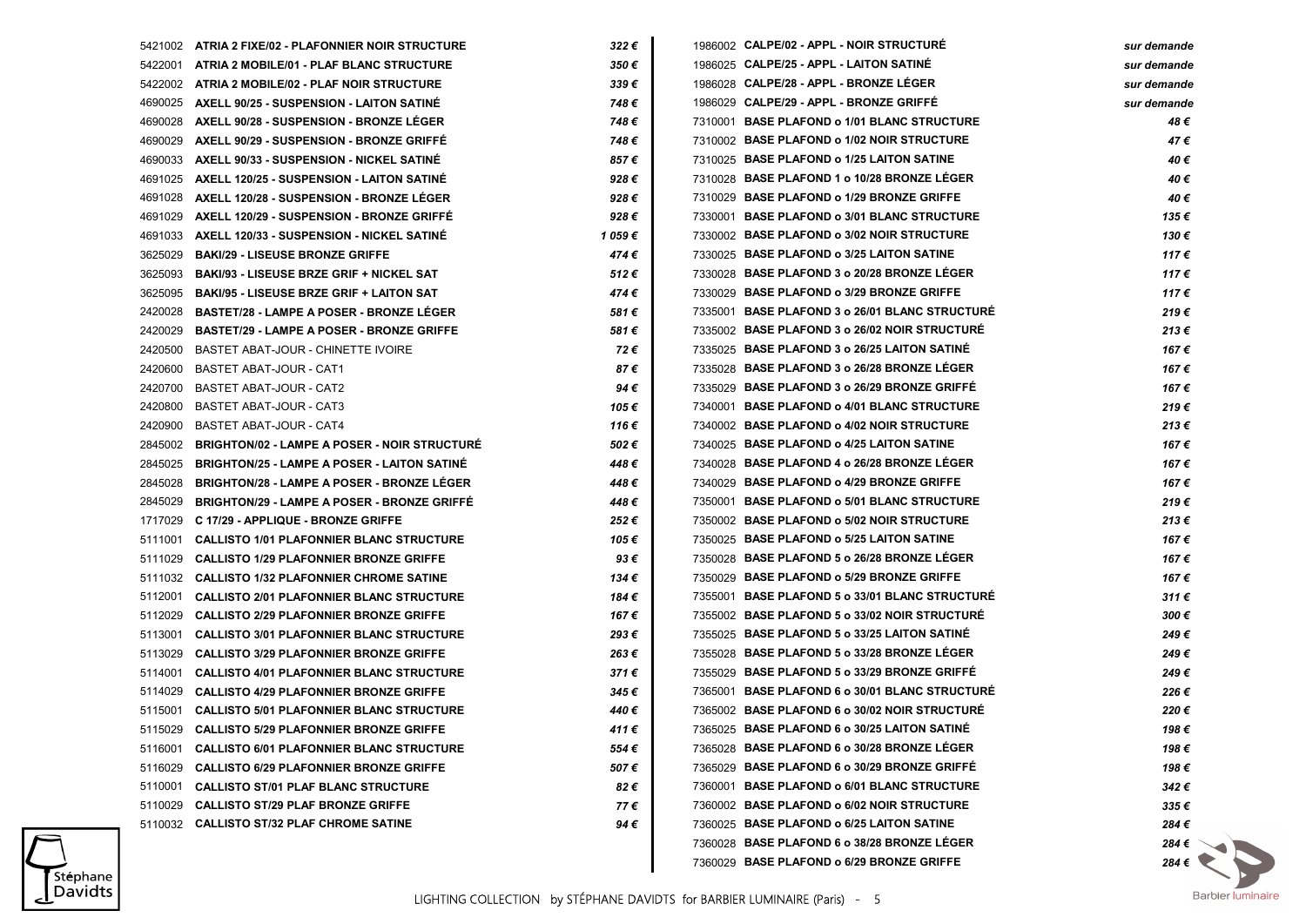| Ref | Désignation | Prix |
|---|---|---|
| 5421002 | **ATRIA 2 FIXE/02 - PLAFONNIER NOIR STRUCTURE** | *322 €* |
| 5422001 | **ATRIA 2 MOBILE/01 - PLAF BLANC STRUCTURE** | *350 €* |
| 5422002 | **ATRIA 2 MOBILE/02 - PLAF NOIR STRUCTURE** | *339 €* |
| 4690025 | **AXELL 90/25 - SUSPENSION - LAITON SATINÉ** | *748 €* |
| 4690028 | **AXELL 90/28 - SUSPENSION - BRONZE LÉGER** | *748 €* |
| 4690029 | **AXELL 90/29 - SUSPENSION - BRONZE GRIFFÉ** | *748 €* |
| 4690033 | **AXELL 90/33 - SUSPENSION - NICKEL SATINÉ** | *857 €* |
| 4691025 | **AXELL 120/25 - SUSPENSION - LAITON SATINÉ** | *928 €* |
| 4691028 | **AXELL 120/28 - SUSPENSION - BRONZE LÉGER** | *928 €* |
| 4691029 | **AXELL 120/29 - SUSPENSION - BRONZE GRIFFÉ** | *928 €* |
| 4691033 | **AXELL 120/33 - SUSPENSION - NICKEL SATINÉ** | *1 059 €* |
| 3625029 | **BAKI/29 - LISEUSE BRONZE GRIFFE** | *474 €* |
| 3625093 | **BAKI/93 - LISEUSE BRZE GRIF + NICKEL SAT** | *512 €* |
| 3625095 | **BAKI/95 - LISEUSE BRZE GRIF + LAITON SAT** | *474 €* |
| 2420028 | **BASTET/28 - LAMPE A POSER - BRONZE LÉGER** | *581 €* |
| 2420029 | **BASTET/29 - LAMPE A POSER - BRONZE GRIFFE** | *581 €* |
| 2420500 | BASTET ABAT-JOUR - CHINETTE IVOIRE | *72 €* |
| 2420600 | BASTET ABAT-JOUR - CAT1 | *87 €* |
| 2420700 | BASTET ABAT-JOUR - CAT2 | *94 €* |
| 2420800 | BASTET ABAT-JOUR - CAT3 | *105 €* |
| 2420900 | BASTET ABAT-JOUR - CAT4 | *116 €* |
| 2845002 | **BRIGHTON/02 - LAMPE A POSER - NOIR STRUCTURÉ** | *502 €* |
| 2845025 | **BRIGHTON/25 - LAMPE A POSER - LAITON SATINÉ** | *448 €* |
| 2845028 | **BRIGHTON/28 - LAMPE A POSER - BRONZE LÉGER** | *448 €* |
| 2845029 | **BRIGHTON/29 - LAMPE A POSER - BRONZE GRIFFÉ** | *448 €* |
| 1717029 | **C 17/29 - APPLIQUE - BRONZE GRIFFE** | *252 €* |
| 5111001 | **CALLISTO 1/01 PLAFONNIER BLANC STRUCTURE** | *105 €* |
| 5111029 | **CALLISTO 1/29 PLAFONNIER BRONZE GRIFFE** | *93 €* |
| 5111032 | **CALLISTO 1/32 PLAFONNIER CHROME SATINE** | *134 €* |
| 5112001 | **CALLISTO 2/01 PLAFONNIER BLANC STRUCTURE** | *184 €* |
| 5112029 | **CALLISTO 2/29 PLAFONNIER BRONZE GRIFFE** | *167 €* |
| 5113001 | **CALLISTO 3/01 PLAFONNIER BLANC STRUCTURE** | *293 €* |
| 5113029 | **CALLISTO 3/29 PLAFONNIER BRONZE GRIFFE** | *263 €* |
| 5114001 | **CALLISTO 4/01 PLAFONNIER BLANC STRUCTURE** | *371 €* |
| 5114029 | **CALLISTO 4/29 PLAFONNIER BRONZE GRIFFE** | *345 €* |
| 5115001 | **CALLISTO 5/01 PLAFONNIER BLANC STRUCTURE** | *440 €* |
| 5115029 | **CALLISTO 5/29 PLAFONNIER BRONZE GRIFFE** | *411 €* |
| 5116001 | **CALLISTO 6/01 PLAFONNIER BLANC STRUCTURE** | *554 €* |
| 5116029 | **CALLISTO 6/29 PLAFONNIER BRONZE GRIFFE** | *507 €* |
| 5110001 | **CALLISTO ST/01 PLAF BLANC STRUCTURE** | *82 €* |
| 5110029 | **CALLISTO ST/29 PLAF BRONZE GRIFFE** | *77 €* |
| 5110032 | **CALLISTO ST/32 PLAF CHROME SATINE** | *94 €* |
| 1986002 | **CALPE/02 - APPL - NOIR STRUCTURÉ** | *sur demande* |
| 1986025 | **CALPE/25 - APPL - LAITON SATINÉ** | *sur demande* |
| 1986028 | **CALPE/28 - APPL - BRONZE LÉGER** | *sur demande* |
| 1986029 | **CALPE/29 - APPL - BRONZE GRIFFÉ** | *sur demande* |
| 7310001 | **BASE PLAFOND o 1/01 BLANC STRUCTURE** | *48 €* |
| 7310002 | **BASE PLAFOND o 1/02 NOIR STRUCTURE** | *47 €* |
| 7310025 | **BASE PLAFOND o 1/25 LAITON SATINE** | *40 €* |
| 7310028 | **BASE PLAFOND 1 o 10/28 BRONZE LÉGER** | *40 €* |
| 7310029 | **BASE PLAFOND o 1/29 BRONZE GRIFFE** | *40 €* |
| 7330001 | **BASE PLAFOND o 3/01 BLANC STRUCTURE** | *135 €* |
| 7330002 | **BASE PLAFOND o 3/02 NOIR STRUCTURE** | *130 €* |
| 7330025 | **BASE PLAFOND o 3/25 LAITON SATINE** | *117 €* |
| 7330028 | **BASE PLAFOND 3 o 20/28 BRONZE LÉGER** | *117 €* |
| 7330029 | **BASE PLAFOND o 3/29 BRONZE GRIFFE** | *117 €* |
| 7335001 | **BASE PLAFOND 3 o 26/01 BLANC STRUCTURÉ** | *219 €* |
| 7335002 | **BASE PLAFOND 3 o 26/02 NOIR STRUCTURÉ** | *213 €* |
| 7335025 | **BASE PLAFOND 3 o 26/25 LAITON SATINÉ** | *167 €* |
| 7335028 | **BASE PLAFOND 3 o 26/28 BRONZE LÉGER** | *167 €* |
| 7335029 | **BASE PLAFOND 3 o 26/29 BRONZE GRIFFÉ** | *167 €* |
| 7340001 | **BASE PLAFOND o 4/01 BLANC STRUCTURE** | *219 €* |
| 7340002 | **BASE PLAFOND o 4/02 NOIR STRUCTURE** | *213 €* |
| 7340025 | **BASE PLAFOND o 4/25 LAITON SATINE** | *167 €* |
| 7340028 | **BASE PLAFOND 4 o 26/28 BRONZE LÉGER** | *167 €* |
| 7340029 | **BASE PLAFOND o 4/29 BRONZE GRIFFE** | *167 €* |
| 7350001 | **BASE PLAFOND o 5/01 BLANC STRUCTURE** | *219 €* |
| 7350002 | **BASE PLAFOND o 5/02 NOIR STRUCTURE** | *213 €* |
| 7350025 | **BASE PLAFOND o 5/25 LAITON SATINE** | *167 €* |
| 7350028 | **BASE PLAFOND 5 o 26/28 BRONZE LÉGER** | *167 €* |
| 7350029 | **BASE PLAFOND o 5/29 BRONZE GRIFFE** | *167 €* |
| 7355001 | **BASE PLAFOND 5 o 33/01 BLANC STRUCTURÉ** | *311 €* |
| 7355002 | **BASE PLAFOND 5 o 33/02 NOIR STRUCTURÉ** | *300 €* |
| 7355025 | **BASE PLAFOND 5 o 33/25 LAITON SATINÉ** | *249 €* |
| 7355028 | **BASE PLAFOND 5 o 33/28 BRONZE LÉGER** | *249 €* |
| 7355029 | **BASE PLAFOND 5 o 33/29 BRONZE GRIFFÉ** | *249 €* |
| 7365001 | **BASE PLAFOND 6 o 30/01 BLANC STRUCTURÉ** | *226 €* |
| 7365002 | **BASE PLAFOND 6 o 30/02 NOIR STRUCTURÉ** | *220 €* |
| 7365025 | **BASE PLAFOND 6 o 30/25 LAITON SATINÉ** | *198 €* |
| 7365028 | **BASE PLAFOND 6 o 30/28 BRONZE LÉGER** | *198 €* |
| 7365029 | **BASE PLAFOND 6 o 30/29 BRONZE GRIFFÉ** | *198 €* |
| 7360001 | **BASE PLAFOND o 6/01 BLANC STRUCTURE** | *342 €* |
| 7360002 | **BASE PLAFOND o 6/02 NOIR STRUCTURE** | *335 €* |
| 7360025 | **BASE PLAFOND o 6/25 LAITON SATINE** | *284 €* |
| 7360028 | **BASE PLAFOND 6 o 38/28 BRONZE LÉGER** | *284 €* |
| 7360029 | **BASE PLAFOND o 6/29 BRONZE GRIFFE** | *284 €* |

LIGHTING COLLECTION by STÉPHANE DAVIDTS for BARBIER LUMINAIRE (Paris)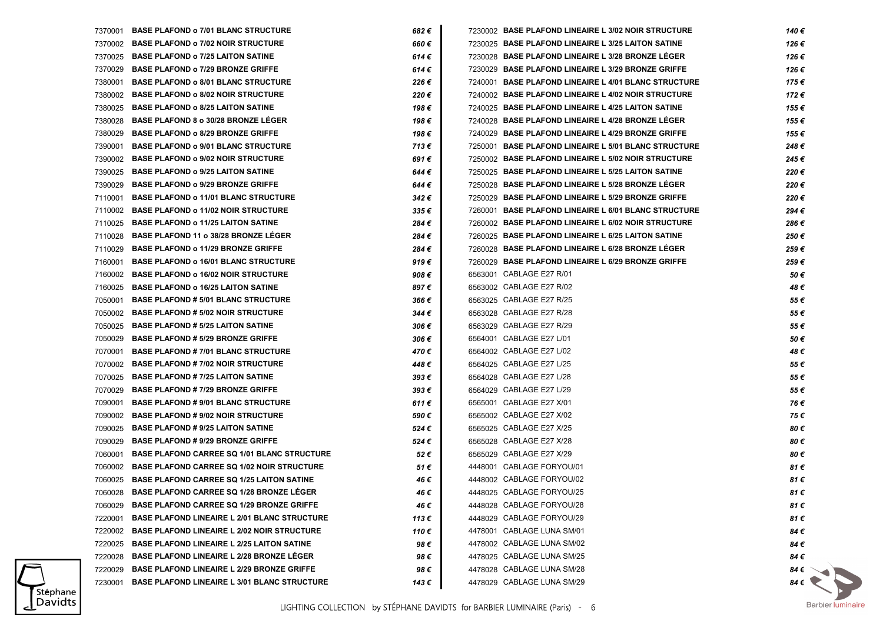| Ref | Désignation | Prix |
|---|---|---|
| 7370001 | **BASE PLAFOND o 7/01 BLANC STRUCTURE** | *682 €* |
| 7370002 | **BASE PLAFOND o 7/02 NOIR STRUCTURE** | *660 €* |
| 7370025 | **BASE PLAFOND o 7/25 LAITON SATINE** | *614 €* |
| 7370029 | **BASE PLAFOND o 7/29 BRONZE GRIFFE** | *614 €* |
| 7380001 | **BASE PLAFOND o 8/01 BLANC STRUCTURE** | *226 €* |
| 7380002 | **BASE PLAFOND o 8/02 NOIR STRUCTURE** | *220 €* |
| 7380025 | **BASE PLAFOND o 8/25 LAITON SATINE** | *198 €* |
| 7380028 | **BASE PLAFOND 8 o 30/28 BRONZE LÉGER** | *198 €* |
| 7380029 | **BASE PLAFOND o 8/29 BRONZE GRIFFE** | *198 €* |
| 7390001 | **BASE PLAFOND o 9/01 BLANC STRUCTURE** | *713 €* |
| 7390002 | **BASE PLAFOND o 9/02 NOIR STRUCTURE** | *691 €* |
| 7390025 | **BASE PLAFOND o 9/25 LAITON SATINE** | *644 €* |
| 7390029 | **BASE PLAFOND o 9/29 BRONZE GRIFFE** | *644 €* |
| 7110001 | **BASE PLAFOND o 11/01 BLANC STRUCTURE** | *342 €* |
| 7110002 | **BASE PLAFOND o 11/02 NOIR STRUCTURE** | *335 €* |
| 7110025 | **BASE PLAFOND o 11/25 LAITON SATINE** | *284 €* |
| 7110028 | **BASE PLAFOND 11 o 38/28 BRONZE LÉGER** | *284 €* |
| 7110029 | **BASE PLAFOND o 11/29 BRONZE GRIFFE** | *284 €* |
| 7160001 | **BASE PLAFOND o 16/01 BLANC STRUCTURE** | *919 €* |
| 7160002 | **BASE PLAFOND o 16/02 NOIR STRUCTURE** | *908 €* |
| 7160025 | **BASE PLAFOND o 16/25 LAITON SATINE** | *897 €* |
| 7050001 | **BASE PLAFOND # 5/01 BLANC STRUCTURE** | *366 €* |
| 7050002 | **BASE PLAFOND # 5/02 NOIR STRUCTURE** | *344 €* |
| 7050025 | **BASE PLAFOND # 5/25 LAITON SATINE** | *306 €* |
| 7050029 | **BASE PLAFOND # 5/29 BRONZE GRIFFE** | *306 €* |
| 7070001 | **BASE PLAFOND # 7/01 BLANC STRUCTURE** | *470 €* |
| 7070002 | **BASE PLAFOND # 7/02 NOIR STRUCTURE** | *448 €* |
| 7070025 | **BASE PLAFOND # 7/25 LAITON SATINE** | *393 €* |
| 7070029 | **BASE PLAFOND # 7/29 BRONZE GRIFFE** | *393 €* |
| 7090001 | **BASE PLAFOND # 9/01 BLANC STRUCTURE** | *611 €* |
| 7090002 | **BASE PLAFOND # 9/02 NOIR STRUCTURE** | *590 €* |
| 7090025 | **BASE PLAFOND # 9/25 LAITON SATINE** | *524 €* |
| 7090029 | **BASE PLAFOND # 9/29 BRONZE GRIFFE** | *524 €* |
| 7060001 | **BASE PLAFOND CARREE SQ 1/01 BLANC STRUCTURE** | *52 €* |
| 7060002 | **BASE PLAFOND CARREE SQ 1/02 NOIR STRUCTURE** | *51 €* |
| 7060025 | **BASE PLAFOND CARREE SQ 1/25 LAITON SATINE** | *46 €* |
| 7060028 | **BASE PLAFOND CARREE SQ 1/28 BRONZE LÉGER** | *46 €* |
| 7060029 | **BASE PLAFOND CARREE SQ 1/29 BRONZE GRIFFE** | *46 €* |
| 7220001 | **BASE PLAFOND LINEAIRE L 2/01 BLANC STRUCTURE** | *113 €* |
| 7220002 | **BASE PLAFOND LINEAIRE L 2/02 NOIR STRUCTURE** | *110 €* |
| 7220025 | **BASE PLAFOND LINEAIRE L 2/25 LAITON SATINE** | *98 €* |
| 7220028 | **BASE PLAFOND LINEAIRE L 2/28 BRONZE LÉGER** | *98 €* |
| 7220029 | **BASE PLAFOND LINEAIRE L 2/29 BRONZE GRIFFE** | *98 €* |
| 7230001 | **BASE PLAFOND LINEAIRE L 3/01 BLANC STRUCTURE** | *143 €* |
| 7230002 | **BASE PLAFOND LINEAIRE L 3/02 NOIR STRUCTURE** | *140 €* |
| 7230025 | **BASE PLAFOND LINEAIRE L 3/25 LAITON SATINE** | *126 €* |
| 7230028 | **BASE PLAFOND LINEAIRE L 3/28 BRONZE LÉGER** | *126 €* |
| 7230029 | **BASE PLAFOND LINEAIRE L 3/29 BRONZE GRIFFE** | *126 €* |
| 7240001 | **BASE PLAFOND LINEAIRE L 4/01 BLANC STRUCTURE** | *175 €* |
| 7240002 | **BASE PLAFOND LINEAIRE L 4/02 NOIR STRUCTURE** | *172 €* |
| 7240025 | **BASE PLAFOND LINEAIRE L 4/25 LAITON SATINE** | *155 €* |
| 7240028 | **BASE PLAFOND LINEAIRE L 4/28 BRONZE LÉGER** | *155 €* |
| 7240029 | **BASE PLAFOND LINEAIRE L 4/29 BRONZE GRIFFE** | *155 €* |
| 7250001 | **BASE PLAFOND LINEAIRE L 5/01 BLANC STRUCTURE** | *248 €* |
| 7250002 | **BASE PLAFOND LINEAIRE L 5/02 NOIR STRUCTURE** | *245 €* |
| 7250025 | **BASE PLAFOND LINEAIRE L 5/25 LAITON SATINE** | *220 €* |
| 7250028 | **BASE PLAFOND LINEAIRE L 5/28 BRONZE LÉGER** | *220 €* |
| 7250029 | **BASE PLAFOND LINEAIRE L 5/29 BRONZE GRIFFE** | *220 €* |
| 7260001 | **BASE PLAFOND LINEAIRE L 6/01 BLANC STRUCTURE** | *294 €* |
| 7260002 | **BASE PLAFOND LINEAIRE L 6/02 NOIR STRUCTURE** | *286 €* |
| 7260025 | **BASE PLAFOND LINEAIRE L 6/25 LAITON SATINE** | *250 €* |
| 7260028 | **BASE PLAFOND LINEAIRE L 6/28 BRONZE LÉGER** | *259 €* |
| 7260029 | **BASE PLAFOND LINEAIRE L 6/29 BRONZE GRIFFE** | *259 €* |
| 6563001 | CABLAGE E27 R/01 | *50 €* |
| 6563002 | CABLAGE E27 R/02 | *48 €* |
| 6563025 | CABLAGE E27 R/25 | *55 €* |
| 6563028 | CABLAGE E27 R/28 | *55 €* |
| 6563029 | CABLAGE E27 R/29 | *55 €* |
| 6564001 | CABLAGE E27 L/01 | *50 €* |
| 6564002 | CABLAGE E27 L/02 | *48 €* |
| 6564025 | CABLAGE E27 L/25 | *55 €* |
| 6564028 | CABLAGE E27 L/28 | *55 €* |
| 6564029 | CABLAGE E27 L/29 | *55 €* |
| 6565001 | CABLAGE E27 X/01 | *76 €* |
| 6565002 | CABLAGE E27 X/02 | *75 €* |
| 6565025 | CABLAGE E27 X/25 | *80 €* |
| 6565028 | CABLAGE E27 X/28 | *80 €* |
| 6565029 | CABLAGE E27 X/29 | *80 €* |
| 4448001 | CABLAGE FORYOU/01 | *81 €* |
| 4448002 | CABLAGE FORYOU/02 | *81 €* |
| 4448025 | CABLAGE FORYOU/25 | *81 €* |
| 4448028 | CABLAGE FORYOU/28 | *81 €* |
| 4448029 | CABLAGE FORYOU/29 | *81 €* |
| 4478001 | CABLAGE LUNA SM/01 | *84 €* |
| 4478002 | CABLAGE LUNA SM/02 | *84 €* |
| 4478025 | CABLAGE LUNA SM/25 | *84 €* |
| 4478028 | CABLAGE LUNA SM/28 | *84 €* |
| 4478029 | CABLAGE LUNA SM/29 | *84 €* |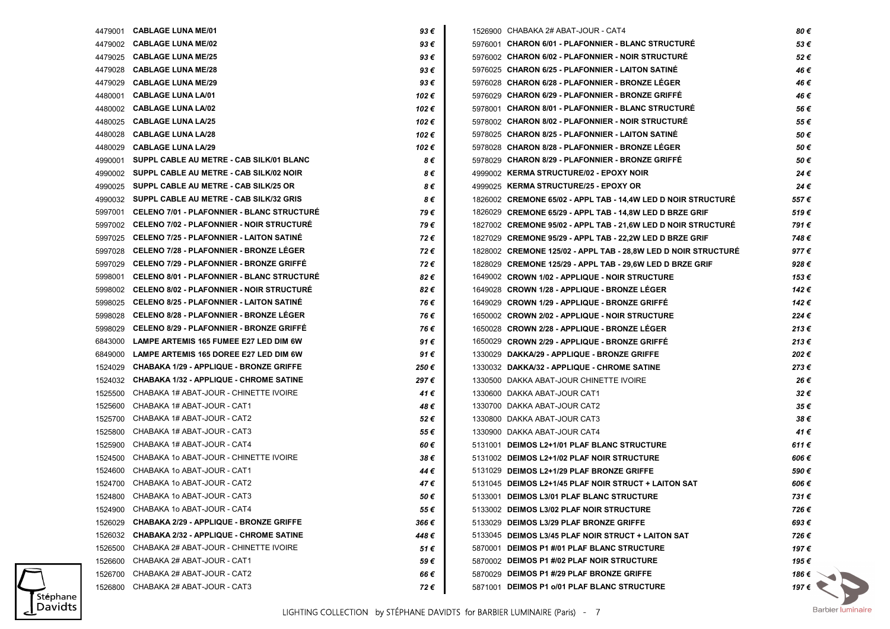| Réf. | Désignation | Prix |
|---|---|---|
| 4479001 | **CABLAGE LUNA ME/01** | *93 €* |
| 4479002 | **CABLAGE LUNA ME/02** | *93 €* |
| 4479025 | **CABLAGE LUNA ME/25** | *93 €* |
| 4479028 | **CABLAGE LUNA ME/28** | *93 €* |
| 4479029 | **CABLAGE LUNA ME/29** | *93 €* |
| 4480001 | **CABLAGE LUNA LA/01** | *102 €* |
| 4480002 | **CABLAGE LUNA LA/02** | *102 €* |
| 4480025 | **CABLAGE LUNA LA/25** | *102 €* |
| 4480028 | **CABLAGE LUNA LA/28** | *102 €* |
| 4480029 | **CABLAGE LUNA LA/29** | *102 €* |
| 4990001 | **SUPPL CABLE AU METRE - CAB SILK/01 BLANC** | *8 €* |
| 4990002 | **SUPPL CABLE AU METRE - CAB SILK/02 NOIR** | *8 €* |
| 4990025 | **SUPPL CABLE AU METRE - CAB SILK/25 OR** | *8 €* |
| 4990032 | **SUPPL CABLE AU METRE - CAB SILK/32 GRIS** | *8 €* |
| 5997001 | **CELENO 7/01 - PLAFONNIER - BLANC STRUCTURÉ** | *79 €* |
| 5997002 | **CELENO 7/02 - PLAFONNIER - NOIR STRUCTURÉ** | *79 €* |
| 5997025 | **CELENO 7/25 - PLAFONNIER - LAITON SATINÉ** | *72 €* |
| 5997028 | **CELENO 7/28 - PLAFONNIER - BRONZE LÉGER** | *72 €* |
| 5997029 | **CELENO 7/29 - PLAFONNIER - BRONZE GRIFFÉ** | *72 €* |
| 5998001 | **CELENO 8/01 - PLAFONNIER - BLANC STRUCTURÉ** | *82 €* |
| 5998002 | **CELENO 8/02 - PLAFONNIER - NOIR STRUCTURÉ** | *82 €* |
| 5998025 | **CELENO 8/25 - PLAFONNIER - LAITON SATINÉ** | *76 €* |
| 5998028 | **CELENO 8/28 - PLAFONNIER - BRONZE LÉGER** | *76 €* |
| 5998029 | **CELENO 8/29 - PLAFONNIER - BRONZE GRIFFÉ** | *76 €* |
| 6843000 | **LAMPE ARTEMIS 165 FUMEE E27 LED DIM 6W** | *91 €* |
| 6849000 | **LAMPE ARTEMIS 165 DOREE E27 LED DIM 6W** | *91 €* |
| 1524029 | **CHABAKA 1/29 - APPLIQUE - BRONZE GRIFFE** | *250 €* |
| 1524032 | **CHABAKA 1/32 - APPLIQUE - CHROME SATINE** | *297 €* |
| 1525500 | CHABAKA 1# ABAT-JOUR - CHINETTE IVOIRE | *41 €* |
| 1525600 | CHABAKA 1# ABAT-JOUR - CAT1 | *48 €* |
| 1525700 | CHABAKA 1# ABAT-JOUR - CAT2 | *52 €* |
| 1525800 | CHABAKA 1# ABAT-JOUR - CAT3 | *55 €* |
| 1525900 | CHABAKA 1# ABAT-JOUR - CAT4 | *60 €* |
| 1524500 | CHABAKA 1o ABAT-JOUR - CHINETTE IVOIRE | *38 €* |
| 1524600 | CHABAKA 1o ABAT-JOUR - CAT1 | *44 €* |
| 1524700 | CHABAKA 1o ABAT-JOUR - CAT2 | *47 €* |
| 1524800 | CHABAKA 1o ABAT-JOUR - CAT3 | *50 €* |
| 1524900 | CHABAKA 1o ABAT-JOUR - CAT4 | *55 €* |
| 1526029 | **CHABAKA 2/29 - APPLIQUE - BRONZE GRIFFE** | *366 €* |
| 1526032 | **CHABAKA 2/32 - APPLIQUE - CHROME SATINE** | *448 €* |
| 1526500 | CHABAKA 2# ABAT-JOUR - CHINETTE IVOIRE | *51 €* |
| 1526600 | CHABAKA 2# ABAT-JOUR - CAT1 | *59 €* |
| 1526700 | CHABAKA 2# ABAT-JOUR - CAT2 | *66 €* |
| 1526800 | CHABAKA 2# ABAT-JOUR - CAT3 | *72 €* |
| 1526900 | CHABAKA 2# ABAT-JOUR - CAT4 | *80 €* |
| 5976001 | **CHARON 6/01 - PLAFONNIER - BLANC STRUCTURÉ** | *53 €* |
| 5976002 | **CHARON 6/02 - PLAFONNIER - NOIR STRUCTURÉ** | *52 €* |
| 5976025 | **CHARON 6/25 - PLAFONNIER - LAITON SATINÉ** | *46 €* |
| 5976028 | **CHARON 6/28 - PLAFONNIER - BRONZE LÉGER** | *46 €* |
| 5976029 | **CHARON 6/29 - PLAFONNIER - BRONZE GRIFFÉ** | *46 €* |
| 5978001 | **CHARON 8/01 - PLAFONNIER - BLANC STRUCTURÉ** | *56 €* |
| 5978002 | **CHARON 8/02 - PLAFONNIER - NOIR STRUCTURÉ** | *55 €* |
| 5978025 | **CHARON 8/25 - PLAFONNIER - LAITON SATINÉ** | *50 €* |
| 5978028 | **CHARON 8/28 - PLAFONNIER - BRONZE LÉGER** | *50 €* |
| 5978029 | **CHARON 8/29 - PLAFONNIER - BRONZE GRIFFÉ** | *50 €* |
| 4999002 | **KERMA STRUCTURE/02 - EPOXY NOIR** | *24 €* |
| 4999025 | **KERMA STRUCTURE/25 - EPOXY OR** | *24 €* |
| 1826002 | **CREMONE 65/02 - APPL TAB - 14,4W LED D NOIR STRUCTURÉ** | *557 €* |
| 1826029 | **CREMONE 65/29 - APPL TAB - 14,8W LED D BRZE GRIF** | *519 €* |
| 1827002 | **CREMONE 95/02 - APPL TAB - 21,6W LED D NOIR STRUCTURÉ** | *791 €* |
| 1827029 | **CREMONE 95/29 - APPL TAB - 22,2W LED D BRZE GRIF** | *748 €* |
| 1828002 | **CREMONE 125/02 - APPL TAB - 28,8W LED D NOIR STRUCTURÉ** | *977 €* |
| 1828029 | **CREMONE 125/29 - APPL TAB - 29,6W LED D BRZE GRIF** | *928 €* |
| 1649002 | **CROWN 1/02 - APPLIQUE - NOIR STRUCTURE** | *153 €* |
| 1649028 | **CROWN 1/28 - APPLIQUE - BRONZE LÉGER** | *142 €* |
| 1649029 | **CROWN 1/29 - APPLIQUE - BRONZE GRIFFÉ** | *142 €* |
| 1650002 | **CROWN 2/02 - APPLIQUE - NOIR STRUCTURE** | *224 €* |
| 1650028 | **CROWN 2/28 - APPLIQUE - BRONZE LÉGER** | *213 €* |
| 1650029 | **CROWN 2/29 - APPLIQUE - BRONZE GRIFFÉ** | *213 €* |
| 1330029 | **DAKKA/29 - APPLIQUE - BRONZE GRIFFE** | *202 €* |
| 1330032 | **DAKKA/32 - APPLIQUE - CHROME SATINE** | *273 €* |
| 1330500 | DAKKA ABAT-JOUR CHINETTE IVOIRE | *26 €* |
| 1330600 | DAKKA ABAT-JOUR CAT1 | *32 €* |
| 1330700 | DAKKA ABAT-JOUR CAT2 | *35 €* |
| 1330800 | DAKKA ABAT-JOUR CAT3 | *38 €* |
| 1330900 | DAKKA ABAT-JOUR CAT4 | *41 €* |
| 5131001 | **DEIMOS L2+1/01 PLAF BLANC STRUCTURE** | *611 €* |
| 5131002 | **DEIMOS L2+1/02 PLAF NOIR STRUCTURE** | *606 €* |
| 5131029 | **DEIMOS L2+1/29 PLAF BRONZE GRIFFE** | *590 €* |
| 5131045 | **DEIMOS L2+1/45 PLAF NOIR STRUCT + LAITON SAT** | *606 €* |
| 5133001 | **DEIMOS L3/01 PLAF BLANC STRUCTURE** | *731 €* |
| 5133002 | **DEIMOS L3/02 PLAF NOIR STRUCTURE** | *726 €* |
| 5133029 | **DEIMOS L3/29 PLAF BRONZE GRIFFE** | *693 €* |
| 5133045 | **DEIMOS L3/45 PLAF NOIR STRUCT + LAITON SAT** | *726 €* |
| 5870001 | **DEIMOS P1 #/01 PLAF BLANC STRUCTURE** | *197 €* |
| 5870002 | **DEIMOS P1 #/02 PLAF NOIR STRUCTURE** | *195 €* |
| 5870029 | **DEIMOS P1 #/29 PLAF BRONZE GRIFFE** | *186 €* |
| 5871001 | **DEIMOS P1 o/01 PLAF BLANC STRUCTURE** | *197 €* |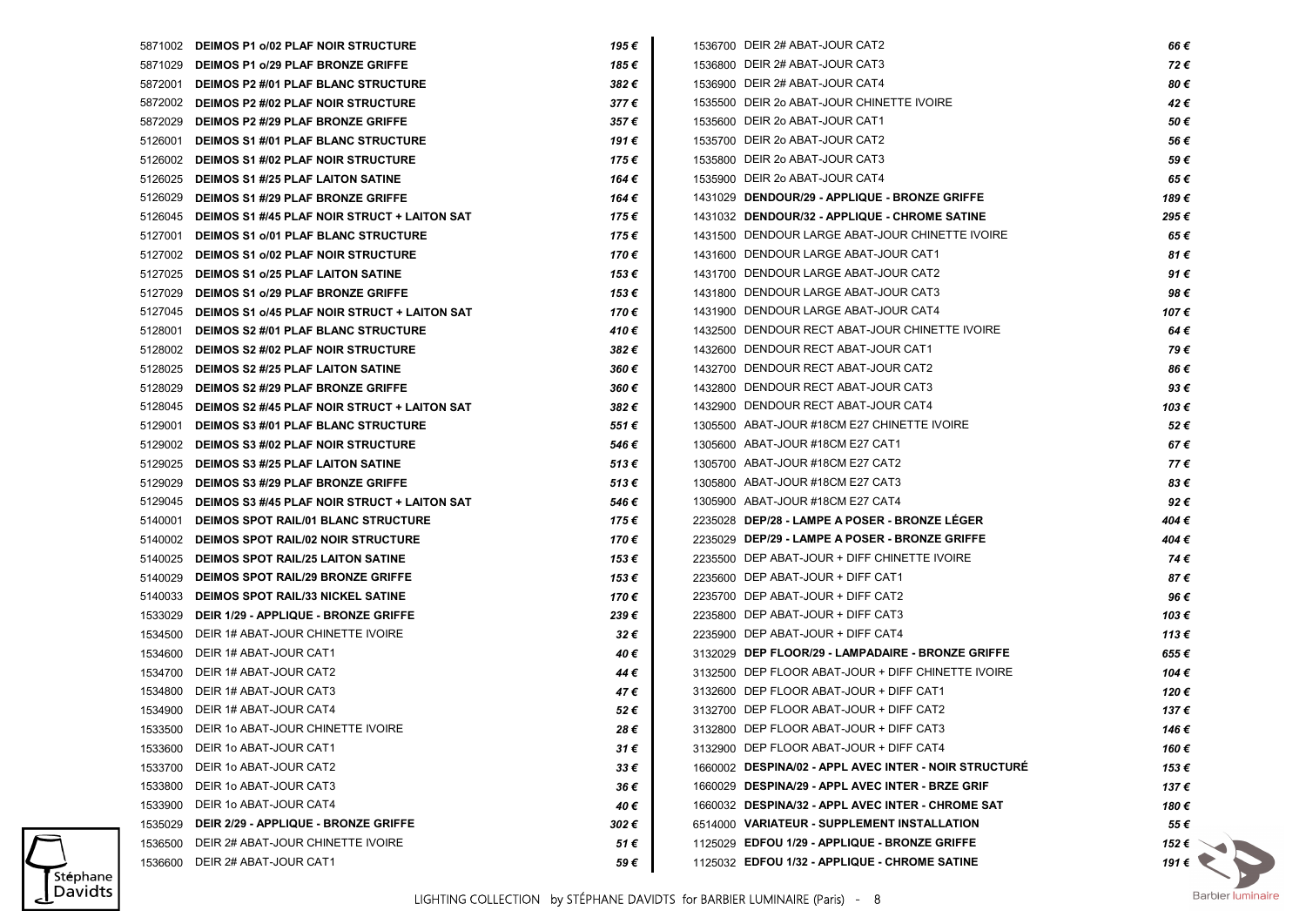| Ref | Description | Prix |
|---|---|---|
| 5871002 | **DEIMOS P1 o/02 PLAF NOIR STRUCTURE** | *195 €* |
| 5871029 | **DEIMOS P1 o/29 PLAF BRONZE GRIFFE** | *185 €* |
| 5872001 | **DEIMOS P2 #/01 PLAF BLANC STRUCTURE** | *382 €* |
| 5872002 | **DEIMOS P2 #/02 PLAF NOIR STRUCTURE** | *377 €* |
| 5872029 | **DEIMOS P2 #/29 PLAF BRONZE GRIFFE** | *357 €* |
| 5126001 | **DEIMOS S1 #/01 PLAF BLANC STRUCTURE** | *191 €* |
| 5126002 | **DEIMOS S1 #/02 PLAF NOIR STRUCTURE** | *175 €* |
| 5126025 | **DEIMOS S1 #/25 PLAF LAITON SATINE** | *164 €* |
| 5126029 | **DEIMOS S1 #/29 PLAF BRONZE GRIFFE** | *164 €* |
| 5126045 | **DEIMOS S1 #/45 PLAF NOIR STRUCT + LAITON SAT** | *175 €* |
| 5127001 | **DEIMOS S1 o/01 PLAF BLANC STRUCTURE** | *175 €* |
| 5127002 | **DEIMOS S1 o/02 PLAF NOIR STRUCTURE** | *170 €* |
| 5127025 | **DEIMOS S1 o/25 PLAF LAITON SATINE** | *153 €* |
| 5127029 | **DEIMOS S1 o/29 PLAF BRONZE GRIFFE** | *153 €* |
| 5127045 | **DEIMOS S1 o/45 PLAF NOIR STRUCT + LAITON SAT** | *170 €* |
| 5128001 | **DEIMOS S2 #/01 PLAF BLANC STRUCTURE** | *410 €* |
| 5128002 | **DEIMOS S2 #/02 PLAF NOIR STRUCTURE** | *382 €* |
| 5128025 | **DEIMOS S2 #/25 PLAF LAITON SATINE** | *360 €* |
| 5128029 | **DEIMOS S2 #/29 PLAF BRONZE GRIFFE** | *360 €* |
| 5128045 | **DEIMOS S2 #/45 PLAF NOIR STRUCT + LAITON SAT** | *382 €* |
| 5129001 | **DEIMOS S3 #/01 PLAF BLANC STRUCTURE** | *551 €* |
| 5129002 | **DEIMOS S3 #/02 PLAF NOIR STRUCTURE** | *546 €* |
| 5129025 | **DEIMOS S3 #/25 PLAF LAITON SATINE** | *513 €* |
| 5129029 | **DEIMOS S3 #/29 PLAF BRONZE GRIFFE** | *513 €* |
| 5129045 | **DEIMOS S3 #/45 PLAF NOIR STRUCT + LAITON SAT** | *546 €* |
| 5140001 | **DEIMOS SPOT RAIL/01 BLANC STRUCTURE** | *175 €* |
| 5140002 | **DEIMOS SPOT RAIL/02 NOIR STRUCTURE** | *170 €* |
| 5140025 | **DEIMOS SPOT RAIL/25 LAITON SATINE** | *153 €* |
| 5140029 | **DEIMOS SPOT RAIL/29 BRONZE GRIFFE** | *153 €* |
| 5140033 | **DEIMOS SPOT RAIL/33 NICKEL SATINE** | *170 €* |
| 1533029 | **DEIR 1/29 - APPLIQUE - BRONZE GRIFFE** | *239 €* |
| 1534500 | DEIR 1# ABAT-JOUR CHINETTE IVOIRE | *32 €* |
| 1534600 | DEIR 1# ABAT-JOUR CAT1 | *40 €* |
| 1534700 | DEIR 1# ABAT-JOUR CAT2 | *44 €* |
| 1534800 | DEIR 1# ABAT-JOUR CAT3 | *47 €* |
| 1534900 | DEIR 1# ABAT-JOUR CAT4 | *52 €* |
| 1533500 | DEIR 1o ABAT-JOUR CHINETTE IVOIRE | *28 €* |
| 1533600 | DEIR 1o ABAT-JOUR CAT1 | *31 €* |
| 1533700 | DEIR 1o ABAT-JOUR CAT2 | *33 €* |
| 1533800 | DEIR 1o ABAT-JOUR CAT3 | *36 €* |
| 1533900 | DEIR 1o ABAT-JOUR CAT4 | *40 €* |
| 1535029 | **DEIR 2/29 - APPLIQUE - BRONZE GRIFFE** | *302 €* |
| 1536500 | DEIR 2# ABAT-JOUR CHINETTE IVOIRE | *51 €* |
| 1536600 | DEIR 2# ABAT-JOUR CAT1 | *59 €* |
| 1536700 | DEIR 2# ABAT-JOUR CAT2 | *66 €* |
| 1536800 | DEIR 2# ABAT-JOUR CAT3 | *72 €* |
| 1536900 | DEIR 2# ABAT-JOUR CAT4 | *80 €* |
| 1535500 | DEIR 2o ABAT-JOUR CHINETTE IVOIRE | *42 €* |
| 1535600 | DEIR 2o ABAT-JOUR CAT1 | *50 €* |
| 1535700 | DEIR 2o ABAT-JOUR CAT2 | *56 €* |
| 1535800 | DEIR 2o ABAT-JOUR CAT3 | *59 €* |
| 1535900 | DEIR 2o ABAT-JOUR CAT4 | *65 €* |
| 1431029 | **DENDOUR/29 - APPLIQUE - BRONZE GRIFFE** | *189 €* |
| 1431032 | **DENDOUR/32 - APPLIQUE - CHROME SATINE** | *295 €* |
| 1431500 | DENDOUR LARGE ABAT-JOUR CHINETTE IVOIRE | *65 €* |
| 1431600 | DENDOUR LARGE ABAT-JOUR CAT1 | *81 €* |
| 1431700 | DENDOUR LARGE ABAT-JOUR CAT2 | *91 €* |
| 1431800 | DENDOUR LARGE ABAT-JOUR CAT3 | *98 €* |
| 1431900 | DENDOUR LARGE ABAT-JOUR CAT4 | *107 €* |
| 1432500 | DENDOUR RECT ABAT-JOUR CHINETTE IVOIRE | *64 €* |
| 1432600 | DENDOUR RECT ABAT-JOUR CAT1 | *79 €* |
| 1432700 | DENDOUR RECT ABAT-JOUR CAT2 | *86 €* |
| 1432800 | DENDOUR RECT ABAT-JOUR CAT3 | *93 €* |
| 1432900 | DENDOUR RECT ABAT-JOUR CAT4 | *103 €* |
| 1305500 | ABAT-JOUR #18CM E27 CHINETTE IVOIRE | *52 €* |
| 1305600 | ABAT-JOUR #18CM E27 CAT1 | *67 €* |
| 1305700 | ABAT-JOUR #18CM E27 CAT2 | *77 €* |
| 1305800 | ABAT-JOUR #18CM E27 CAT3 | *83 €* |
| 1305900 | ABAT-JOUR #18CM E27 CAT4 | *92 €* |
| 2235028 | **DEP/28 - LAMPE A POSER - BRONZE LÉGER** | *404 €* |
| 2235029 | **DEP/29 - LAMPE A POSER - BRONZE GRIFFE** | *404 €* |
| 2235500 | DEP ABAT-JOUR + DIFF CHINETTE IVOIRE | *74 €* |
| 2235600 | DEP ABAT-JOUR + DIFF CAT1 | *87 €* |
| 2235700 | DEP ABAT-JOUR + DIFF CAT2 | *96 €* |
| 2235800 | DEP ABAT-JOUR + DIFF CAT3 | *103 €* |
| 2235900 | DEP ABAT-JOUR + DIFF CAT4 | *113 €* |
| 3132029 | **DEP FLOOR/29 - LAMPADAIRE - BRONZE GRIFFE** | *655 €* |
| 3132500 | DEP FLOOR ABAT-JOUR + DIFF CHINETTE IVOIRE | *104 €* |
| 3132600 | DEP FLOOR ABAT-JOUR + DIFF CAT1 | *120 €* |
| 3132700 | DEP FLOOR ABAT-JOUR + DIFF CAT2 | *137 €* |
| 3132800 | DEP FLOOR ABAT-JOUR + DIFF CAT3 | *146 €* |
| 3132900 | DEP FLOOR ABAT-JOUR + DIFF CAT4 | *160 €* |
| 1660002 | **DESPINA/02 - APPL AVEC INTER - NOIR STRUCTURÉ** | *153 €* |
| 1660029 | **DESPINA/29 - APPL AVEC INTER - BRZE GRIF** | *137 €* |
| 1660032 | **DESPINA/32 - APPL AVEC INTER - CHROME SAT** | *180 €* |
| 6514000 | **VARIATEUR - SUPPLEMENT INSTALLATION** | *55 €* |
| 1125029 | **EDFOU 1/29 - APPLIQUE - BRONZE GRIFFE** | *152 €* |
| 1125032 | **EDFOU 1/32 - APPLIQUE - CHROME SATINE** | *191 €* |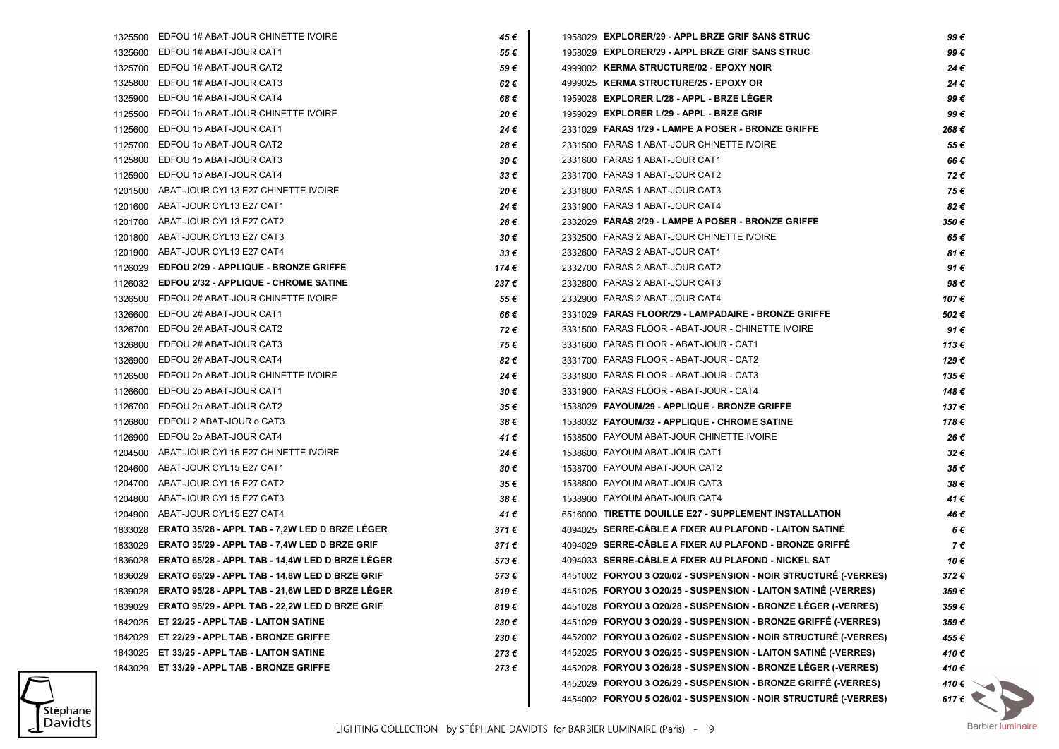| Ref | Désignation | Prix |
|---|---|---|
| 1325500 | EDFOU 1# ABAT-JOUR CHINETTE IVOIRE | *45 €* |
| 1325600 | EDFOU 1# ABAT-JOUR CAT1 | *55 €* |
| 1325700 | EDFOU 1# ABAT-JOUR CAT2 | *59 €* |
| 1325800 | EDFOU 1# ABAT-JOUR CAT3 | *62 €* |
| 1325900 | EDFOU 1# ABAT-JOUR CAT4 | *68 €* |
| 1125500 | EDFOU 1o ABAT-JOUR CHINETTE IVOIRE | *20 €* |
| 1125600 | EDFOU 1o ABAT-JOUR CAT1 | *24 €* |
| 1125700 | EDFOU 1o ABAT-JOUR CAT2 | *28 €* |
| 1125800 | EDFOU 1o ABAT-JOUR CAT3 | *30 €* |
| 1125900 | EDFOU 1o ABAT-JOUR CAT4 | *33 €* |
| 1201500 | ABAT-JOUR CYL13 E27 CHINETTE IVOIRE | *20 €* |
| 1201600 | ABAT-JOUR CYL13 E27 CAT1 | *24 €* |
| 1201700 | ABAT-JOUR CYL13 E27 CAT2 | *28 €* |
| 1201800 | ABAT-JOUR CYL13 E27 CAT3 | *30 €* |
| 1201900 | ABAT-JOUR CYL13 E27 CAT4 | *33 €* |
| 1126029 | **EDFOU 2/29 - APPLIQUE - BRONZE GRIFFE** | *174 €* |
| 1126032 | **EDFOU 2/32 - APPLIQUE - CHROME SATINE** | *237 €* |
| 1326500 | EDFOU 2# ABAT-JOUR CHINETTE IVOIRE | *55 €* |
| 1326600 | EDFOU 2# ABAT-JOUR CAT1 | *66 €* |
| 1326700 | EDFOU 2# ABAT-JOUR CAT2 | *72 €* |
| 1326800 | EDFOU 2# ABAT-JOUR CAT3 | *75 €* |
| 1326900 | EDFOU 2# ABAT-JOUR CAT4 | *82 €* |
| 1126500 | EDFOU 2o ABAT-JOUR CHINETTE IVOIRE | *24 €* |
| 1126600 | EDFOU 2o ABAT-JOUR CAT1 | *30 €* |
| 1126700 | EDFOU 2o ABAT-JOUR CAT2 | *35 €* |
| 1126800 | EDFOU 2 ABAT-JOUR o CAT3 | *38 €* |
| 1126900 | EDFOU 2o ABAT-JOUR CAT4 | *41 €* |
| 1204500 | ABAT-JOUR CYL15 E27 CHINETTE IVOIRE | *24 €* |
| 1204600 | ABAT-JOUR CYL15 E27 CAT1 | *30 €* |
| 1204700 | ABAT-JOUR CYL15 E27 CAT2 | *35 €* |
| 1204800 | ABAT-JOUR CYL15 E27 CAT3 | *38 €* |
| 1204900 | ABAT-JOUR CYL15 E27 CAT4 | *41 €* |
| 1833028 | **ERATO 35/28 - APPL TAB - 7,2W LED D BRZE LÉGER** | *371 €* |
| 1833029 | **ERATO 35/29 - APPL TAB - 7,4W LED D BRZE GRIF** | *371 €* |
| 1836028 | **ERATO 65/28 - APPL TAB - 14,4W LED D BRZE LÉGER** | *573 €* |
| 1836029 | **ERATO 65/29 - APPL TAB - 14,8W LED D BRZE GRIF** | *573 €* |
| 1839028 | **ERATO 95/28 - APPL TAB - 21,6W LED D BRZE LÉGER** | *819 €* |
| 1839029 | **ERATO 95/29 - APPL TAB - 22,2W LED D BRZE GRIF** | *819 €* |
| 1842025 | **ET 22/25 - APPL TAB - LAITON SATINE** | *230 €* |
| 1842029 | **ET 22/29 - APPL TAB - BRONZE GRIFFE** | *230 €* |
| 1843025 | **ET 33/25 - APPL TAB - LAITON SATINE** | *273 €* |
| 1843029 | **ET 33/29 - APPL TAB - BRONZE GRIFFE** | *273 €* |
| 1958029 | **EXPLORER/29 - APPL BRZE GRIF SANS STRUC** | *99 €* |
| 1958029 | **EXPLORER/29 - APPL BRZE GRIF SANS STRUC** | *99 €* |
| 4999002 | **KERMA STRUCTURE/02 - EPOXY NOIR** | *24 €* |
| 4999025 | **KERMA STRUCTURE/25 - EPOXY OR** | *24 €* |
| 1959028 | **EXPLORER L/28 - APPL - BRZE LÉGER** | *99 €* |
| 1959029 | **EXPLORER L/29 - APPL - BRZE GRIF** | *99 €* |
| 2331029 | **FARAS 1/29 - LAMPE A POSER - BRONZE GRIFFE** | *268 €* |
| 2331500 | FARAS 1 ABAT-JOUR CHINETTE IVOIRE | *55 €* |
| 2331600 | FARAS 1 ABAT-JOUR CAT1 | *66 €* |
| 2331700 | FARAS 1 ABAT-JOUR CAT2 | *72 €* |
| 2331800 | FARAS 1 ABAT-JOUR CAT3 | *75 €* |
| 2331900 | FARAS 1 ABAT-JOUR CAT4 | *82 €* |
| 2332029 | **FARAS 2/29 - LAMPE A POSER - BRONZE GRIFFE** | *350 €* |
| 2332500 | FARAS 2 ABAT-JOUR CHINETTE IVOIRE | *65 €* |
| 2332600 | FARAS 2 ABAT-JOUR CAT1 | *81 €* |
| 2332700 | FARAS 2 ABAT-JOUR CAT2 | *91 €* |
| 2332800 | FARAS 2 ABAT-JOUR CAT3 | *98 €* |
| 2332900 | FARAS 2 ABAT-JOUR CAT4 | *107 €* |
| 3331029 | **FARAS FLOOR/29 - LAMPADAIRE - BRONZE GRIFFE** | *502 €* |
| 3331500 | FARAS FLOOR - ABAT-JOUR - CHINETTE IVOIRE | *91 €* |
| 3331600 | FARAS FLOOR - ABAT-JOUR - CAT1 | *113 €* |
| 3331700 | FARAS FLOOR - ABAT-JOUR - CAT2 | *129 €* |
| 3331800 | FARAS FLOOR - ABAT-JOUR - CAT3 | *135 €* |
| 3331900 | FARAS FLOOR - ABAT-JOUR - CAT4 | *148 €* |
| 1538029 | **FAYOUM/29 - APPLIQUE - BRONZE GRIFFE** | *137 €* |
| 1538032 | **FAYOUM/32 - APPLIQUE - CHROME SATINE** | *178 €* |
| 1538500 | FAYOUM ABAT-JOUR CHINETTE IVOIRE | *26 €* |
| 1538600 | FAYOUM ABAT-JOUR CAT1 | *32 €* |
| 1538700 | FAYOUM ABAT-JOUR CAT2 | *35 €* |
| 1538800 | FAYOUM ABAT-JOUR CAT3 | *38 €* |
| 1538900 | FAYOUM ABAT-JOUR CAT4 | *41 €* |
| 6516000 | **TIRETTE DOUILLE E27 - SUPPLEMENT INSTALLATION** | *46 €* |
| 4094025 | **SERRE-CÂBLE A FIXER AU PLAFOND - LAITON SATINÉ** | *6 €* |
| 4094029 | **SERRE-CÂBLE A FIXER AU PLAFOND - BRONZE GRIFFÉ** | *7 €* |
| 4094033 | **SERRE-CÂBLE A FIXER AU PLAFOND - NICKEL SAT** | *10 €* |
| 4451002 | **FORYOU 3 O20/02 - SUSPENSION - NOIR STRUCTURÉ (-VERRES)** | *372 €* |
| 4451025 | **FORYOU 3 O20/25 - SUSPENSION - LAITON SATINÉ (-VERRES)** | *359 €* |
| 4451028 | **FORYOU 3 O20/28 - SUSPENSION - BRONZE LÉGER (-VERRES)** | *359 €* |
| 4451029 | **FORYOU 3 O20/29 - SUSPENSION - BRONZE GRIFFÉ (-VERRES)** | *359 €* |
| 4452002 | **FORYOU 3 O26/02 - SUSPENSION - NOIR STRUCTURÉ (-VERRES)** | *455 €* |
| 4452025 | **FORYOU 3 O26/25 - SUSPENSION - LAITON SATINÉ (-VERRES)** | *410 €* |
| 4452028 | **FORYOU 3 O26/28 - SUSPENSION - BRONZE LÉGER (-VERRES)** | *410 €* |
| 4452029 | **FORYOU 3 O26/29 - SUSPENSION - BRONZE GRIFFÉ (-VERRES)** | *410 €* |
| 4454002 | **FORYOU 5 O26/02 - SUSPENSION - NOIR STRUCTURÉ (-VERRES)** | *617 €* |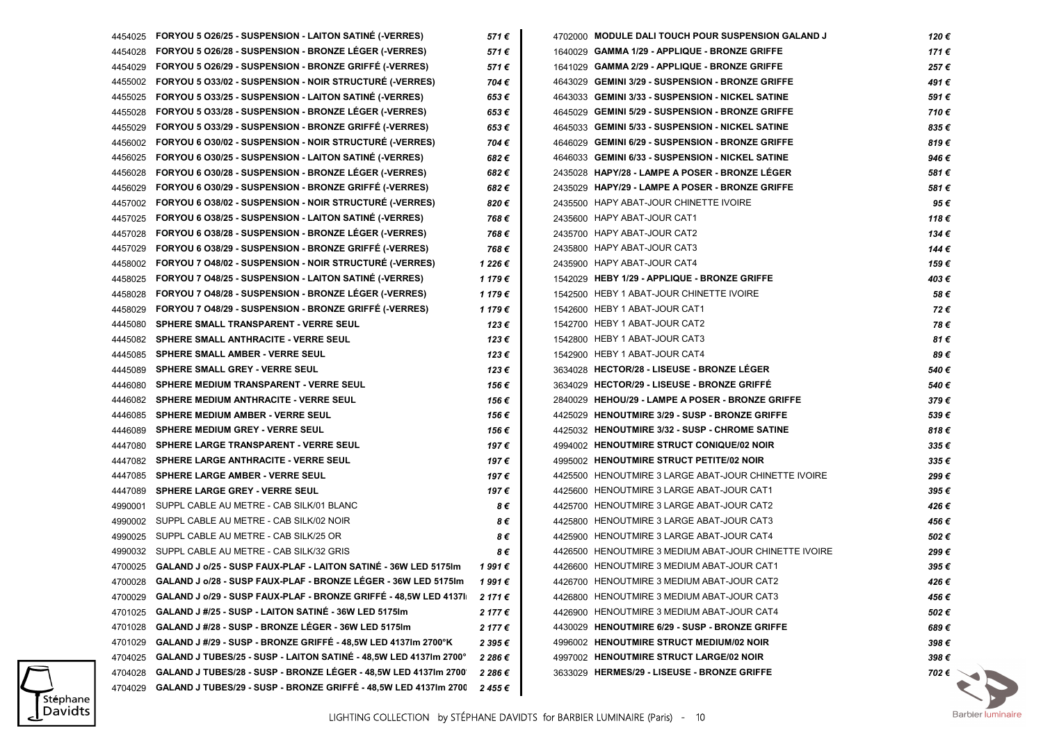| Réf. | Désignation | Prix |
|---|---|---|
| 4454025 | **FORYOU 5 O26/25 - SUSPENSION - LAITON SATINÉ (-VERRES)** | *571 €* |
| 4454028 | **FORYOU 5 O26/28 - SUSPENSION - BRONZE LÉGER (-VERRES)** | *571 €* |
| 4454029 | **FORYOU 5 O26/29 - SUSPENSION - BRONZE GRIFFÉ (-VERRES)** | *571 €* |
| 4455002 | **FORYOU 5 O33/02 - SUSPENSION - NOIR STRUCTURÉ (-VERRES)** | *704 €* |
| 4455025 | **FORYOU 5 O33/25 - SUSPENSION - LAITON SATINÉ (-VERRES)** | *653 €* |
| 4455028 | **FORYOU 5 O33/28 - SUSPENSION - BRONZE LÉGER (-VERRES)** | *653 €* |
| 4455029 | **FORYOU 5 O33/29 - SUSPENSION - BRONZE GRIFFÉ (-VERRES)** | *653 €* |
| 4456002 | **FORYOU 6 O30/02 - SUSPENSION - NOIR STRUCTURÉ (-VERRES)** | *704 €* |
| 4456025 | **FORYOU 6 O30/25 - SUSPENSION - LAITON SATINÉ (-VERRES)** | *682 €* |
| 4456028 | **FORYOU 6 O30/28 - SUSPENSION - BRONZE LÉGER (-VERRES)** | *682 €* |
| 4456029 | **FORYOU 6 O30/29 - SUSPENSION - BRONZE GRIFFÉ (-VERRES)** | *682 €* |
| 4457002 | **FORYOU 6 O38/02 - SUSPENSION - NOIR STRUCTURÉ (-VERRES)** | *820 €* |
| 4457025 | **FORYOU 6 O38/25 - SUSPENSION - LAITON SATINÉ (-VERRES)** | *768 €* |
| 4457028 | **FORYOU 6 O38/28 - SUSPENSION - BRONZE LÉGER (-VERRES)** | *768 €* |
| 4457029 | **FORYOU 6 O38/29 - SUSPENSION - BRONZE GRIFFÉ (-VERRES)** | *768 €* |
| 4458002 | **FORYOU 7 O48/02 - SUSPENSION - NOIR STRUCTURÉ (-VERRES)** | *1 226 €* |
| 4458025 | **FORYOU 7 O48/25 - SUSPENSION - LAITON SATINÉ (-VERRES)** | *1 179 €* |
| 4458028 | **FORYOU 7 O48/28 - SUSPENSION - BRONZE LÉGER (-VERRES)** | *1 179 €* |
| 4458029 | **FORYOU 7 O48/29 - SUSPENSION - BRONZE GRIFFÉ (-VERRES)** | *1 179 €* |
| 4445080 | **SPHERE SMALL TRANSPARENT - VERRE SEUL** | *123 €* |
| 4445082 | **SPHERE SMALL ANTHRACITE - VERRE SEUL** | *123 €* |
| 4445085 | **SPHERE SMALL AMBER - VERRE SEUL** | *123 €* |
| 4445089 | **SPHERE SMALL GREY - VERRE SEUL** | *123 €* |
| 4446080 | **SPHERE MEDIUM TRANSPARENT - VERRE SEUL** | *156 €* |
| 4446082 | **SPHERE MEDIUM ANTHRACITE - VERRE SEUL** | *156 €* |
| 4446085 | **SPHERE MEDIUM AMBER - VERRE SEUL** | *156 €* |
| 4446089 | **SPHERE MEDIUM GREY - VERRE SEUL** | *156 €* |
| 4447080 | **SPHERE LARGE TRANSPARENT - VERRE SEUL** | *197 €* |
| 4447082 | **SPHERE LARGE ANTHRACITE - VERRE SEUL** | *197 €* |
| 4447085 | **SPHERE LARGE AMBER - VERRE SEUL** | *197 €* |
| 4447089 | **SPHERE LARGE GREY - VERRE SEUL** | *197 €* |
| 4990001 | SUPPL CABLE AU METRE - CAB SILK/01 BLANC | *8 €* |
| 4990002 | SUPPL CABLE AU METRE - CAB SILK/02 NOIR | *8 €* |
| 4990025 | SUPPL CABLE AU METRE - CAB SILK/25 OR | *8 €* |
| 4990032 | SUPPL CABLE AU METRE - CAB SILK/32 GRIS | *8 €* |
| 4700025 | **GALAND J o/25 - SUSP FAUX-PLAF - LAITON SATINÉ - 36W LED 5175lm** | *1 991 €* |
| 4700028 | **GALAND J o/28 - SUSP FAUX-PLAF - BRONZE LÉGER - 36W LED 5175lm** | *1 991 €* |
| 4700029 | **GALAND J o/29 - SUSP FAUX-PLAF - BRONZE GRIFFÉ - 48,5W LED 4137l** | *2 171 €* |
| 4701025 | **GALAND J #/25 - SUSP - LAITON SATINÉ - 36W LED 5175lm** | *2 177 €* |
| 4701028 | **GALAND J #/28 - SUSP - BRONZE LÉGER - 36W LED 5175lm** | *2 177 €* |
| 4701029 | **GALAND J #/29 - SUSP - BRONZE GRIFFÉ - 48,5W LED 4137lm 2700°K** | *2 395 €* |
| 4704025 | **GALAND J TUBES/25 - SUSP - LAITON SATINÉ - 48,5W LED 4137lm 2700°** | *2 286 €* |
| 4704028 | **GALAND J TUBES/28 - SUSP - BRONZE LÉGER - 48,5W LED 4137lm 2700** | *2 286 €* |
| 4704029 | **GALAND J TUBES/29 - SUSP - BRONZE GRIFFÉ - 48,5W LED 4137lm 2700** | *2 455 €* |
| 4702000 | **MODULE DALI TOUCH POUR SUSPENSION GALAND J** | *120 €* |
| 1640029 | **GAMMA 1/29 - APPLIQUE - BRONZE GRIFFE** | *171 €* |
| 1641029 | **GAMMA 2/29 - APPLIQUE - BRONZE GRIFFE** | *257 €* |
| 4643029 | **GEMINI 3/29 - SUSPENSION - BRONZE GRIFFE** | *491 €* |
| 4643033 | **GEMINI 3/33 - SUSPENSION - NICKEL SATINE** | *591 €* |
| 4645029 | **GEMINI 5/29 - SUSPENSION - BRONZE GRIFFE** | *710 €* |
| 4645033 | **GEMINI 5/33 - SUSPENSION - NICKEL SATINE** | *835 €* |
| 4646029 | **GEMINI 6/29 - SUSPENSION - BRONZE GRIFFE** | *819 €* |
| 4646033 | **GEMINI 6/33 - SUSPENSION - NICKEL SATINE** | *946 €* |
| 2435028 | **HAPY/28 - LAMPE A POSER - BRONZE LÉGER** | *581 €* |
| 2435029 | **HAPY/29 - LAMPE A POSER - BRONZE GRIFFE** | *581 €* |
| 2435500 | HAPY ABAT-JOUR CHINETTE IVOIRE | *95 €* |
| 2435600 | HAPY ABAT-JOUR CAT1 | *118 €* |
| 2435700 | HAPY ABAT-JOUR CAT2 | *134 €* |
| 2435800 | HAPY ABAT-JOUR CAT3 | *144 €* |
| 2435900 | HAPY ABAT-JOUR CAT4 | *159 €* |
| 1542029 | **HEBY 1/29 - APPLIQUE - BRONZE GRIFFE** | *403 €* |
| 1542500 | HEBY 1 ABAT-JOUR CHINETTE IVOIRE | *58 €* |
| 1542600 | HEBY 1 ABAT-JOUR CAT1 | *72 €* |
| 1542700 | HEBY 1 ABAT-JOUR CAT2 | *78 €* |
| 1542800 | HEBY 1 ABAT-JOUR CAT3 | *81 €* |
| 1542900 | HEBY 1 ABAT-JOUR CAT4 | *89 €* |
| 3634028 | **HECTOR/28 - LISEUSE - BRONZE LÉGER** | *540 €* |
| 3634029 | **HECTOR/29 - LISEUSE - BRONZE GRIFFÉ** | *540 €* |
| 2840029 | **HEHOU/29 - LAMPE A POSER - BRONZE GRIFFE** | *379 €* |
| 4425029 | **HENOUTMIRE 3/29 - SUSP - BRONZE GRIFFE** | *539 €* |
| 4425032 | **HENOUTMIRE 3/32 - SUSP - CHROME SATINE** | *818 €* |
| 4994002 | **HENOUTMIRE STRUCT CONIQUE/02 NOIR** | *335 €* |
| 4995002 | **HENOUTMIRE STRUCT PETITE/02 NOIR** | *335 €* |
| 4425500 | HENOUTMIRE 3 LARGE ABAT-JOUR CHINETTE IVOIRE | *299 €* |
| 4425600 | HENOUTMIRE 3 LARGE ABAT-JOUR CAT1 | *395 €* |
| 4425700 | HENOUTMIRE 3 LARGE ABAT-JOUR CAT2 | *426 €* |
| 4425800 | HENOUTMIRE 3 LARGE ABAT-JOUR CAT3 | *456 €* |
| 4425900 | HENOUTMIRE 3 LARGE ABAT-JOUR CAT4 | *502 €* |
| 4426500 | HENOUTMIRE 3 MEDIUM ABAT-JOUR CHINETTE IVOIRE | *299 €* |
| 4426600 | HENOUTMIRE 3 MEDIUM ABAT-JOUR CAT1 | *395 €* |
| 4426700 | HENOUTMIRE 3 MEDIUM ABAT-JOUR CAT2 | *426 €* |
| 4426800 | HENOUTMIRE 3 MEDIUM ABAT-JOUR CAT3 | *456 €* |
| 4426900 | HENOUTMIRE 3 MEDIUM ABAT-JOUR CAT4 | *502 €* |
| 4430029 | **HENOUTMIRE 6/29 - SUSP - BRONZE GRIFFE** | *689 €* |
| 4996002 | **HENOUTMIRE STRUCT MEDIUM/02 NOIR** | *398 €* |
| 4997002 | **HENOUTMIRE STRUCT LARGE/02 NOIR** | *398 €* |
| 3633029 | **HERMES/29 - LISEUSE - BRONZE GRIFFE** | *702 €* |

LIGHTING COLLECTION by STÉPHANE DAVIDTS for BARBIER LUMINAIRE (Paris)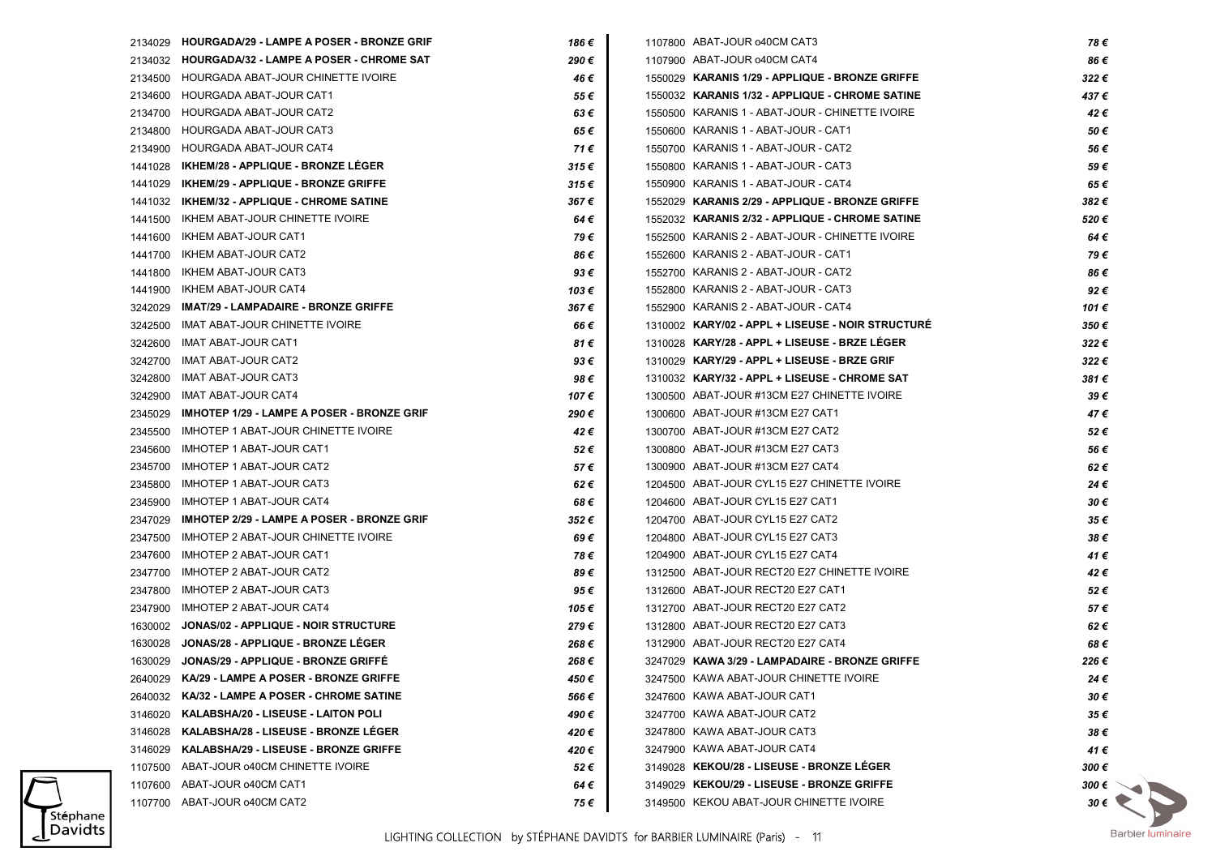| Réf. | Désignation | Prix |
|---|---|---|
| 2134029 | **HOURGADA/29 - LAMPE A POSER - BRONZE GRIF** | **186 €** |
| 2134032 | **HOURGADA/32 - LAMPE A POSER - CHROME SAT** | **290 €** |
| 2134500 | HOURGADA ABAT-JOUR CHINETTE IVOIRE | **46 €** |
| 2134600 | HOURGADA ABAT-JOUR CAT1 | **55 €** |
| 2134700 | HOURGADA ABAT-JOUR CAT2 | **63 €** |
| 2134800 | HOURGADA ABAT-JOUR CAT3 | **65 €** |
| 2134900 | HOURGADA ABAT-JOUR CAT4 | **71 €** |
| 1441028 | **IKHEM/28 - APPLIQUE - BRONZE LÉGER** | **315 €** |
| 1441029 | **IKHEM/29 - APPLIQUE - BRONZE GRIFFE** | **315 €** |
| 1441032 | **IKHEM/32 - APPLIQUE - CHROME SATINE** | **367 €** |
| 1441500 | IKHEM ABAT-JOUR CHINETTE IVOIRE | **64 €** |
| 1441600 | IKHEM ABAT-JOUR CAT1 | **79 €** |
| 1441700 | IKHEM ABAT-JOUR CAT2 | **86 €** |
| 1441800 | IKHEM ABAT-JOUR CAT3 | **93 €** |
| 1441900 | IKHEM ABAT-JOUR CAT4 | **103 €** |
| 3242029 | **IMAT/29 - LAMPADAIRE - BRONZE GRIFFE** | **367 €** |
| 3242500 | IMAT ABAT-JOUR CHINETTE IVOIRE | **66 €** |
| 3242600 | IMAT ABAT-JOUR CAT1 | **81 €** |
| 3242700 | IMAT ABAT-JOUR CAT2 | **93 €** |
| 3242800 | IMAT ABAT-JOUR CAT3 | **98 €** |
| 3242900 | IMAT ABAT-JOUR CAT4 | **107 €** |
| 2345029 | **IMHOTEP 1/29 - LAMPE A POSER - BRONZE GRIF** | **290 €** |
| 2345500 | IMHOTEP 1 ABAT-JOUR CHINETTE IVOIRE | **42 €** |
| 2345600 | IMHOTEP 1 ABAT-JOUR CAT1 | **52 €** |
| 2345700 | IMHOTEP 1 ABAT-JOUR CAT2 | **57 €** |
| 2345800 | IMHOTEP 1 ABAT-JOUR CAT3 | **62 €** |
| 2345900 | IMHOTEP 1 ABAT-JOUR CAT4 | **68 €** |
| 2347029 | **IMHOTEP 2/29 - LAMPE A POSER - BRONZE GRIF** | **352 €** |
| 2347500 | IMHOTEP 2 ABAT-JOUR CHINETTE IVOIRE | **69 €** |
| 2347600 | IMHOTEP 2 ABAT-JOUR CAT1 | **78 €** |
| 2347700 | IMHOTEP 2 ABAT-JOUR CAT2 | **89 €** |
| 2347800 | IMHOTEP 2 ABAT-JOUR CAT3 | **95 €** |
| 2347900 | IMHOTEP 2 ABAT-JOUR CAT4 | **105 €** |
| 1630002 | **JONAS/02 - APPLIQUE - NOIR STRUCTURE** | **279 €** |
| 1630028 | **JONAS/28 - APPLIQUE - BRONZE LÉGER** | **268 €** |
| 1630029 | **JONAS/29 - APPLIQUE - BRONZE GRIFFÉ** | **268 €** |
| 2640029 | **KA/29 - LAMPE A POSER - BRONZE GRIFFE** | **450 €** |
| 2640032 | **KA/32 - LAMPE A POSER - CHROME SATINE** | **566 €** |
| 3146020 | **KALABSHA/20 - LISEUSE - LAITON POLI** | **490 €** |
| 3146028 | **KALABSHA/28 - LISEUSE - BRONZE LÉGER** | **420 €** |
| 3146029 | **KALABSHA/29 - LISEUSE - BRONZE GRIFFE** | **420 €** |
| 1107500 | ABAT-JOUR o40CM CHINETTE IVOIRE | **52 €** |
| 1107600 | ABAT-JOUR o40CM CAT1 | **64 €** |
| 1107700 | ABAT-JOUR o40CM CAT2 | **75 €** |
| 1107800 | ABAT-JOUR o40CM CAT3 | **78 €** |
| 1107900 | ABAT-JOUR o40CM CAT4 | **86 €** |
| 1550029 | **KARANIS 1/29 - APPLIQUE - BRONZE GRIFFE** | **322 €** |
| 1550032 | **KARANIS 1/32 - APPLIQUE - CHROME SATINE** | **437 €** |
| 1550500 | KARANIS 1 - ABAT-JOUR - CHINETTE IVOIRE | **42 €** |
| 1550600 | KARANIS 1 - ABAT-JOUR - CAT1 | **50 €** |
| 1550700 | KARANIS 1 - ABAT-JOUR - CAT2 | **56 €** |
| 1550800 | KARANIS 1 - ABAT-JOUR - CAT3 | **59 €** |
| 1550900 | KARANIS 1 - ABAT-JOUR - CAT4 | **65 €** |
| 1552029 | **KARANIS 2/29 - APPLIQUE - BRONZE GRIFFE** | **382 €** |
| 1552032 | **KARANIS 2/32 - APPLIQUE - CHROME SATINE** | **520 €** |
| 1552500 | KARANIS 2 - ABAT-JOUR - CHINETTE IVOIRE | **64 €** |
| 1552600 | KARANIS 2 - ABAT-JOUR - CAT1 | **79 €** |
| 1552700 | KARANIS 2 - ABAT-JOUR - CAT2 | **86 €** |
| 1552800 | KARANIS 2 - ABAT-JOUR - CAT3 | **92 €** |
| 1552900 | KARANIS 2 - ABAT-JOUR - CAT4 | **101 €** |
| 1310002 | **KARY/02 - APPL + LISEUSE - NOIR STRUCTURÉ** | **350 €** |
| 1310028 | **KARY/28 - APPL + LISEUSE - BRZE LÉGER** | **322 €** |
| 1310029 | **KARY/29 - APPL + LISEUSE - BRZE GRIF** | **322 €** |
| 1310032 | **KARY/32 - APPL + LISEUSE - CHROME SAT** | **381 €** |
| 1300500 | ABAT-JOUR #13CM E27 CHINETTE IVOIRE | **39 €** |
| 1300600 | ABAT-JOUR #13CM E27 CAT1 | **47 €** |
| 1300700 | ABAT-JOUR #13CM E27 CAT2 | **52 €** |
| 1300800 | ABAT-JOUR #13CM E27 CAT3 | **56 €** |
| 1300900 | ABAT-JOUR #13CM E27 CAT4 | **62 €** |
| 1204500 | ABAT-JOUR CYL15 E27 CHINETTE IVOIRE | **24 €** |
| 1204600 | ABAT-JOUR CYL15 E27 CAT1 | **30 €** |
| 1204700 | ABAT-JOUR CYL15 E27 CAT2 | **35 €** |
| 1204800 | ABAT-JOUR CYL15 E27 CAT3 | **38 €** |
| 1204900 | ABAT-JOUR CYL15 E27 CAT4 | **41 €** |
| 1312500 | ABAT-JOUR RECT20 E27 CHINETTE IVOIRE | **42 €** |
| 1312600 | ABAT-JOUR RECT20 E27 CAT1 | **52 €** |
| 1312700 | ABAT-JOUR RECT20 E27 CAT2 | **57 €** |
| 1312800 | ABAT-JOUR RECT20 E27 CAT3 | **62 €** |
| 1312900 | ABAT-JOUR RECT20 E27 CAT4 | **68 €** |
| 3247029 | **KAWA 3/29 - LAMPADAIRE - BRONZE GRIFFE** | **226 €** |
| 3247500 | KAWA ABAT-JOUR CHINETTE IVOIRE | **24 €** |
| 3247600 | KAWA ABAT-JOUR CAT1 | **30 €** |
| 3247700 | KAWA ABAT-JOUR CAT2 | **35 €** |
| 3247800 | KAWA ABAT-JOUR CAT3 | **38 €** |
| 3247900 | KAWA ABAT-JOUR CAT4 | **41 €** |
| 3149028 | **KEKOU/28 - LISEUSE - BRONZE LÉGER** | **300 €** |
| 3149029 | **KEKOU/29 - LISEUSE - BRONZE GRIFFE** | **300 €** |
| 3149500 | KEKOU ABAT-JOUR CHINETTE IVOIRE | **30 €** |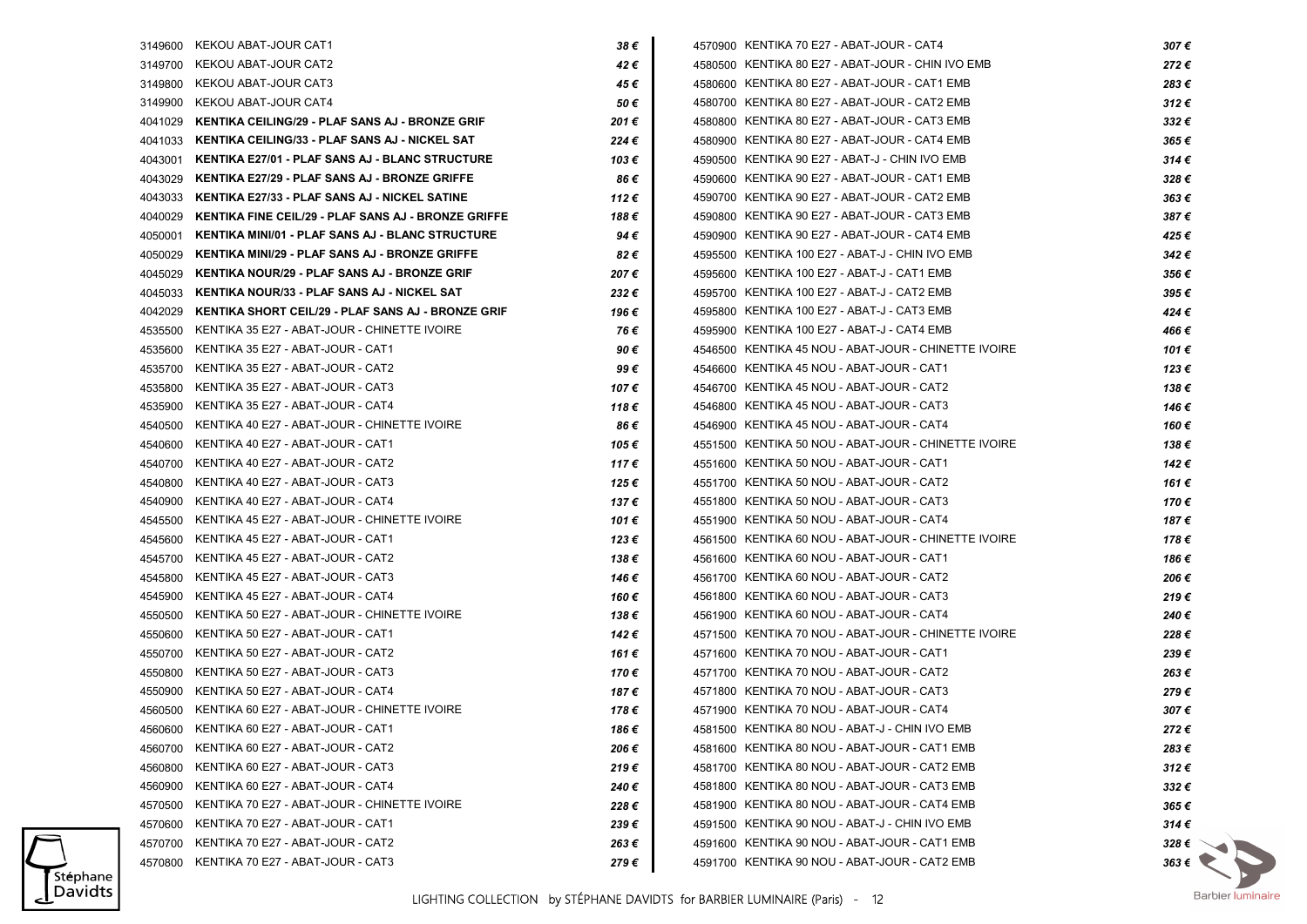| Ref | Désignation | Prix |
|---|---|---|
| 3149600 | KEKOU ABAT-JOUR CAT1 | *38 €* |
| 3149700 | KEKOU ABAT-JOUR CAT2 | *42 €* |
| 3149800 | KEKOU ABAT-JOUR CAT3 | *45 €* |
| 3149900 | KEKOU ABAT-JOUR CAT4 | *50 €* |
| 4041029 | **KENTIKA CEILING/29 - PLAF SANS AJ - BRONZE GRIF** | *201 €* |
| 4041033 | **KENTIKA CEILING/33 - PLAF SANS AJ - NICKEL SAT** | *224 €* |
| 4043001 | **KENTIKA E27/01 - PLAF SANS AJ - BLANC STRUCTURE** | *103 €* |
| 4043029 | **KENTIKA E27/29 - PLAF SANS AJ - BRONZE GRIFFE** | *86 €* |
| 4043033 | **KENTIKA E27/33 - PLAF SANS AJ - NICKEL SATINE** | *112 €* |
| 4040029 | **KENTIKA FINE CEIL/29 - PLAF SANS AJ - BRONZE GRIFFE** | *188 €* |
| 4050001 | **KENTIKA MINI/01 - PLAF SANS AJ - BLANC STRUCTURE** | *94 €* |
| 4050029 | **KENTIKA MINI/29 - PLAF SANS AJ - BRONZE GRIFFE** | *82 €* |
| 4045029 | **KENTIKA NOUR/29 - PLAF SANS AJ - BRONZE GRIF** | *207 €* |
| 4045033 | **KENTIKA NOUR/33 - PLAF SANS AJ - NICKEL SAT** | *232 €* |
| 4042029 | **KENTIKA SHORT CEIL/29 - PLAF SANS AJ - BRONZE GRIF** | *196 €* |
| 4535500 | KENTIKA 35 E27 - ABAT-JOUR - CHINETTE IVOIRE | *76 €* |
| 4535600 | KENTIKA 35 E27 - ABAT-JOUR - CAT1 | *90 €* |
| 4535700 | KENTIKA 35 E27 - ABAT-JOUR - CAT2 | *99 €* |
| 4535800 | KENTIKA 35 E27 - ABAT-JOUR - CAT3 | *107 €* |
| 4535900 | KENTIKA 35 E27 - ABAT-JOUR - CAT4 | *118 €* |
| 4540500 | KENTIKA 40 E27 - ABAT-JOUR - CHINETTE IVOIRE | *86 €* |
| 4540600 | KENTIKA 40 E27 - ABAT-JOUR - CAT1 | *105 €* |
| 4540700 | KENTIKA 40 E27 - ABAT-JOUR - CAT2 | *117 €* |
| 4540800 | KENTIKA 40 E27 - ABAT-JOUR - CAT3 | *125 €* |
| 4540900 | KENTIKA 40 E27 - ABAT-JOUR - CAT4 | *137 €* |
| 4545500 | KENTIKA 45 E27 - ABAT-JOUR - CHINETTE IVOIRE | *101 €* |
| 4545600 | KENTIKA 45 E27 - ABAT-JOUR - CAT1 | *123 €* |
| 4545700 | KENTIKA 45 E27 - ABAT-JOUR - CAT2 | *138 €* |
| 4545800 | KENTIKA 45 E27 - ABAT-JOUR - CAT3 | *146 €* |
| 4545900 | KENTIKA 45 E27 - ABAT-JOUR - CAT4 | *160 €* |
| 4550500 | KENTIKA 50 E27 - ABAT-JOUR - CHINETTE IVOIRE | *138 €* |
| 4550600 | KENTIKA 50 E27 - ABAT-JOUR - CAT1 | *142 €* |
| 4550700 | KENTIKA 50 E27 - ABAT-JOUR - CAT2 | *161 €* |
| 4550800 | KENTIKA 50 E27 - ABAT-JOUR - CAT3 | *170 €* |
| 4550900 | KENTIKA 50 E27 - ABAT-JOUR - CAT4 | *187 €* |
| 4560500 | KENTIKA 60 E27 - ABAT-JOUR - CHINETTE IVOIRE | *178 €* |
| 4560600 | KENTIKA 60 E27 - ABAT-JOUR - CAT1 | *186 €* |
| 4560700 | KENTIKA 60 E27 - ABAT-JOUR - CAT2 | *206 €* |
| 4560800 | KENTIKA 60 E27 - ABAT-JOUR - CAT3 | *219 €* |
| 4560900 | KENTIKA 60 E27 - ABAT-JOUR - CAT4 | *240 €* |
| 4570500 | KENTIKA 70 E27 - ABAT-JOUR - CHINETTE IVOIRE | *228 €* |
| 4570600 | KENTIKA 70 E27 - ABAT-JOUR - CAT1 | *239 €* |
| 4570700 | KENTIKA 70 E27 - ABAT-JOUR - CAT2 | *263 €* |
| 4570800 | KENTIKA 70 E27 - ABAT-JOUR - CAT3 | *279 €* |
| 4570900 | KENTIKA 70 E27 - ABAT-JOUR - CAT4 | *307 €* |
| 4580500 | KENTIKA 80 E27 - ABAT-JOUR - CHIN IVO EMB | *272 €* |
| 4580600 | KENTIKA 80 E27 - ABAT-JOUR - CAT1 EMB | *283 €* |
| 4580700 | KENTIKA 80 E27 - ABAT-JOUR - CAT2 EMB | *312 €* |
| 4580800 | KENTIKA 80 E27 - ABAT-JOUR - CAT3 EMB | *332 €* |
| 4580900 | KENTIKA 80 E27 - ABAT-JOUR - CAT4 EMB | *365 €* |
| 4590500 | KENTIKA 90 E27 - ABAT-J - CHIN IVO EMB | *314 €* |
| 4590600 | KENTIKA 90 E27 - ABAT-JOUR - CAT1 EMB | *328 €* |
| 4590700 | KENTIKA 90 E27 - ABAT-JOUR - CAT2 EMB | *363 €* |
| 4590800 | KENTIKA 90 E27 - ABAT-JOUR - CAT3 EMB | *387 €* |
| 4590900 | KENTIKA 90 E27 - ABAT-JOUR - CAT4 EMB | *425 €* |
| 4595500 | KENTIKA 100 E27 - ABAT-J - CHIN IVO EMB | *342 €* |
| 4595600 | KENTIKA 100 E27 - ABAT-J - CAT1 EMB | *356 €* |
| 4595700 | KENTIKA 100 E27 - ABAT-J - CAT2 EMB | *395 €* |
| 4595800 | KENTIKA 100 E27 - ABAT-J - CAT3 EMB | *424 €* |
| 4595900 | KENTIKA 100 E27 - ABAT-J - CAT4 EMB | *466 €* |
| 4546500 | KENTIKA 45 NOU - ABAT-JOUR - CHINETTE IVOIRE | *101 €* |
| 4546600 | KENTIKA 45 NOU - ABAT-JOUR - CAT1 | *123 €* |
| 4546700 | KENTIKA 45 NOU - ABAT-JOUR - CAT2 | *138 €* |
| 4546800 | KENTIKA 45 NOU - ABAT-JOUR - CAT3 | *146 €* |
| 4546900 | KENTIKA 45 NOU - ABAT-JOUR - CAT4 | *160 €* |
| 4551500 | KENTIKA 50 NOU - ABAT-JOUR - CHINETTE IVOIRE | *138 €* |
| 4551600 | KENTIKA 50 NOU - ABAT-JOUR - CAT1 | *142 €* |
| 4551700 | KENTIKA 50 NOU - ABAT-JOUR - CAT2 | *161 €* |
| 4551800 | KENTIKA 50 NOU - ABAT-JOUR - CAT3 | *170 €* |
| 4551900 | KENTIKA 50 NOU - ABAT-JOUR - CAT4 | *187 €* |
| 4561500 | KENTIKA 60 NOU - ABAT-JOUR - CHINETTE IVOIRE | *178 €* |
| 4561600 | KENTIKA 60 NOU - ABAT-JOUR - CAT1 | *186 €* |
| 4561700 | KENTIKA 60 NOU - ABAT-JOUR - CAT2 | *206 €* |
| 4561800 | KENTIKA 60 NOU - ABAT-JOUR - CAT3 | *219 €* |
| 4561900 | KENTIKA 60 NOU - ABAT-JOUR - CAT4 | *240 €* |
| 4571500 | KENTIKA 70 NOU - ABAT-JOUR - CHINETTE IVOIRE | *228 €* |
| 4571600 | KENTIKA 70 NOU - ABAT-JOUR - CAT1 | *239 €* |
| 4571700 | KENTIKA 70 NOU - ABAT-JOUR - CAT2 | *263 €* |
| 4571800 | KENTIKA 70 NOU - ABAT-JOUR - CAT3 | *279 €* |
| 4571900 | KENTIKA 70 NOU - ABAT-JOUR - CAT4 | *307 €* |
| 4581500 | KENTIKA 80 NOU - ABAT-J - CHIN IVO EMB | *272 €* |
| 4581600 | KENTIKA 80 NOU - ABAT-JOUR - CAT1 EMB | *283 €* |
| 4581700 | KENTIKA 80 NOU - ABAT-JOUR - CAT2 EMB | *312 €* |
| 4581800 | KENTIKA 80 NOU - ABAT-JOUR - CAT3 EMB | *332 €* |
| 4581900 | KENTIKA 80 NOU - ABAT-JOUR - CAT4 EMB | *365 €* |
| 4591500 | KENTIKA 90 NOU - ABAT-J - CHIN IVO EMB | *314 €* |
| 4591600 | KENTIKA 90 NOU - ABAT-JOUR - CAT1 EMB | *328 €* |
| 4591700 | KENTIKA 90 NOU - ABAT-JOUR - CAT2 EMB | *363 €* |

LIGHTING COLLECTION by STÉPHANE DAVIDTS for BARBIER LUMINAIRE (Paris)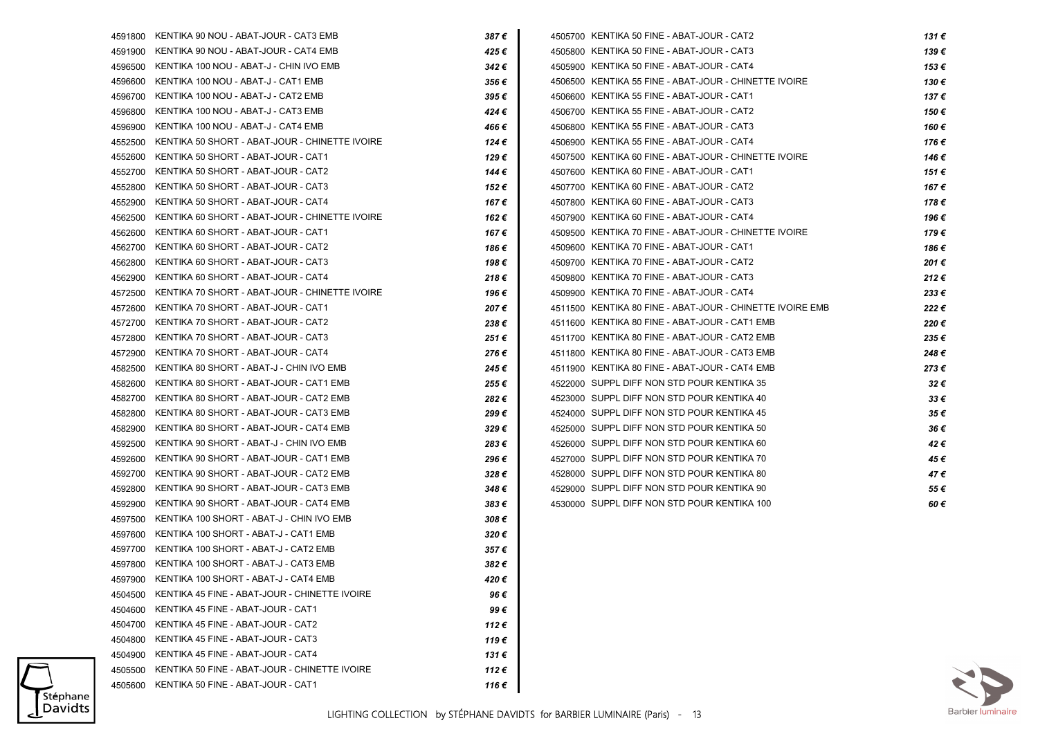| Code | Description | Price |
|---|---|---|
| 4591800 | KENTIKA 90 NOU - ABAT-JOUR - CAT3 EMB | 387 € |
| 4591900 | KENTIKA 90 NOU - ABAT-JOUR - CAT4 EMB | 425 € |
| 4596500 | KENTIKA 100 NOU - ABAT-J - CHIN IVO EMB | 342 € |
| 4596600 | KENTIKA 100 NOU - ABAT-J - CAT1 EMB | 356 € |
| 4596700 | KENTIKA 100 NOU - ABAT-J - CAT2 EMB | 395 € |
| 4596800 | KENTIKA 100 NOU - ABAT-J - CAT3 EMB | 424 € |
| 4596900 | KENTIKA 100 NOU - ABAT-J - CAT4 EMB | 466 € |
| 4552500 | KENTIKA 50 SHORT - ABAT-JOUR - CHINETTE IVOIRE | 124 € |
| 4552600 | KENTIKA 50 SHORT - ABAT-JOUR - CAT1 | 129 € |
| 4552700 | KENTIKA 50 SHORT - ABAT-JOUR - CAT2 | 144 € |
| 4552800 | KENTIKA 50 SHORT - ABAT-JOUR - CAT3 | 152 € |
| 4552900 | KENTIKA 50 SHORT - ABAT-JOUR - CAT4 | 167 € |
| 4562500 | KENTIKA 60 SHORT - ABAT-JOUR - CHINETTE IVOIRE | 162 € |
| 4562600 | KENTIKA 60 SHORT - ABAT-JOUR - CAT1 | 167 € |
| 4562700 | KENTIKA 60 SHORT - ABAT-JOUR - CAT2 | 186 € |
| 4562800 | KENTIKA 60 SHORT - ABAT-JOUR - CAT3 | 198 € |
| 4562900 | KENTIKA 60 SHORT - ABAT-JOUR - CAT4 | 218 € |
| 4572500 | KENTIKA 70 SHORT - ABAT-JOUR - CHINETTE IVOIRE | 196 € |
| 4572600 | KENTIKA 70 SHORT - ABAT-JOUR - CAT1 | 207 € |
| 4572700 | KENTIKA 70 SHORT - ABAT-JOUR - CAT2 | 238 € |
| 4572800 | KENTIKA 70 SHORT - ABAT-JOUR - CAT3 | 251 € |
| 4572900 | KENTIKA 70 SHORT - ABAT-JOUR - CAT4 | 276 € |
| 4582500 | KENTIKA 80 SHORT - ABAT-J - CHIN IVO EMB | 245 € |
| 4582600 | KENTIKA 80 SHORT - ABAT-JOUR - CAT1 EMB | 255 € |
| 4582700 | KENTIKA 80 SHORT - ABAT-JOUR - CAT2 EMB | 282 € |
| 4582800 | KENTIKA 80 SHORT - ABAT-JOUR - CAT3 EMB | 299 € |
| 4582900 | KENTIKA 80 SHORT - ABAT-JOUR - CAT4 EMB | 329 € |
| 4592500 | KENTIKA 90 SHORT - ABAT-J - CHIN IVO EMB | 283 € |
| 4592600 | KENTIKA 90 SHORT - ABAT-JOUR - CAT1 EMB | 296 € |
| 4592700 | KENTIKA 90 SHORT - ABAT-JOUR - CAT2 EMB | 328 € |
| 4592800 | KENTIKA 90 SHORT - ABAT-JOUR - CAT3 EMB | 348 € |
| 4592900 | KENTIKA 90 SHORT - ABAT-JOUR - CAT4 EMB | 383 € |
| 4597500 | KENTIKA 100 SHORT - ABAT-J - CHIN IVO EMB | 308 € |
| 4597600 | KENTIKA 100 SHORT - ABAT-J - CAT1 EMB | 320 € |
| 4597700 | KENTIKA 100 SHORT - ABAT-J - CAT2 EMB | 357 € |
| 4597800 | KENTIKA 100 SHORT - ABAT-J - CAT3 EMB | 382 € |
| 4597900 | KENTIKA 100 SHORT - ABAT-J - CAT4 EMB | 420 € |
| 4504500 | KENTIKA 45 FINE - ABAT-JOUR - CHINETTE IVOIRE | 96 € |
| 4504600 | KENTIKA 45 FINE - ABAT-JOUR - CAT1 | 99 € |
| 4504700 | KENTIKA 45 FINE - ABAT-JOUR - CAT2 | 112 € |
| 4504800 | KENTIKA 45 FINE - ABAT-JOUR - CAT3 | 119 € |
| 4504900 | KENTIKA 45 FINE - ABAT-JOUR - CAT4 | 131 € |
| 4505500 | KENTIKA 50 FINE - ABAT-JOUR - CHINETTE IVOIRE | 112 € |
| 4505600 | KENTIKA 50 FINE - ABAT-JOUR - CAT1 | 116 € |
| 4505700 | KENTIKA 50 FINE - ABAT-JOUR - CAT2 | 131 € |
| 4505800 | KENTIKA 50 FINE - ABAT-JOUR - CAT3 | 139 € |
| 4505900 | KENTIKA 50 FINE - ABAT-JOUR - CAT4 | 153 € |
| 4506500 | KENTIKA 55 FINE - ABAT-JOUR - CHINETTE IVOIRE | 130 € |
| 4506600 | KENTIKA 55 FINE - ABAT-JOUR - CAT1 | 137 € |
| 4506700 | KENTIKA 55 FINE - ABAT-JOUR - CAT2 | 150 € |
| 4506800 | KENTIKA 55 FINE - ABAT-JOUR - CAT3 | 160 € |
| 4506900 | KENTIKA 55 FINE - ABAT-JOUR - CAT4 | 176 € |
| 4507500 | KENTIKA 60 FINE - ABAT-JOUR - CHINETTE IVOIRE | 146 € |
| 4507600 | KENTIKA 60 FINE - ABAT-JOUR - CAT1 | 151 € |
| 4507700 | KENTIKA 60 FINE - ABAT-JOUR - CAT2 | 167 € |
| 4507800 | KENTIKA 60 FINE - ABAT-JOUR - CAT3 | 178 € |
| 4507900 | KENTIKA 60 FINE - ABAT-JOUR - CAT4 | 196 € |
| 4509500 | KENTIKA 70 FINE - ABAT-JOUR - CHINETTE IVOIRE | 179 € |
| 4509600 | KENTIKA 70 FINE - ABAT-JOUR - CAT1 | 186 € |
| 4509700 | KENTIKA 70 FINE - ABAT-JOUR - CAT2 | 201 € |
| 4509800 | KENTIKA 70 FINE - ABAT-JOUR - CAT3 | 212 € |
| 4509900 | KENTIKA 70 FINE - ABAT-JOUR - CAT4 | 233 € |
| 4511500 | KENTIKA 80 FINE - ABAT-JOUR - CHINETTE IVOIRE EMB | 222 € |
| 4511600 | KENTIKA 80 FINE - ABAT-JOUR - CAT1 EMB | 220 € |
| 4511700 | KENTIKA 80 FINE - ABAT-JOUR - CAT2 EMB | 235 € |
| 4511800 | KENTIKA 80 FINE - ABAT-JOUR - CAT3 EMB | 248 € |
| 4511900 | KENTIKA 80 FINE - ABAT-JOUR - CAT4 EMB | 273 € |
| 4522000 | SUPPL DIFF NON STD POUR KENTIKA 35 | 32 € |
| 4523000 | SUPPL DIFF NON STD POUR KENTIKA 40 | 33 € |
| 4524000 | SUPPL DIFF NON STD POUR KENTIKA 45 | 35 € |
| 4525000 | SUPPL DIFF NON STD POUR KENTIKA 50 | 36 € |
| 4526000 | SUPPL DIFF NON STD POUR KENTIKA 60 | 42 € |
| 4527000 | SUPPL DIFF NON STD POUR KENTIKA 70 | 45 € |
| 4528000 | SUPPL DIFF NON STD POUR KENTIKA 80 | 47 € |
| 4529000 | SUPPL DIFF NON STD POUR KENTIKA 90 | 55 € |
| 4530000 | SUPPL DIFF NON STD POUR KENTIKA 100 | 60 € |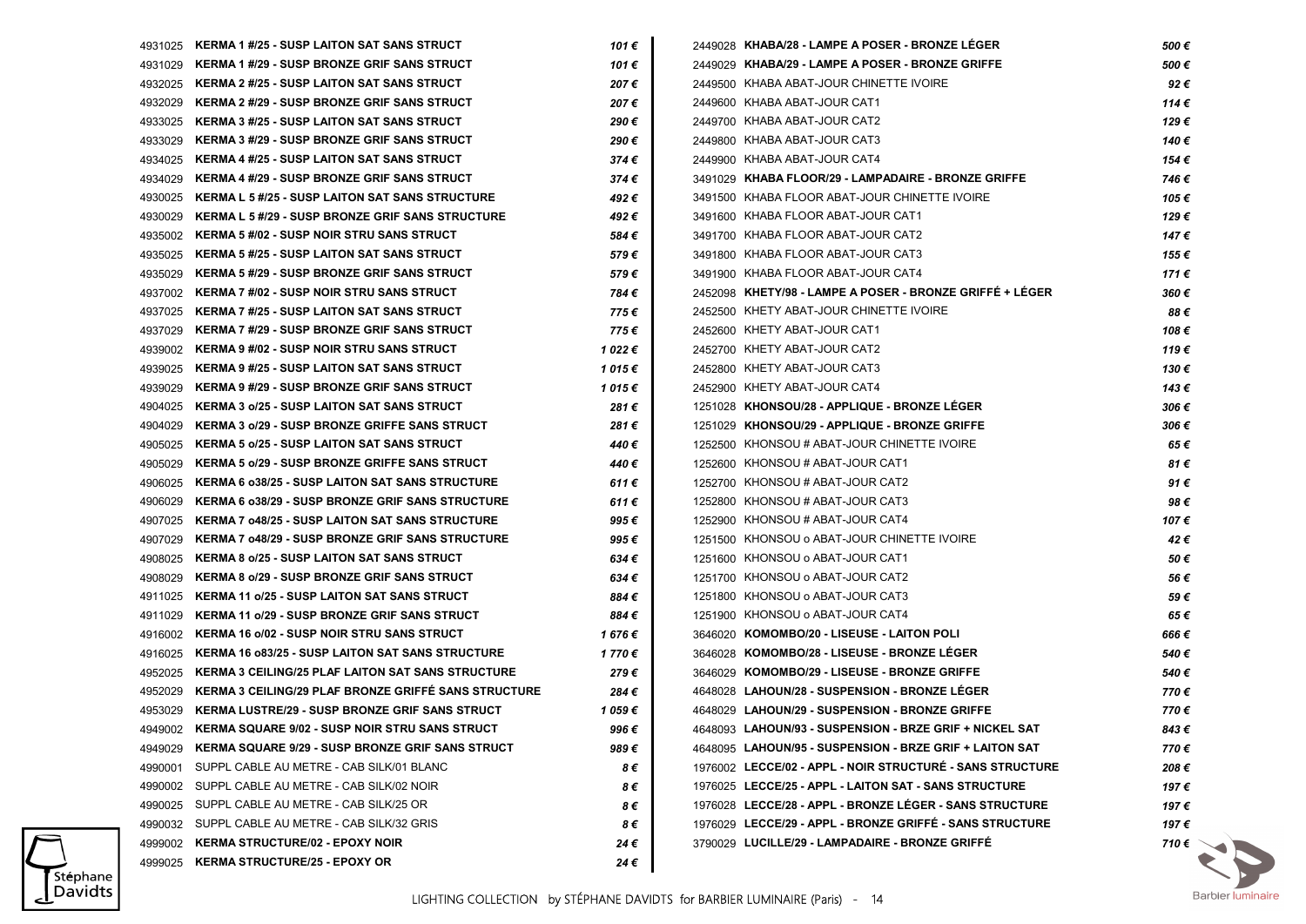| Ref | Désignation | Prix |
|---|---|---|
| 4931025 | **KERMA 1 #/25 - SUSP LAITON SAT SANS STRUCT** | *101 €* |
| 4931029 | **KERMA 1 #/29 - SUSP BRONZE GRIF SANS STRUCT** | *101 €* |
| 4932025 | **KERMA 2 #/25 - SUSP LAITON SAT SANS STRUCT** | *207 €* |
| 4932029 | **KERMA 2 #/29 - SUSP BRONZE GRIF SANS STRUCT** | *207 €* |
| 4933025 | **KERMA 3 #/25 - SUSP LAITON SAT SANS STRUCT** | *290 €* |
| 4933029 | **KERMA 3 #/29 - SUSP BRONZE GRIF SANS STRUCT** | *290 €* |
| 4934025 | **KERMA 4 #/25 - SUSP LAITON SAT SANS STRUCT** | *374 €* |
| 4934029 | **KERMA 4 #/29 - SUSP BRONZE GRIF SANS STRUCT** | *374 €* |
| 4930025 | **KERMA L 5 #/25 - SUSP LAITON SAT SANS STRUCTURE** | *492 €* |
| 4930029 | **KERMA L 5 #/29 - SUSP BRONZE GRIF SANS STRUCTURE** | *492 €* |
| 4935002 | **KERMA 5 #/02 - SUSP NOIR STRU SANS STRUCT** | *584 €* |
| 4935025 | **KERMA 5 #/25 - SUSP LAITON SAT SANS STRUCT** | *579 €* |
| 4935029 | **KERMA 5 #/29 - SUSP BRONZE GRIF SANS STRUCT** | *579 €* |
| 4937002 | **KERMA 7 #/02 - SUSP NOIR STRU SANS STRUCT** | *784 €* |
| 4937025 | **KERMA 7 #/25 - SUSP LAITON SAT SANS STRUCT** | *775 €* |
| 4937029 | **KERMA 7 #/29 - SUSP BRONZE GRIF SANS STRUCT** | *775 €* |
| 4939002 | **KERMA 9 #/02 - SUSP NOIR STRU SANS STRUCT** | *1 022 €* |
| 4939025 | **KERMA 9 #/25 - SUSP LAITON SAT SANS STRUCT** | *1 015 €* |
| 4939029 | **KERMA 9 #/29 - SUSP BRONZE GRIF SANS STRUCT** | *1 015 €* |
| 4904025 | **KERMA 3 o/25 - SUSP LAITON SAT SANS STRUCT** | *281 €* |
| 4904029 | **KERMA 3 o/29 - SUSP BRONZE GRIFFE SANS STRUCT** | *281 €* |
| 4905025 | **KERMA 5 o/25 - SUSP LAITON SAT SANS STRUCT** | *440 €* |
| 4905029 | **KERMA 5 o/29 - SUSP BRONZE GRIFFE SANS STRUCT** | *440 €* |
| 4906025 | **KERMA 6 o38/25 - SUSP LAITON SAT SANS STRUCTURE** | *611 €* |
| 4906029 | **KERMA 6 o38/29 - SUSP BRONZE GRIF SANS STRUCTURE** | *611 €* |
| 4907025 | **KERMA 7 o48/25 - SUSP LAITON SAT SANS STRUCTURE** | *995 €* |
| 4907029 | **KERMA 7 o48/29 - SUSP BRONZE GRIF SANS STRUCTURE** | *995 €* |
| 4908025 | **KERMA 8 o/25 - SUSP LAITON SAT SANS STRUCT** | *634 €* |
| 4908029 | **KERMA 8 o/29 - SUSP BRONZE GRIF SANS STRUCT** | *634 €* |
| 4911025 | **KERMA 11 o/25 - SUSP LAITON SAT SANS STRUCT** | *884 €* |
| 4911029 | **KERMA 11 o/29 - SUSP BRONZE GRIF SANS STRUCT** | *884 €* |
| 4916002 | **KERMA 16 o/02 - SUSP NOIR STRU SANS STRUCT** | *1 676 €* |
| 4916025 | **KERMA 16 o83/25 - SUSP LAITON SAT SANS STRUCTURE** | *1 770 €* |
| 4952025 | **KERMA 3 CEILING/25 PLAF LAITON SAT SANS STRUCTURE** | *279 €* |
| 4952029 | **KERMA 3 CEILING/29 PLAF BRONZE GRIFFÉ SANS STRUCTURE** | *284 €* |
| 4953029 | **KERMA LUSTRE/29 - SUSP BRONZE GRIF SANS STRUCT** | *1 059 €* |
| 4949002 | **KERMA SQUARE 9/02 - SUSP NOIR STRU SANS STRUCT** | *996 €* |
| 4949029 | **KERMA SQUARE 9/29 - SUSP BRONZE GRIF SANS STRUCT** | *989 €* |
| 4990001 | SUPPL CABLE AU METRE - CAB SILK/01 BLANC | *8 €* |
| 4990002 | SUPPL CABLE AU METRE - CAB SILK/02 NOIR | *8 €* |
| 4990025 | SUPPL CABLE AU METRE - CAB SILK/25 OR | *8 €* |
| 4990032 | SUPPL CABLE AU METRE - CAB SILK/32 GRIS | *8 €* |
| 4999002 | **KERMA STRUCTURE/02 - EPOXY NOIR** | *24 €* |
| 4999025 | **KERMA STRUCTURE/25 - EPOXY OR** | *24 €* |
| 2449028 | **KHABA/28 - LAMPE A POSER - BRONZE LÉGER** | *500 €* |
| 2449029 | **KHABA/29 - LAMPE A POSER - BRONZE GRIFFE** | *500 €* |
| 2449500 | KHABA ABAT-JOUR CHINETTE IVOIRE | *92 €* |
| 2449600 | KHABA ABAT-JOUR CAT1 | *114 €* |
| 2449700 | KHABA ABAT-JOUR CAT2 | *129 €* |
| 2449800 | KHABA ABAT-JOUR CAT3 | *140 €* |
| 2449900 | KHABA ABAT-JOUR CAT4 | *154 €* |
| 3491029 | **KHABA FLOOR/29 - LAMPADAIRE - BRONZE GRIFFE** | *746 €* |
| 3491500 | KHABA FLOOR ABAT-JOUR CHINETTE IVOIRE | *105 €* |
| 3491600 | KHABA FLOOR ABAT-JOUR CAT1 | *129 €* |
| 3491700 | KHABA FLOOR ABAT-JOUR CAT2 | *147 €* |
| 3491800 | KHABA FLOOR ABAT-JOUR CAT3 | *155 €* |
| 3491900 | KHABA FLOOR ABAT-JOUR CAT4 | *171 €* |
| 2452098 | **KHETY/98 - LAMPE A POSER - BRONZE GRIFFÉ + LÉGER** | *360 €* |
| 2452500 | KHETY ABAT-JOUR CHINETTE IVOIRE | *88 €* |
| 2452600 | KHETY ABAT-JOUR CAT1 | *108 €* |
| 2452700 | KHETY ABAT-JOUR CAT2 | *119 €* |
| 2452800 | KHETY ABAT-JOUR CAT3 | *130 €* |
| 2452900 | KHETY ABAT-JOUR CAT4 | *143 €* |
| 1251028 | **KHONSOU/28 - APPLIQUE - BRONZE LÉGER** | *306 €* |
| 1251029 | **KHONSOU/29 - APPLIQUE - BRONZE GRIFFE** | *306 €* |
| 1252500 | KHONSOU # ABAT-JOUR CHINETTE IVOIRE | *65 €* |
| 1252600 | KHONSOU # ABAT-JOUR CAT1 | *81 €* |
| 1252700 | KHONSOU # ABAT-JOUR CAT2 | *91 €* |
| 1252800 | KHONSOU # ABAT-JOUR CAT3 | *98 €* |
| 1252900 | KHONSOU # ABAT-JOUR CAT4 | *107 €* |
| 1251500 | KHONSOU o ABAT-JOUR CHINETTE IVOIRE | *42 €* |
| 1251600 | KHONSOU o ABAT-JOUR CAT1 | *50 €* |
| 1251700 | KHONSOU o ABAT-JOUR CAT2 | *56 €* |
| 1251800 | KHONSOU o ABAT-JOUR CAT3 | *59 €* |
| 1251900 | KHONSOU o ABAT-JOUR CAT4 | *65 €* |
| 3646020 | **KOMOMBO/20 - LISEUSE - LAITON POLI** | *666 €* |
| 3646028 | **KOMOMBO/28 - LISEUSE - BRONZE LÉGER** | *540 €* |
| 3646029 | **KOMOMBO/29 - LISEUSE - BRONZE GRIFFE** | *540 €* |
| 4648028 | **LAHOUN/28 - SUSPENSION - BRONZE LÉGER** | *770 €* |
| 4648029 | **LAHOUN/29 - SUSPENSION - BRONZE GRIFFE** | *770 €* |
| 4648093 | **LAHOUN/93 - SUSPENSION - BRZE GRIF + NICKEL SAT** | *843 €* |
| 4648095 | **LAHOUN/95 - SUSPENSION - BRZE GRIF + LAITON SAT** | *770 €* |
| 1976002 | **LECCE/02 - APPL - NOIR STRUCTURÉ - SANS STRUCTURE** | *208 €* |
| 1976025 | **LECCE/25 - APPL - LAITON SAT - SANS STRUCTURE** | *197 €* |
| 1976028 | **LECCE/28 - APPL - BRONZE LÉGER - SANS STRUCTURE** | *197 €* |
| 1976029 | **LECCE/29 - APPL - BRONZE GRIFFÉ - SANS STRUCTURE** | *197 €* |
| 3790029 | **LUCILLE/29 - LAMPADAIRE - BRONZE GRIFFÉ** | *710 €* |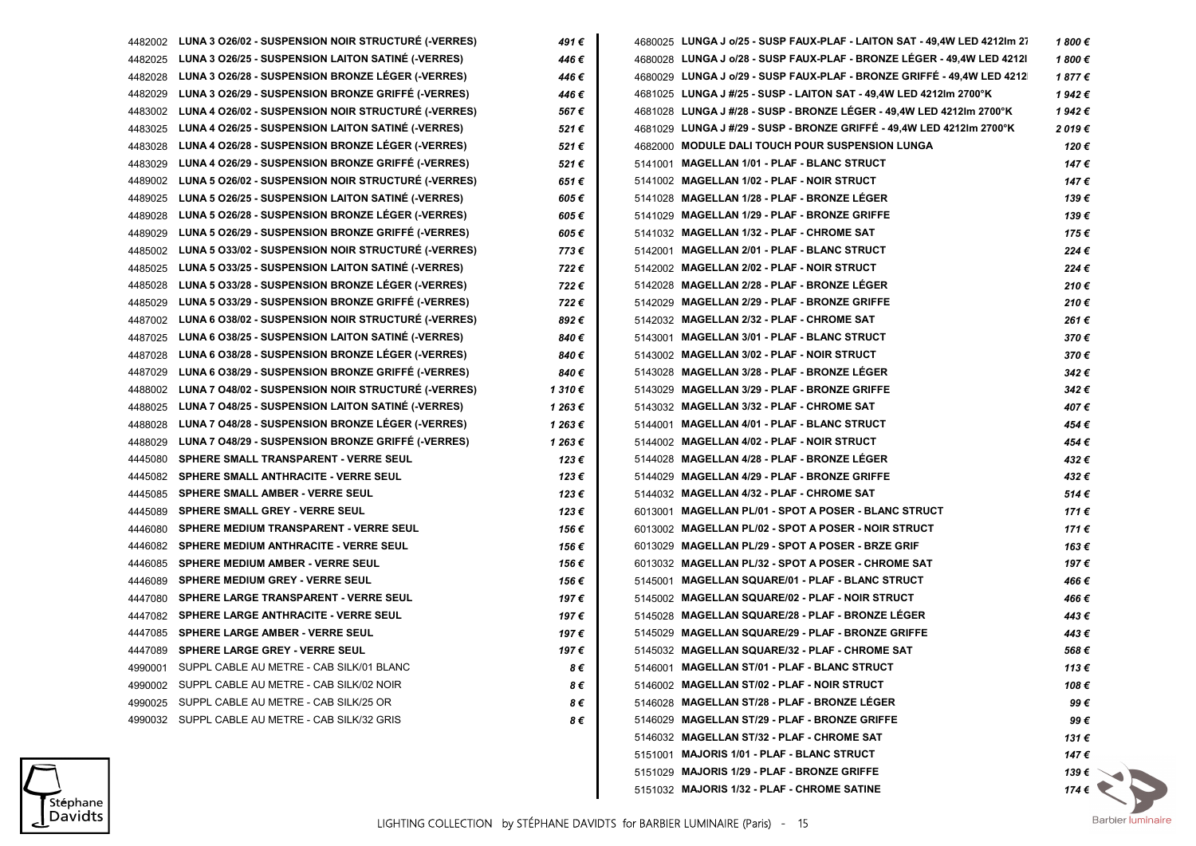| Réf. | Désignation | Prix |
|---|---|---|
| 4482002 | LUNA 3 O26/02 - SUSPENSION NOIR STRUCTURÉ (-VERRES) | 491 € |
| 4482025 | LUNA 3 O26/25 - SUSPENSION LAITON SATINÉ (-VERRES) | 446 € |
| 4482028 | LUNA 3 O26/28 - SUSPENSION BRONZE LÉGER (-VERRES) | 446 € |
| 4482029 | LUNA 3 O26/29 - SUSPENSION BRONZE GRIFFÉ (-VERRES) | 446 € |
| 4483002 | LUNA 4 O26/02 - SUSPENSION NOIR STRUCTURÉ (-VERRES) | 567 € |
| 4483025 | LUNA 4 O26/25 - SUSPENSION LAITON SATINÉ (-VERRES) | 521 € |
| 4483028 | LUNA 4 O26/28 - SUSPENSION BRONZE LÉGER (-VERRES) | 521 € |
| 4483029 | LUNA 4 O26/29 - SUSPENSION BRONZE GRIFFÉ (-VERRES) | 521 € |
| 4489002 | LUNA 5 O26/02 - SUSPENSION NOIR STRUCTURÉ (-VERRES) | 651 € |
| 4489025 | LUNA 5 O26/25 - SUSPENSION LAITON SATINÉ (-VERRES) | 605 € |
| 4489028 | LUNA 5 O26/28 - SUSPENSION BRONZE LÉGER (-VERRES) | 605 € |
| 4489029 | LUNA 5 O26/29 - SUSPENSION BRONZE GRIFFÉ (-VERRES) | 605 € |
| 4485002 | LUNA 5 O33/02 - SUSPENSION NOIR STRUCTURÉ (-VERRES) | 773 € |
| 4485025 | LUNA 5 O33/25 - SUSPENSION LAITON SATINÉ (-VERRES) | 722 € |
| 4485028 | LUNA 5 O33/28 - SUSPENSION BRONZE LÉGER (-VERRES) | 722 € |
| 4485029 | LUNA 5 O33/29 - SUSPENSION BRONZE GRIFFÉ (-VERRES) | 722 € |
| 4487002 | LUNA 6 O38/02 - SUSPENSION NOIR STRUCTURÉ (-VERRES) | 892 € |
| 4487025 | LUNA 6 O38/25 - SUSPENSION LAITON SATINÉ (-VERRES) | 840 € |
| 4487028 | LUNA 6 O38/28 - SUSPENSION BRONZE LÉGER (-VERRES) | 840 € |
| 4487029 | LUNA 6 O38/29 - SUSPENSION BRONZE GRIFFÉ (-VERRES) | 840 € |
| 4488002 | LUNA 7 O48/02 - SUSPENSION NOIR STRUCTURÉ (-VERRES) | 1 310 € |
| 4488025 | LUNA 7 O48/25 - SUSPENSION LAITON SATINÉ (-VERRES) | 1 263 € |
| 4488028 | LUNA 7 O48/28 - SUSPENSION BRONZE LÉGER (-VERRES) | 1 263 € |
| 4488029 | LUNA 7 O48/29 - SUSPENSION BRONZE GRIFFÉ (-VERRES) | 1 263 € |
| 4445080 | SPHERE SMALL TRANSPARENT - VERRE SEUL | 123 € |
| 4445082 | SPHERE SMALL ANTHRACITE - VERRE SEUL | 123 € |
| 4445085 | SPHERE SMALL AMBER - VERRE SEUL | 123 € |
| 4445089 | SPHERE SMALL GREY - VERRE SEUL | 123 € |
| 4446080 | SPHERE MEDIUM TRANSPARENT - VERRE SEUL | 156 € |
| 4446082 | SPHERE MEDIUM ANTHRACITE - VERRE SEUL | 156 € |
| 4446085 | SPHERE MEDIUM AMBER - VERRE SEUL | 156 € |
| 4446089 | SPHERE MEDIUM GREY - VERRE SEUL | 156 € |
| 4447080 | SPHERE LARGE TRANSPARENT - VERRE SEUL | 197 € |
| 4447082 | SPHERE LARGE ANTHRACITE - VERRE SEUL | 197 € |
| 4447085 | SPHERE LARGE AMBER - VERRE SEUL | 197 € |
| 4447089 | SPHERE LARGE GREY - VERRE SEUL | 197 € |
| 4990001 | SUPPL CABLE AU METRE - CAB SILK/01 BLANC | 8 € |
| 4990002 | SUPPL CABLE AU METRE - CAB SILK/02 NOIR | 8 € |
| 4990025 | SUPPL CABLE AU METRE - CAB SILK/25 OR | 8 € |
| 4990032 | SUPPL CABLE AU METRE - CAB SILK/32 GRIS | 8 € |
| 4680025 | LUNGA J o/25 - SUSP FAUX-PLAF - LAITON SAT - 49,4W LED 4212lm 27 | 1 800 € |
| 4680028 | LUNGA J o/28 - SUSP FAUX-PLAF - BRONZE LÉGER - 49,4W LED 4212l | 1 800 € |
| 4680029 | LUNGA J o/29 - SUSP FAUX-PLAF - BRONZE GRIFFÉ - 49,4W LED 4212l | 1 877 € |
| 4681025 | LUNGA J #/25 - SUSP - LAITON SAT - 49,4W LED 4212lm 2700°K | 1 942 € |
| 4681028 | LUNGA J #/28 - SUSP - BRONZE LÉGER - 49,4W LED 4212lm 2700°K | 1 942 € |
| 4681029 | LUNGA J #/29 - SUSP - BRONZE GRIFFÉ - 49,4W LED 4212lm 2700°K | 2 019 € |
| 4682000 | MODULE DALI TOUCH POUR SUSPENSION LUNGA | 120 € |
| 5141001 | MAGELLAN 1/01 - PLAF - BLANC STRUCT | 147 € |
| 5141002 | MAGELLAN 1/02 - PLAF - NOIR STRUCT | 147 € |
| 5141028 | MAGELLAN 1/28 - PLAF - BRONZE LÉGER | 139 € |
| 5141029 | MAGELLAN 1/29 - PLAF - BRONZE GRIFFE | 139 € |
| 5141032 | MAGELLAN 1/32 - PLAF - CHROME SAT | 175 € |
| 5142001 | MAGELLAN 2/01 - PLAF - BLANC STRUCT | 224 € |
| 5142002 | MAGELLAN 2/02 - PLAF - NOIR STRUCT | 224 € |
| 5142028 | MAGELLAN 2/28 - PLAF - BRONZE LÉGER | 210 € |
| 5142029 | MAGELLAN 2/29 - PLAF - BRONZE GRIFFE | 210 € |
| 5142032 | MAGELLAN 2/32 - PLAF - CHROME SAT | 261 € |
| 5143001 | MAGELLAN 3/01 - PLAF - BLANC STRUCT | 370 € |
| 5143002 | MAGELLAN 3/02 - PLAF - NOIR STRUCT | 370 € |
| 5143028 | MAGELLAN 3/28 - PLAF - BRONZE LÉGER | 342 € |
| 5143029 | MAGELLAN 3/29 - PLAF - BRONZE GRIFFE | 342 € |
| 5143032 | MAGELLAN 3/32 - PLAF - CHROME SAT | 407 € |
| 5144001 | MAGELLAN 4/01 - PLAF - BLANC STRUCT | 454 € |
| 5144002 | MAGELLAN 4/02 - PLAF - NOIR STRUCT | 454 € |
| 5144028 | MAGELLAN 4/28 - PLAF - BRONZE LÉGER | 432 € |
| 5144029 | MAGELLAN 4/29 - PLAF - BRONZE GRIFFE | 432 € |
| 5144032 | MAGELLAN 4/32 - PLAF - CHROME SAT | 514 € |
| 6013001 | MAGELLAN PL/01 - SPOT A POSER - BLANC STRUCT | 171 € |
| 6013002 | MAGELLAN PL/02 - SPOT A POSER - NOIR STRUCT | 171 € |
| 6013029 | MAGELLAN PL/29 - SPOT A POSER - BRZE GRIF | 163 € |
| 6013032 | MAGELLAN PL/32 - SPOT A POSER - CHROME SAT | 197 € |
| 5145001 | MAGELLAN SQUARE/01 - PLAF - BLANC STRUCT | 466 € |
| 5145002 | MAGELLAN SQUARE/02 - PLAF - NOIR STRUCT | 466 € |
| 5145028 | MAGELLAN SQUARE/28 - PLAF - BRONZE LÉGER | 443 € |
| 5145029 | MAGELLAN SQUARE/29 - PLAF - BRONZE GRIFFE | 443 € |
| 5145032 | MAGELLAN SQUARE/32 - PLAF - CHROME SAT | 568 € |
| 5146001 | MAGELLAN ST/01 - PLAF - BLANC STRUCT | 113 € |
| 5146002 | MAGELLAN ST/02 - PLAF - NOIR STRUCT | 108 € |
| 5146028 | MAGELLAN ST/28 - PLAF - BRONZE LÉGER | 99 € |
| 5146029 | MAGELLAN ST/29 - PLAF - BRONZE GRIFFE | 99 € |
| 5146032 | MAGELLAN ST/32 - PLAF - CHROME SAT | 131 € |
| 5151001 | MAJORIS 1/01 - PLAF - BLANC STRUCT | 147 € |
| 5151029 | MAJORIS 1/29 - PLAF - BRONZE GRIFFE | 139 € |
| 5151032 | MAJORIS 1/32 - PLAF - CHROME SATINE | 174 € |

LIGHTING COLLECTION by STÉPHANE DAVIDTS for BARBIER LUMINAIRE (Paris)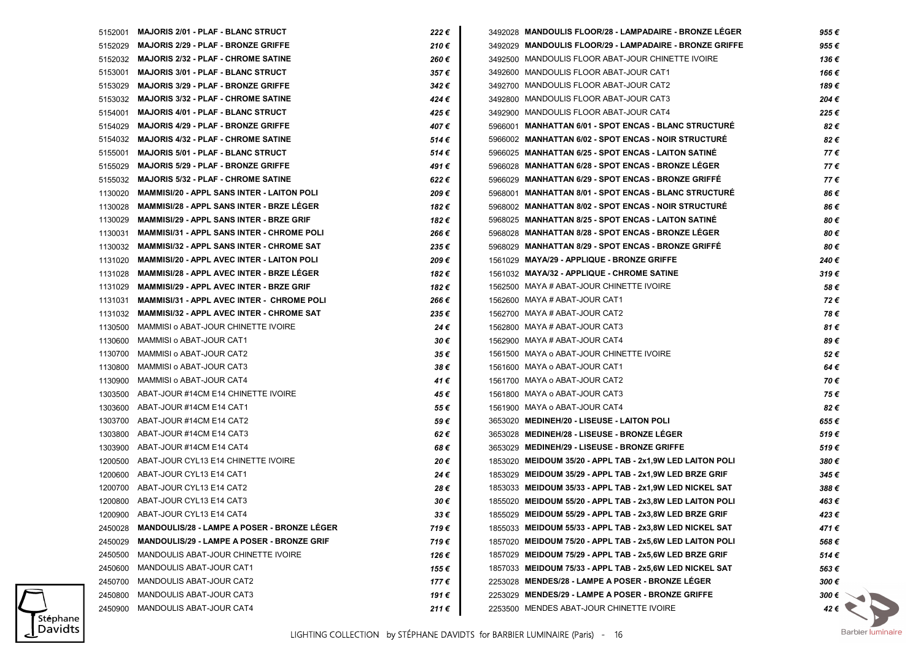| Réf. | Désignation | Prix |
|---|---|---|
| 5152001 | **MAJORIS 2/01 - PLAF - BLANC STRUCT** | *222 €* |
| 5152029 | **MAJORIS 2/29 - PLAF - BRONZE GRIFFE** | *210 €* |
| 5152032 | **MAJORIS 2/32 - PLAF - CHROME SATINE** | *260 €* |
| 5153001 | **MAJORIS 3/01 - PLAF - BLANC STRUCT** | *357 €* |
| 5153029 | **MAJORIS 3/29 - PLAF - BRONZE GRIFFE** | *342 €* |
| 5153032 | **MAJORIS 3/32 - PLAF - CHROME SATINE** | *424 €* |
| 5154001 | **MAJORIS 4/01 - PLAF - BLANC STRUCT** | *425 €* |
| 5154029 | **MAJORIS 4/29 - PLAF - BRONZE GRIFFE** | *407 €* |
| 5154032 | **MAJORIS 4/32 - PLAF - CHROME SATINE** | *514 €* |
| 5155001 | **MAJORIS 5/01 - PLAF - BLANC STRUCT** | *514 €* |
| 5155029 | **MAJORIS 5/29 - PLAF - BRONZE GRIFFE** | *491 €* |
| 5155032 | **MAJORIS 5/32 - PLAF - CHROME SATINE** | *622 €* |
| 1130020 | **MAMMISI/20 - APPL SANS INTER - LAITON POLI** | *209 €* |
| 1130028 | **MAMMISI/28 - APPL SANS INTER - BRZE LÉGER** | *182 €* |
| 1130029 | **MAMMISI/29 - APPL SANS INTER - BRZE GRIF** | *182 €* |
| 1130031 | **MAMMISI/31 - APPL SANS INTER - CHROME POLI** | *266 €* |
| 1130032 | **MAMMISI/32 - APPL SANS INTER - CHROME SAT** | *235 €* |
| 1131020 | **MAMMISI/20 - APPL AVEC INTER - LAITON POLI** | *209 €* |
| 1131028 | **MAMMISI/28 - APPL AVEC INTER - BRZE LÉGER** | *182 €* |
| 1131029 | **MAMMISI/29 - APPL AVEC INTER - BRZE GRIF** | *182 €* |
| 1131031 | **MAMMISI/31 - APPL AVEC INTER - CHROME POLI** | *266 €* |
| 1131032 | **MAMMISI/32 - APPL AVEC INTER - CHROME SAT** | *235 €* |
| 1130500 | MAMMISI o ABAT-JOUR CHINETTE IVOIRE | *24 €* |
| 1130600 | MAMMISI o ABAT-JOUR CAT1 | *30 €* |
| 1130700 | MAMMISI o ABAT-JOUR CAT2 | *35 €* |
| 1130800 | MAMMISI o ABAT-JOUR CAT3 | *38 €* |
| 1130900 | MAMMISI o ABAT-JOUR CAT4 | *41 €* |
| 1303500 | ABAT-JOUR #14CM E14 CHINETTE IVOIRE | *45 €* |
| 1303600 | ABAT-JOUR #14CM E14 CAT1 | *55 €* |
| 1303700 | ABAT-JOUR #14CM E14 CAT2 | *59 €* |
| 1303800 | ABAT-JOUR #14CM E14 CAT3 | *62 €* |
| 1303900 | ABAT-JOUR #14CM E14 CAT4 | *68 €* |
| 1200500 | ABAT-JOUR CYL13 E14 CHINETTE IVOIRE | *20 €* |
| 1200600 | ABAT-JOUR CYL13 E14 CAT1 | *24 €* |
| 1200700 | ABAT-JOUR CYL13 E14 CAT2 | *28 €* |
| 1200800 | ABAT-JOUR CYL13 E14 CAT3 | *30 €* |
| 1200900 | ABAT-JOUR CYL13 E14 CAT4 | *33 €* |
| 2450028 | **MANDOULIS/28 - LAMPE A POSER - BRONZE LÉGER** | *719 €* |
| 2450029 | **MANDOULIS/29 - LAMPE A POSER - BRONZE GRIF** | *719 €* |
| 2450500 | MANDOULIS ABAT-JOUR CHINETTE IVOIRE | *126 €* |
| 2450600 | MANDOULIS ABAT-JOUR CAT1 | *155 €* |
| 2450700 | MANDOULIS ABAT-JOUR CAT2 | *177 €* |
| 2450800 | MANDOULIS ABAT-JOUR CAT3 | *191 €* |
| 2450900 | MANDOULIS ABAT-JOUR CAT4 | *211 €* |
| 3492028 | **MANDOULIS FLOOR/28 - LAMPADAIRE - BRONZE LÉGER** | *955 €* |
| 3492029 | **MANDOULIS FLOOR/29 - LAMPADAIRE - BRONZE GRIFFE** | *955 €* |
| 3492500 | MANDOULIS FLOOR ABAT-JOUR CHINETTE IVOIRE | *136 €* |
| 3492600 | MANDOULIS FLOOR ABAT-JOUR CAT1 | *166 €* |
| 3492700 | MANDOULIS FLOOR ABAT-JOUR CAT2 | *189 €* |
| 3492800 | MANDOULIS FLOOR ABAT-JOUR CAT3 | *204 €* |
| 3492900 | MANDOULIS FLOOR ABAT-JOUR CAT4 | *225 €* |
| 5966001 | **MANHATTAN 6/01 - SPOT ENCAS - BLANC STRUCTURÉ** | *82 €* |
| 5966002 | **MANHATTAN 6/02 - SPOT ENCAS - NOIR STRUCTURÉ** | *82 €* |
| 5966025 | **MANHATTAN 6/25 - SPOT ENCAS - LAITON SATINÉ** | *77 €* |
| 5966028 | **MANHATTAN 6/28 - SPOT ENCAS - BRONZE LÉGER** | *77 €* |
| 5966029 | **MANHATTAN 6/29 - SPOT ENCAS - BRONZE GRIFFÉ** | *77 €* |
| 5968001 | **MANHATTAN 8/01 - SPOT ENCAS - BLANC STRUCTURÉ** | *86 €* |
| 5968002 | **MANHATTAN 8/02 - SPOT ENCAS - NOIR STRUCTURÉ** | *86 €* |
| 5968025 | **MANHATTAN 8/25 - SPOT ENCAS - LAITON SATINÉ** | *80 €* |
| 5968028 | **MANHATTAN 8/28 - SPOT ENCAS - BRONZE LÉGER** | *80 €* |
| 5968029 | **MANHATTAN 8/29 - SPOT ENCAS - BRONZE GRIFFÉ** | *80 €* |
| 1561029 | **MAYA/29 - APPLIQUE - BRONZE GRIFFE** | *240 €* |
| 1561032 | **MAYA/32 - APPLIQUE - CHROME SATINE** | *319 €* |
| 1562500 | MAYA # ABAT-JOUR CHINETTE IVOIRE | *58 €* |
| 1562600 | MAYA # ABAT-JOUR CAT1 | *72 €* |
| 1562700 | MAYA # ABAT-JOUR CAT2 | *78 €* |
| 1562800 | MAYA # ABAT-JOUR CAT3 | *81 €* |
| 1562900 | MAYA # ABAT-JOUR CAT4 | *89 €* |
| 1561500 | MAYA o ABAT-JOUR CHINETTE IVOIRE | *52 €* |
| 1561600 | MAYA o ABAT-JOUR CAT1 | *64 €* |
| 1561700 | MAYA o ABAT-JOUR CAT2 | *70 €* |
| 1561800 | MAYA o ABAT-JOUR CAT3 | *75 €* |
| 1561900 | MAYA o ABAT-JOUR CAT4 | *82 €* |
| 3653020 | **MEDINEH/20 - LISEUSE - LAITON POLI** | *655 €* |
| 3653028 | **MEDINEH/28 - LISEUSE - BRONZE LÉGER** | *519 €* |
| 3653029 | **MEDINEH/29 - LISEUSE - BRONZE GRIFFE** | *519 €* |
| 1853020 | **MEIDOUM 35/20 - APPL TAB - 2x1,9W LED LAITON POLI** | *380 €* |
| 1853029 | **MEIDOUM 35/29 - APPL TAB - 2x1,9W LED BRZE GRIF** | *345 €* |
| 1853033 | **MEIDOUM 35/33 - APPL TAB - 2x1,9W LED NICKEL SAT** | *388 €* |
| 1855020 | **MEIDOUM 55/20 - APPL TAB - 2x3,8W LED LAITON POLI** | *463 €* |
| 1855029 | **MEIDOUM 55/29 - APPL TAB - 2x3,8W LED BRZE GRIF** | *423 €* |
| 1855033 | **MEIDOUM 55/33 - APPL TAB - 2x3,8W LED NICKEL SAT** | *471 €* |
| 1857020 | **MEIDOUM 75/20 - APPL TAB - 2x5,6W LED LAITON POLI** | *568 €* |
| 1857029 | **MEIDOUM 75/29 - APPL TAB - 2x5,6W LED BRZE GRIF** | *514 €* |
| 1857033 | **MEIDOUM 75/33 - APPL TAB - 2x5,6W LED NICKEL SAT** | *563 €* |
| 2253028 | **MENDES/28 - LAMPE A POSER - BRONZE LÉGER** | *300 €* |
| 2253029 | **MENDES/29 - LAMPE A POSER - BRONZE GRIFFE** | *300 €* |
| 2253500 | MENDES ABAT-JOUR CHINETTE IVOIRE | *42 €* |

LIGHTING COLLECTION by STÉPHANE DAVIDTS for BARBIER LUMINAIRE (Paris)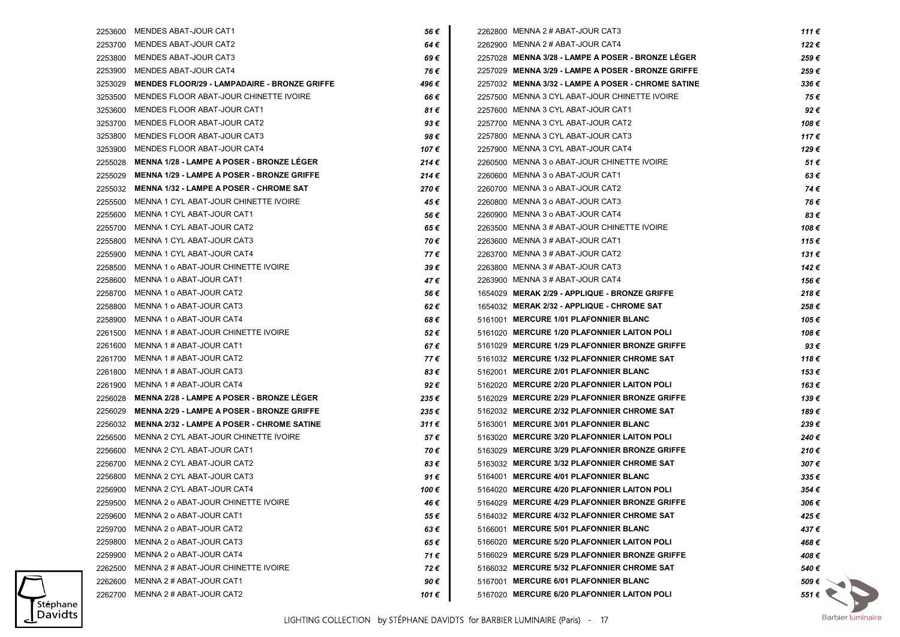| | | |
|---|---|---|
| 2253600 | MENDES ABAT-JOUR CAT1 | *56 €* |
| 2253700 | MENDES ABAT-JOUR CAT2 | *64 €* |
| 2253800 | MENDES ABAT-JOUR CAT3 | *69 €* |
| 2253900 | MENDES ABAT-JOUR CAT4 | *76 €* |
| 3253029 | **MENDES FLOOR/29 - LAMPADAIRE - BRONZE GRIFFE** | *496 €* |
| 3253500 | MENDES FLOOR ABAT-JOUR CHINETTE IVOIRE | *66 €* |
| 3253600 | MENDES FLOOR ABAT-JOUR CAT1 | *81 €* |
| 3253700 | MENDES FLOOR ABAT-JOUR CAT2 | *93 €* |
| 3253800 | MENDES FLOOR ABAT-JOUR CAT3 | *98 €* |
| 3253900 | MENDES FLOOR ABAT-JOUR CAT4 | *107 €* |
| 2255028 | **MENNA 1/28 - LAMPE A POSER - BRONZE LÉGER** | *214 €* |
| 2255029 | **MENNA 1/29 - LAMPE A POSER - BRONZE GRIFFE** | *214 €* |
| 2255032 | **MENNA 1/32 - LAMPE A POSER - CHROME SAT** | *270 €* |
| 2255500 | MENNA 1 CYL ABAT-JOUR CHINETTE IVOIRE | *45 €* |
| 2255600 | MENNA 1 CYL ABAT-JOUR CAT1 | *56 €* |
| 2255700 | MENNA 1 CYL ABAT-JOUR CAT2 | *65 €* |
| 2255800 | MENNA 1 CYL ABAT-JOUR CAT3 | *70 €* |
| 2255900 | MENNA 1 CYL ABAT-JOUR CAT4 | *77 €* |
| 2258500 | MENNA 1 o ABAT-JOUR CHINETTE IVOIRE | *39 €* |
| 2258600 | MENNA 1 o ABAT-JOUR CAT1 | *47 €* |
| 2258700 | MENNA 1 o ABAT-JOUR CAT2 | *56 €* |
| 2258800 | MENNA 1 o ABAT-JOUR CAT3 | *62 €* |
| 2258900 | MENNA 1 o ABAT-JOUR CAT4 | *68 €* |
| 2261500 | MENNA 1 # ABAT-JOUR CHINETTE IVOIRE | *52 €* |
| 2261600 | MENNA 1 # ABAT-JOUR CAT1 | *67 €* |
| 2261700 | MENNA 1 # ABAT-JOUR CAT2 | *77 €* |
| 2261800 | MENNA 1 # ABAT-JOUR CAT3 | *83 €* |
| 2261900 | MENNA 1 # ABAT-JOUR CAT4 | *92 €* |
| 2256028 | **MENNA 2/28 - LAMPE A POSER - BRONZE LÉGER** | *235 €* |
| 2256029 | **MENNA 2/29 - LAMPE A POSER - BRONZE GRIFFE** | *235 €* |
| 2256032 | **MENNA 2/32 - LAMPE A POSER - CHROME SATINE** | *311 €* |
| 2256500 | MENNA 2 CYL ABAT-JOUR CHINETTE IVOIRE | *57 €* |
| 2256600 | MENNA 2 CYL ABAT-JOUR CAT1 | *70 €* |
| 2256700 | MENNA 2 CYL ABAT-JOUR CAT2 | *83 €* |
| 2256800 | MENNA 2 CYL ABAT-JOUR CAT3 | *91 €* |
| 2256900 | MENNA 2 CYL ABAT-JOUR CAT4 | *100 €* |
| 2259500 | MENNA 2 o ABAT-JOUR CHINETTE IVOIRE | *46 €* |
| 2259600 | MENNA 2 o ABAT-JOUR CAT1 | *55 €* |
| 2259700 | MENNA 2 o ABAT-JOUR CAT2 | *63 €* |
| 2259800 | MENNA 2 o ABAT-JOUR CAT3 | *65 €* |
| 2259900 | MENNA 2 o ABAT-JOUR CAT4 | *71 €* |
| 2262500 | MENNA 2 # ABAT-JOUR CHINETTE IVOIRE | *72 €* |
| 2262600 | MENNA 2 # ABAT-JOUR CAT1 | *90 €* |
| 2262700 | MENNA 2 # ABAT-JOUR CAT2 | *101 €* |
| 2262800 | MENNA 2 # ABAT-JOUR CAT3 | *111 €* |
| 2262900 | MENNA 2 # ABAT-JOUR CAT4 | *122 €* |
| 2257028 | **MENNA 3/28 - LAMPE A POSER - BRONZE LÉGER** | *259 €* |
| 2257029 | **MENNA 3/29 - LAMPE A POSER - BRONZE GRIFFE** | *259 €* |
| 2257032 | **MENNA 3/32 - LAMPE A POSER - CHROME SATINE** | *336 €* |
| 2257500 | MENNA 3 CYL ABAT-JOUR CHINETTE IVOIRE | *75 €* |
| 2257600 | MENNA 3 CYL ABAT-JOUR CAT1 | *92 €* |
| 2257700 | MENNA 3 CYL ABAT-JOUR CAT2 | *108 €* |
| 2257800 | MENNA 3 CYL ABAT-JOUR CAT3 | *117 €* |
| 2257900 | MENNA 3 CYL ABAT-JOUR CAT4 | *129 €* |
| 2260500 | MENNA 3 o ABAT-JOUR CHINETTE IVOIRE | *51 €* |
| 2260600 | MENNA 3 o ABAT-JOUR CAT1 | *63 €* |
| 2260700 | MENNA 3 o ABAT-JOUR CAT2 | *74 €* |
| 2260800 | MENNA 3 o ABAT-JOUR CAT3 | *76 €* |
| 2260900 | MENNA 3 o ABAT-JOUR CAT4 | *83 €* |
| 2263500 | MENNA 3 # ABAT-JOUR CHINETTE IVOIRE | *108 €* |
| 2263600 | MENNA 3 # ABAT-JOUR CAT1 | *115 €* |
| 2263700 | MENNA 3 # ABAT-JOUR CAT2 | *131 €* |
| 2263800 | MENNA 3 # ABAT-JOUR CAT3 | *142 €* |
| 2263900 | MENNA 3 # ABAT-JOUR CAT4 | *156 €* |
| 1654029 | **MERAK 2/29 - APPLIQUE - BRONZE GRIFFE** | *218 €* |
| 1654032 | **MERAK 2/32 - APPLIQUE - CHROME SAT** | *258 €* |
| 5161001 | **MERCURE 1/01 PLAFONNIER BLANC** | *105 €* |
| 5161020 | **MERCURE 1/20 PLAFONNIER LAITON POLI** | *108 €* |
| 5161029 | **MERCURE 1/29 PLAFONNIER BRONZE GRIFFE** | *93 €* |
| 5161032 | **MERCURE 1/32 PLAFONNIER CHROME SAT** | *118 €* |
| 5162001 | **MERCURE 2/01 PLAFONNIER BLANC** | *153 €* |
| 5162020 | **MERCURE 2/20 PLAFONNIER LAITON POLI** | *163 €* |
| 5162029 | **MERCURE 2/29 PLAFONNIER BRONZE GRIFFE** | *139 €* |
| 5162032 | **MERCURE 2/32 PLAFONNIER CHROME SAT** | *189 €* |
| 5163001 | **MERCURE 3/01 PLAFONNIER BLANC** | *239 €* |
| 5163020 | **MERCURE 3/20 PLAFONNIER LAITON POLI** | *240 €* |
| 5163029 | **MERCURE 3/29 PLAFONNIER BRONZE GRIFFE** | *210 €* |
| 5163032 | **MERCURE 3/32 PLAFONNIER CHROME SAT** | *307 €* |
| 5164001 | **MERCURE 4/01 PLAFONNIER BLANC** | *335 €* |
| 5164020 | **MERCURE 4/20 PLAFONNIER LAITON POLI** | *354 €* |
| 5164029 | **MERCURE 4/29 PLAFONNIER BRONZE GRIFFE** | *306 €* |
| 5164032 | **MERCURE 4/32 PLAFONNIER CHROME SAT** | *425 €* |
| 5166001 | **MERCURE 5/01 PLAFONNIER BLANC** | *437 €* |
| 5166020 | **MERCURE 5/20 PLAFONNIER LAITON POLI** | *468 €* |
| 5166029 | **MERCURE 5/29 PLAFONNIER BRONZE GRIFFE** | *408 €* |
| 5166032 | **MERCURE 5/32 PLAFONNIER CHROME SAT** | *540 €* |
| 5167001 | **MERCURE 6/01 PLAFONNIER BLANC** | *509 €* |
| 5167020 | **MERCURE 6/20 PLAFONNIER LAITON POLI** | *551 €* |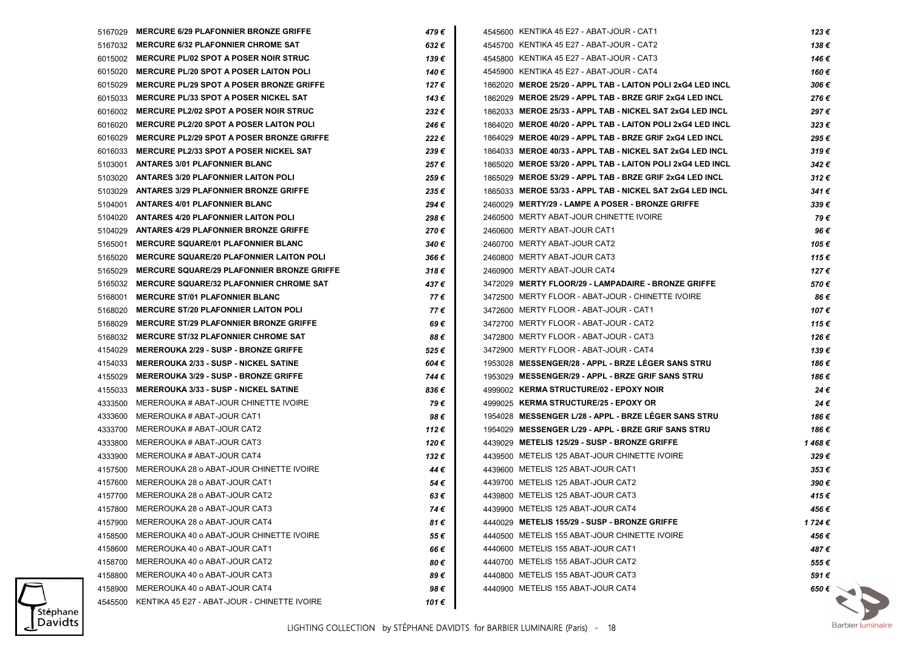| Ref | Désignation | Prix |
|---|---|---|
| 5167029 | **MERCURE 6/29 PLAFONNIER BRONZE GRIFFE** | *479 €* |
| 5167032 | **MERCURE 6/32 PLAFONNIER CHROME SAT** | *632 €* |
| 6015002 | **MERCURE PL/02 SPOT A POSER NOIR STRUC** | *139 €* |
| 6015020 | **MERCURE PL/20 SPOT A POSER LAITON POLI** | *140 €* |
| 6015029 | **MERCURE PL/29 SPOT A POSER BRONZE GRIFFE** | *127 €* |
| 6015033 | **MERCURE PL/33 SPOT A POSER NICKEL SAT** | *143 €* |
| 6016002 | **MERCURE PL2/02 SPOT A POSER NOIR STRUC** | *232 €* |
| 6016020 | **MERCURE PL2/20 SPOT A POSER LAITON POLI** | *246 €* |
| 6016029 | **MERCURE PL2/29 SPOT A POSER BRONZE GRIFFE** | *222 €* |
| 6016033 | **MERCURE PL2/33 SPOT A POSER NICKEL SAT** | *239 €* |
| 5103001 | **ANTARES 3/01 PLAFONNIER BLANC** | *257 €* |
| 5103020 | **ANTARES 3/20 PLAFONNIER LAITON POLI** | *259 €* |
| 5103029 | **ANTARES 3/29 PLAFONNIER BRONZE GRIFFE** | *235 €* |
| 5104001 | **ANTARES 4/01 PLAFONNIER BLANC** | *294 €* |
| 5104020 | **ANTARES 4/20 PLAFONNIER LAITON POLI** | *298 €* |
| 5104029 | **ANTARES 4/29 PLAFONNIER BRONZE GRIFFE** | *270 €* |
| 5165001 | **MERCURE SQUARE/01 PLAFONNIER BLANC** | *340 €* |
| 5165020 | **MERCURE SQUARE/20 PLAFONNIER LAITON POLI** | *366 €* |
| 5165029 | **MERCURE SQUARE/29 PLAFONNIER BRONZE GRIFFE** | *318 €* |
| 5165032 | **MERCURE SQUARE/32 PLAFONNIER CHROME SAT** | *437 €* |
| 5168001 | **MERCURE ST/01 PLAFONNIER BLANC** | *77 €* |
| 5168020 | **MERCURE ST/20 PLAFONNIER LAITON POLI** | *77 €* |
| 5168029 | **MERCURE ST/29 PLAFONNIER BRONZE GRIFFE** | *69 €* |
| 5168032 | **MERCURE ST/32 PLAFONNIER CHROME SAT** | *88 €* |
| 4154029 | **MEREROUKA 2/29 - SUSP - BRONZE GRIFFE** | *525 €* |
| 4154033 | **MEREROUKA 2/33 - SUSP - NICKEL SATINE** | *604 €* |
| 4155029 | **MEREROUKA 3/29 - SUSP - BRONZE GRIFFE** | *744 €* |
| 4155033 | **MEREROUKA 3/33 - SUSP - NICKEL SATINE** | *836 €* |
| 4333500 | MEREROUKA # ABAT-JOUR CHINETTE IVOIRE | *79 €* |
| 4333600 | MEREROUKA # ABAT-JOUR CAT1 | *98 €* |
| 4333700 | MEREROUKA # ABAT-JOUR CAT2 | *112 €* |
| 4333800 | MEREROUKA # ABAT-JOUR CAT3 | *120 €* |
| 4333900 | MEREROUKA # ABAT-JOUR CAT4 | *132 €* |
| 4157500 | MEREROUKA 28 o ABAT-JOUR CHINETTE IVOIRE | *44 €* |
| 4157600 | MEREROUKA 28 o ABAT-JOUR CAT1 | *54 €* |
| 4157700 | MEREROUKA 28 o ABAT-JOUR CAT2 | *63 €* |
| 4157800 | MEREROUKA 28 o ABAT-JOUR CAT3 | *74 €* |
| 4157900 | MEREROUKA 28 o ABAT-JOUR CAT4 | *81 €* |
| 4158500 | MEREROUKA 40 o ABAT-JOUR CHINETTE IVOIRE | *55 €* |
| 4158600 | MEREROUKA 40 o ABAT-JOUR CAT1 | *66 €* |
| 4158700 | MEREROUKA 40 o ABAT-JOUR CAT2 | *80 €* |
| 4158800 | MEREROUKA 40 o ABAT-JOUR CAT3 | *89 €* |
| 4158900 | MEREROUKA 40 o ABAT-JOUR CAT4 | *98 €* |
| 4545500 | KENTIKA 45 E27 - ABAT-JOUR - CHINETTE IVOIRE | *101 €* |
| 4545600 | KENTIKA 45 E27 - ABAT-JOUR - CAT1 | *123 €* |
| 4545700 | KENTIKA 45 E27 - ABAT-JOUR - CAT2 | *138 €* |
| 4545800 | KENTIKA 45 E27 - ABAT-JOUR - CAT3 | *146 €* |
| 4545900 | KENTIKA 45 E27 - ABAT-JOUR - CAT4 | *160 €* |
| 1862020 | **MEROE 25/20 - APPL TAB - LAITON POLI 2xG4 LED INCL** | *306 €* |
| 1862029 | **MEROE 25/29 - APPL TAB - BRZE GRIF 2xG4 LED INCL** | *276 €* |
| 1862033 | **MEROE 25/33 - APPL TAB - NICKEL SAT 2xG4 LED INCL** | *297 €* |
| 1864020 | **MEROE 40/20 - APPL TAB - LAITON POLI 2xG4 LED INCL** | *323 €* |
| 1864029 | **MEROE 40/29 - APPL TAB - BRZE GRIF 2xG4 LED INCL** | *295 €* |
| 1864033 | **MEROE 40/33 - APPL TAB - NICKEL SAT 2xG4 LED INCL** | *319 €* |
| 1865020 | **MEROE 53/20 - APPL TAB - LAITON POLI 2xG4 LED INCL** | *342 €* |
| 1865029 | **MEROE 53/29 - APPL TAB - BRZE GRIF 2xG4 LED INCL** | *312 €* |
| 1865033 | **MEROE 53/33 - APPL TAB - NICKEL SAT 2xG4 LED INCL** | *341 €* |
| 2460029 | **MERTY/29 - LAMPE A POSER - BRONZE GRIFFE** | *339 €* |
| 2460500 | MERTY ABAT-JOUR CHINETTE IVOIRE | *79 €* |
| 2460600 | MERTY ABAT-JOUR CAT1 | *96 €* |
| 2460700 | MERTY ABAT-JOUR CAT2 | *105 €* |
| 2460800 | MERTY ABAT-JOUR CAT3 | *115 €* |
| 2460900 | MERTY ABAT-JOUR CAT4 | *127 €* |
| 3472029 | **MERTY FLOOR/29 - LAMPADAIRE - BRONZE GRIFFE** | *570 €* |
| 3472500 | MERTY FLOOR - ABAT-JOUR - CHINETTE IVOIRE | *86 €* |
| 3472600 | MERTY FLOOR - ABAT-JOUR - CAT1 | *107 €* |
| 3472700 | MERTY FLOOR - ABAT-JOUR - CAT2 | *115 €* |
| 3472800 | MERTY FLOOR - ABAT-JOUR - CAT3 | *126 €* |
| 3472900 | MERTY FLOOR - ABAT-JOUR - CAT4 | *139 €* |
| 1953028 | **MESSENGER/28 - APPL - BRZE LÉGER SANS STRU** | *186 €* |
| 1953029 | **MESSENGER/29 - APPL - BRZE GRIF SANS STRU** | *186 €* |
| 4999002 | **KERMA STRUCTURE/02 - EPOXY NOIR** | *24 €* |
| 4999025 | **KERMA STRUCTURE/25 - EPOXY OR** | *24 €* |
| 1954028 | **MESSENGER L/28 - APPL - BRZE LÉGER SANS STRU** | *186 €* |
| 1954029 | **MESSENGER L/29 - APPL - BRZE GRIF SANS STRU** | *186 €* |
| 4439029 | **METELIS 125/29 - SUSP - BRONZE GRIFFE** | *1 468 €* |
| 4439500 | METELIS 125 ABAT-JOUR CHINETTE IVOIRE | *329 €* |
| 4439600 | METELIS 125 ABAT-JOUR CAT1 | *353 €* |
| 4439700 | METELIS 125 ABAT-JOUR CAT2 | *390 €* |
| 4439800 | METELIS 125 ABAT-JOUR CAT3 | *415 €* |
| 4439900 | METELIS 125 ABAT-JOUR CAT4 | *456 €* |
| 4440029 | **METELIS 155/29 - SUSP - BRONZE GRIFFE** | *1 724 €* |
| 4440500 | METELIS 155 ABAT-JOUR CHINETTE IVOIRE | *456 €* |
| 4440600 | METELIS 155 ABAT-JOUR CAT1 | *487 €* |
| 4440700 | METELIS 155 ABAT-JOUR CAT2 | *555 €* |
| 4440800 | METELIS 155 ABAT-JOUR CAT3 | *591 €* |
| 4440900 | METELIS 155 ABAT-JOUR CAT4 | *650 €* |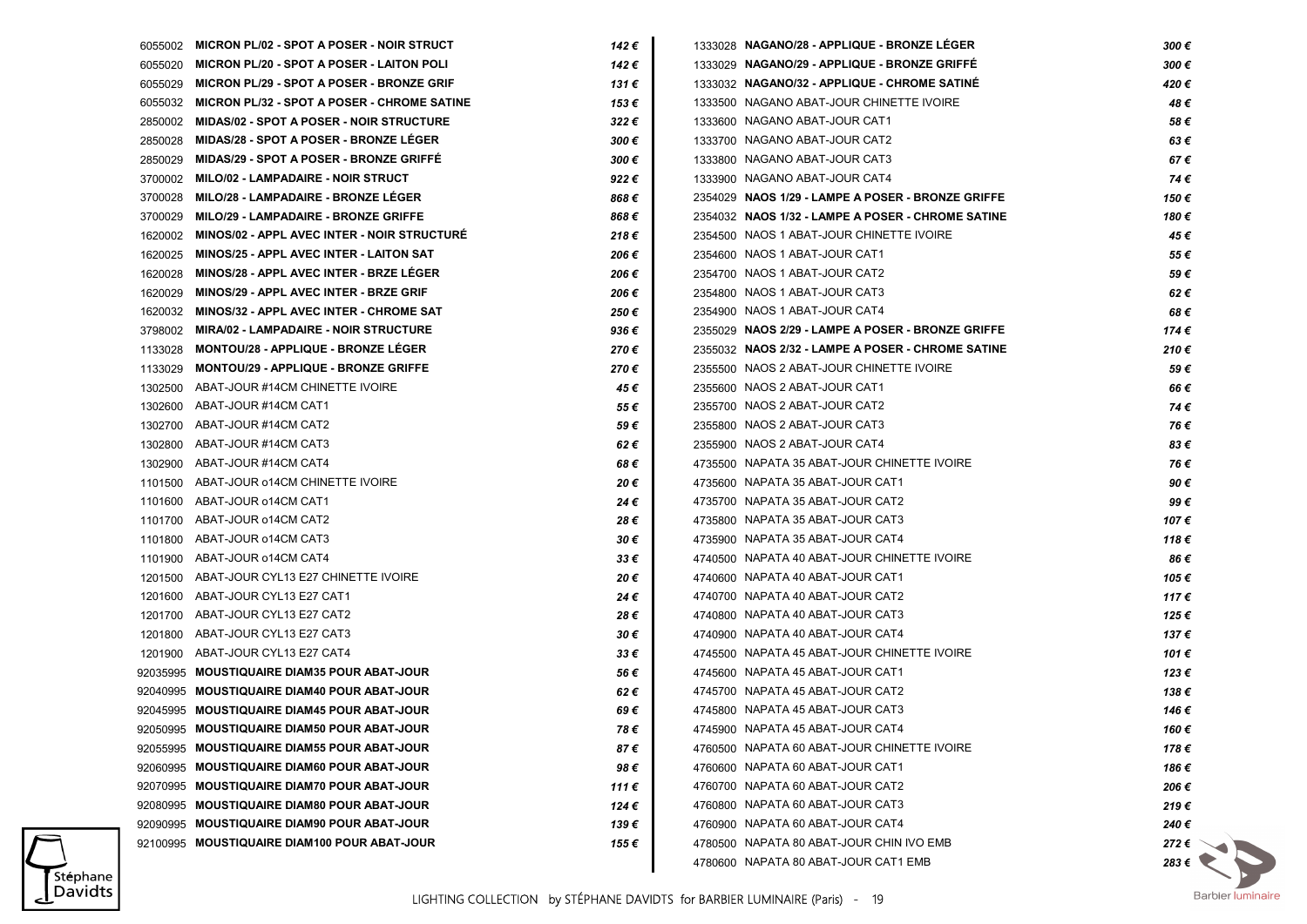| Réf. | Désignation | Prix |
|---|---|---|
| 6055002 | **MICRON PL/02 - SPOT A POSER - NOIR STRUCT** | *142 €* |
| 6055020 | **MICRON PL/20 - SPOT A POSER - LAITON POLI** | *142 €* |
| 6055029 | **MICRON PL/29 - SPOT A POSER - BRONZE GRIF** | *131 €* |
| 6055032 | **MICRON PL/32 - SPOT A POSER - CHROME SATINE** | *153 €* |
| 2850002 | **MIDAS/02 - SPOT A POSER - NOIR STRUCTURE** | *322 €* |
| 2850028 | **MIDAS/28 - SPOT A POSER - BRONZE LÉGER** | *300 €* |
| 2850029 | **MIDAS/29 - SPOT A POSER - BRONZE GRIFFÉ** | *300 €* |
| 3700002 | **MILO/02 - LAMPADAIRE - NOIR STRUCT** | *922 €* |
| 3700028 | **MILO/28 - LAMPADAIRE - BRONZE LÉGER** | *868 €* |
| 3700029 | **MILO/29 - LAMPADAIRE - BRONZE GRIFFE** | *868 €* |
| 1620002 | **MINOS/02 - APPL AVEC INTER - NOIR STRUCTURÉ** | *218 €* |
| 1620025 | **MINOS/25 - APPL AVEC INTER - LAITON SAT** | *206 €* |
| 1620028 | **MINOS/28 - APPL AVEC INTER - BRZE LÉGER** | *206 €* |
| 1620029 | **MINOS/29 - APPL AVEC INTER - BRZE GRIF** | *206 €* |
| 1620032 | **MINOS/32 - APPL AVEC INTER - CHROME SAT** | *250 €* |
| 3798002 | **MIRA/02 - LAMPADAIRE - NOIR STRUCTURE** | *936 €* |
| 1133028 | **MONTOU/28 - APPLIQUE - BRONZE LÉGER** | *270 €* |
| 1133029 | **MONTOU/29 - APPLIQUE - BRONZE GRIFFE** | *270 €* |
| 1302500 | ABAT-JOUR #14CM CHINETTE IVOIRE | *45 €* |
| 1302600 | ABAT-JOUR #14CM CAT1 | *55 €* |
| 1302700 | ABAT-JOUR #14CM CAT2 | *59 €* |
| 1302800 | ABAT-JOUR #14CM CAT3 | *62 €* |
| 1302900 | ABAT-JOUR #14CM CAT4 | *68 €* |
| 1101500 | ABAT-JOUR o14CM CHINETTE IVOIRE | *20 €* |
| 1101600 | ABAT-JOUR o14CM CAT1 | *24 €* |
| 1101700 | ABAT-JOUR o14CM CAT2 | *28 €* |
| 1101800 | ABAT-JOUR o14CM CAT3 | *30 €* |
| 1101900 | ABAT-JOUR o14CM CAT4 | *33 €* |
| 1201500 | ABAT-JOUR CYL13 E27 CHINETTE IVOIRE | *20 €* |
| 1201600 | ABAT-JOUR CYL13 E27 CAT1 | *24 €* |
| 1201700 | ABAT-JOUR CYL13 E27 CAT2 | *28 €* |
| 1201800 | ABAT-JOUR CYL13 E27 CAT3 | *30 €* |
| 1201900 | ABAT-JOUR CYL13 E27 CAT4 | *33 €* |
| 92035995 | **MOUSTIQUAIRE DIAM35 POUR ABAT-JOUR** | *56 €* |
| 92040995 | **MOUSTIQUAIRE DIAM40 POUR ABAT-JOUR** | *62 €* |
| 92045995 | **MOUSTIQUAIRE DIAM45 POUR ABAT-JOUR** | *69 €* |
| 92050995 | **MOUSTIQUAIRE DIAM50 POUR ABAT-JOUR** | *78 €* |
| 92055995 | **MOUSTIQUAIRE DIAM55 POUR ABAT-JOUR** | *87 €* |
| 92060995 | **MOUSTIQUAIRE DIAM60 POUR ABAT-JOUR** | *98 €* |
| 92070995 | **MOUSTIQUAIRE DIAM70 POUR ABAT-JOUR** | *111 €* |
| 92080995 | **MOUSTIQUAIRE DIAM80 POUR ABAT-JOUR** | *124 €* |
| 92090995 | **MOUSTIQUAIRE DIAM90 POUR ABAT-JOUR** | *139 €* |
| 92100995 | **MOUSTIQUAIRE DIAM100 POUR ABAT-JOUR** | *155 €* |
| 1333028 | **NAGANO/28 - APPLIQUE - BRONZE LÉGER** | *300 €* |
| 1333029 | **NAGANO/29 - APPLIQUE - BRONZE GRIFFÉ** | *300 €* |
| 1333032 | **NAGANO/32 - APPLIQUE - CHROME SATINÉ** | *420 €* |
| 1333500 | NAGANO ABAT-JOUR CHINETTE IVOIRE | *48 €* |
| 1333600 | NAGANO ABAT-JOUR CAT1 | *58 €* |
| 1333700 | NAGANO ABAT-JOUR CAT2 | *63 €* |
| 1333800 | NAGANO ABAT-JOUR CAT3 | *67 €* |
| 1333900 | NAGANO ABAT-JOUR CAT4 | *74 €* |
| 2354029 | **NAOS 1/29 - LAMPE A POSER - BRONZE GRIFFE** | *150 €* |
| 2354032 | **NAOS 1/32 - LAMPE A POSER - CHROME SATINE** | *180 €* |
| 2354500 | NAOS 1 ABAT-JOUR CHINETTE IVOIRE | *45 €* |
| 2354600 | NAOS 1 ABAT-JOUR CAT1 | *55 €* |
| 2354700 | NAOS 1 ABAT-JOUR CAT2 | *59 €* |
| 2354800 | NAOS 1 ABAT-JOUR CAT3 | *62 €* |
| 2354900 | NAOS 1 ABAT-JOUR CAT4 | *68 €* |
| 2355029 | **NAOS 2/29 - LAMPE A POSER - BRONZE GRIFFE** | *174 €* |
| 2355032 | **NAOS 2/32 - LAMPE A POSER - CHROME SATINE** | *210 €* |
| 2355500 | NAOS 2 ABAT-JOUR CHINETTE IVOIRE | *59 €* |
| 2355600 | NAOS 2 ABAT-JOUR CAT1 | *66 €* |
| 2355700 | NAOS 2 ABAT-JOUR CAT2 | *74 €* |
| 2355800 | NAOS 2 ABAT-JOUR CAT3 | *76 €* |
| 2355900 | NAOS 2 ABAT-JOUR CAT4 | *83 €* |
| 4735500 | NAPATA 35 ABAT-JOUR CHINETTE IVOIRE | *76 €* |
| 4735600 | NAPATA 35 ABAT-JOUR CAT1 | *90 €* |
| 4735700 | NAPATA 35 ABAT-JOUR CAT2 | *99 €* |
| 4735800 | NAPATA 35 ABAT-JOUR CAT3 | *107 €* |
| 4735900 | NAPATA 35 ABAT-JOUR CAT4 | *118 €* |
| 4740500 | NAPATA 40 ABAT-JOUR CHINETTE IVOIRE | *86 €* |
| 4740600 | NAPATA 40 ABAT-JOUR CAT1 | *105 €* |
| 4740700 | NAPATA 40 ABAT-JOUR CAT2 | *117 €* |
| 4740800 | NAPATA 40 ABAT-JOUR CAT3 | *125 €* |
| 4740900 | NAPATA 40 ABAT-JOUR CAT4 | *137 €* |
| 4745500 | NAPATA 45 ABAT-JOUR CHINETTE IVOIRE | *101 €* |
| 4745600 | NAPATA 45 ABAT-JOUR CAT1 | *123 €* |
| 4745700 | NAPATA 45 ABAT-JOUR CAT2 | *138 €* |
| 4745800 | NAPATA 45 ABAT-JOUR CAT3 | *146 €* |
| 4745900 | NAPATA 45 ABAT-JOUR CAT4 | *160 €* |
| 4760500 | NAPATA 60 ABAT-JOUR CHINETTE IVOIRE | *178 €* |
| 4760600 | NAPATA 60 ABAT-JOUR CAT1 | *186 €* |
| 4760700 | NAPATA 60 ABAT-JOUR CAT2 | *206 €* |
| 4760800 | NAPATA 60 ABAT-JOUR CAT3 | *219 €* |
| 4760900 | NAPATA 60 ABAT-JOUR CAT4 | *240 €* |
| 4780500 | NAPATA 80 ABAT-JOUR CHIN IVO EMB | *272 €* |
| 4780600 | NAPATA 80 ABAT-JOUR CAT1 EMB | *283 €* |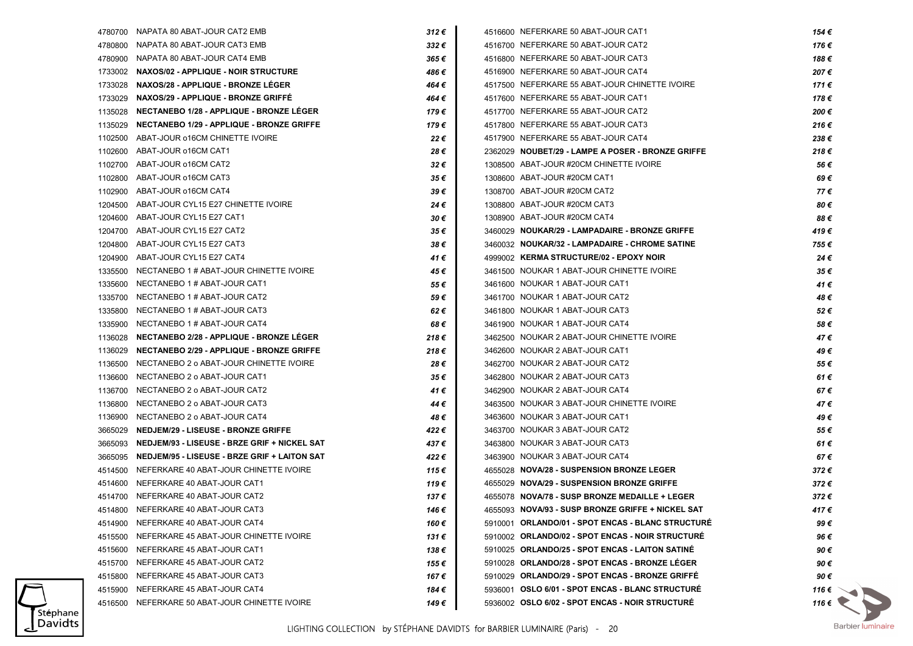| Code | Description | Price |
|---|---|---|
| 4780700 | NAPATA 80 ABAT-JOUR CAT2 EMB | 312 € |
| 4780800 | NAPATA 80 ABAT-JOUR CAT3 EMB | 332 € |
| 4780900 | NAPATA 80 ABAT-JOUR CAT4 EMB | 365 € |
| 1733002 | **NAXOS/02 - APPLIQUE - NOIR STRUCTURE** | 486 € |
| 1733028 | **NAXOS/28 - APPLIQUE - BRONZE LÉGER** | 464 € |
| 1733029 | **NAXOS/29 - APPLIQUE - BRONZE GRIFFÉ** | 464 € |
| 1135028 | **NECTANEBO 1/28 - APPLIQUE - BRONZE LÉGER** | 179 € |
| 1135029 | **NECTANEBO 1/29 - APPLIQUE - BRONZE GRIFFE** | 179 € |
| 1102500 | ABAT-JOUR o16CM CHINETTE IVOIRE | 22 € |
| 1102600 | ABAT-JOUR o16CM CAT1 | 28 € |
| 1102700 | ABAT-JOUR o16CM CAT2 | 32 € |
| 1102800 | ABAT-JOUR o16CM CAT3 | 35 € |
| 1102900 | ABAT-JOUR o16CM CAT4 | 39 € |
| 1204500 | ABAT-JOUR CYL15 E27 CHINETTE IVOIRE | 24 € |
| 1204600 | ABAT-JOUR CYL15 E27 CAT1 | 30 € |
| 1204700 | ABAT-JOUR CYL15 E27 CAT2 | 35 € |
| 1204800 | ABAT-JOUR CYL15 E27 CAT3 | 38 € |
| 1204900 | ABAT-JOUR CYL15 E27 CAT4 | 41 € |
| 1335500 | NECTANEBO 1 # ABAT-JOUR CHINETTE IVOIRE | 45 € |
| 1335600 | NECTANEBO 1 # ABAT-JOUR CAT1 | 55 € |
| 1335700 | NECTANEBO 1 # ABAT-JOUR CAT2 | 59 € |
| 1335800 | NECTANEBO 1 # ABAT-JOUR CAT3 | 62 € |
| 1335900 | NECTANEBO 1 # ABAT-JOUR CAT4 | 68 € |
| 1136028 | **NECTANEBO 2/28 - APPLIQUE - BRONZE LÉGER** | 218 € |
| 1136029 | **NECTANEBO 2/29 - APPLIQUE - BRONZE GRIFFE** | 218 € |
| 1136500 | NECTANEBO 2 o ABAT-JOUR CHINETTE IVOIRE | 28 € |
| 1136600 | NECTANEBO 2 o ABAT-JOUR CAT1 | 35 € |
| 1136700 | NECTANEBO 2 o ABAT-JOUR CAT2 | 41 € |
| 1136800 | NECTANEBO 2 o ABAT-JOUR CAT3 | 44 € |
| 1136900 | NECTANEBO 2 o ABAT-JOUR CAT4 | 48 € |
| 3665029 | **NEDJEM/29 - LISEUSE - BRONZE GRIFFE** | 422 € |
| 3665093 | **NEDJEM/93 - LISEUSE - BRZE GRIF + NICKEL SAT** | 437 € |
| 3665095 | **NEDJEM/95 - LISEUSE - BRZE GRIF + LAITON SAT** | 422 € |
| 4514500 | NEFERKARE 40 ABAT-JOUR CHINETTE IVOIRE | 115 € |
| 4514600 | NEFERKARE 40 ABAT-JOUR CAT1 | 119 € |
| 4514700 | NEFERKARE 40 ABAT-JOUR CAT2 | 137 € |
| 4514800 | NEFERKARE 40 ABAT-JOUR CAT3 | 146 € |
| 4514900 | NEFERKARE 40 ABAT-JOUR CAT4 | 160 € |
| 4515500 | NEFERKARE 45 ABAT-JOUR CHINETTE IVOIRE | 131 € |
| 4515600 | NEFERKARE 45 ABAT-JOUR CAT1 | 138 € |
| 4515700 | NEFERKARE 45 ABAT-JOUR CAT2 | 155 € |
| 4515800 | NEFERKARE 45 ABAT-JOUR CAT3 | 167 € |
| 4515900 | NEFERKARE 45 ABAT-JOUR CAT4 | 184 € |
| 4516500 | NEFERKARE 50 ABAT-JOUR CHINETTE IVOIRE | 149 € |
| 4516600 | NEFERKARE 50 ABAT-JOUR CAT1 | 154 € |
| 4516700 | NEFERKARE 50 ABAT-JOUR CAT2 | 176 € |
| 4516800 | NEFERKARE 50 ABAT-JOUR CAT3 | 188 € |
| 4516900 | NEFERKARE 50 ABAT-JOUR CAT4 | 207 € |
| 4517500 | NEFERKARE 55 ABAT-JOUR CHINETTE IVOIRE | 171 € |
| 4517600 | NEFERKARE 55 ABAT-JOUR CAT1 | 178 € |
| 4517700 | NEFERKARE 55 ABAT-JOUR CAT2 | 200 € |
| 4517800 | NEFERKARE 55 ABAT-JOUR CAT3 | 216 € |
| 4517900 | NEFERKARE 55 ABAT-JOUR CAT4 | 238 € |
| 2362029 | **NOUBET/29 - LAMPE A POSER - BRONZE GRIFFE** | 218 € |
| 1308500 | ABAT-JOUR #20CM CHINETTE IVOIRE | 56 € |
| 1308600 | ABAT-JOUR #20CM CAT1 | 69 € |
| 1308700 | ABAT-JOUR #20CM CAT2 | 77 € |
| 1308800 | ABAT-JOUR #20CM CAT3 | 80 € |
| 1308900 | ABAT-JOUR #20CM CAT4 | 88 € |
| 3460029 | **NOUKAR/29 - LAMPADAIRE - BRONZE GRIFFE** | 419 € |
| 3460032 | **NOUKAR/32 - LAMPADAIRE - CHROME SATINE** | 755 € |
| 4999002 | **KERMA STRUCTURE/02 - EPOXY NOIR** | 24 € |
| 3461500 | NOUKAR 1 ABAT-JOUR CHINETTE IVOIRE | 35 € |
| 3461600 | NOUKAR 1 ABAT-JOUR CAT1 | 41 € |
| 3461700 | NOUKAR 1 ABAT-JOUR CAT2 | 48 € |
| 3461800 | NOUKAR 1 ABAT-JOUR CAT3 | 52 € |
| 3461900 | NOUKAR 1 ABAT-JOUR CAT4 | 58 € |
| 3462500 | NOUKAR 2 ABAT-JOUR CHINETTE IVOIRE | 47 € |
| 3462600 | NOUKAR 2 ABAT-JOUR CAT1 | 49 € |
| 3462700 | NOUKAR 2 ABAT-JOUR CAT2 | 55 € |
| 3462800 | NOUKAR 2 ABAT-JOUR CAT3 | 61 € |
| 3462900 | NOUKAR 2 ABAT-JOUR CAT4 | 67 € |
| 3463500 | NOUKAR 3 ABAT-JOUR CHINETTE IVOIRE | 47 € |
| 3463600 | NOUKAR 3 ABAT-JOUR CAT1 | 49 € |
| 3463700 | NOUKAR 3 ABAT-JOUR CAT2 | 55 € |
| 3463800 | NOUKAR 3 ABAT-JOUR CAT3 | 61 € |
| 3463900 | NOUKAR 3 ABAT-JOUR CAT4 | 67 € |
| 4655028 | **NOVA/28 - SUSPENSION BRONZE LEGER** | 372 € |
| 4655029 | **NOVA/29 - SUSPENSION BRONZE GRIFFE** | 372 € |
| 4655078 | **NOVA/78 - SUSP BRONZE MEDAILLE + LEGER** | 372 € |
| 4655093 | **NOVA/93 - SUSP BRONZE GRIFFE + NICKEL SAT** | 417 € |
| 5910001 | **ORLANDO/01 - SPOT ENCAS - BLANC STRUCTURÉ** | 99 € |
| 5910002 | **ORLANDO/02 - SPOT ENCAS - NOIR STRUCTURÉ** | 96 € |
| 5910025 | **ORLANDO/25 - SPOT ENCAS - LAITON SATINÉ** | 90 € |
| 5910028 | **ORLANDO/28 - SPOT ENCAS - BRONZE LÉGER** | 90 € |
| 5910029 | **ORLANDO/29 - SPOT ENCAS - BRONZE GRIFFÉ** | 90 € |
| 5936001 | **OSLO 6/01 - SPOT ENCAS - BLANC STRUCTURÉ** | 116 € |
| 5936002 | **OSLO 6/02 - SPOT ENCAS - NOIR STRUCTURÉ** | 116 € |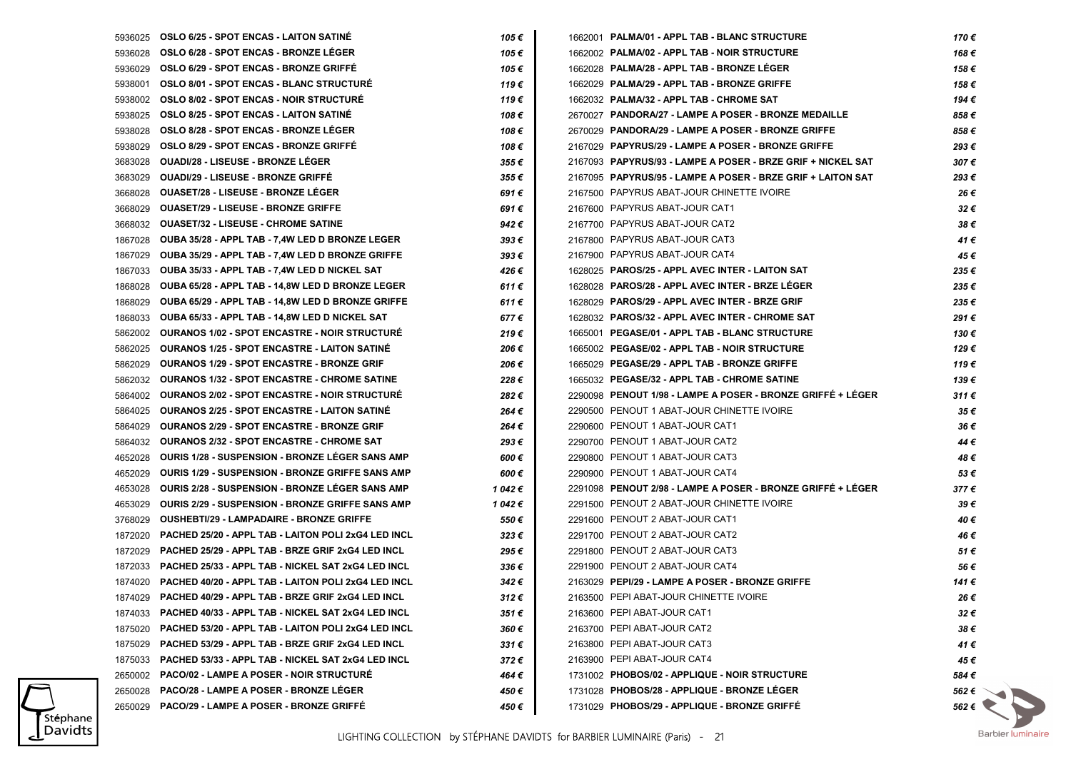| Code | Désignation | Prix |
|---|---|---|
| 5936025 | **OSLO 6/25 - SPOT ENCAS - LAITON SATINÉ** | *105 €* |
| 5936028 | **OSLO 6/28 - SPOT ENCAS - BRONZE LÉGER** | *105 €* |
| 5936029 | **OSLO 6/29 - SPOT ENCAS - BRONZE GRIFFÉ** | *105 €* |
| 5938001 | **OSLO 8/01 - SPOT ENCAS - BLANC STRUCTURÉ** | *119 €* |
| 5938002 | **OSLO 8/02 - SPOT ENCAS - NOIR STRUCTURÉ** | *119 €* |
| 5938025 | **OSLO 8/25 - SPOT ENCAS - LAITON SATINÉ** | *108 €* |
| 5938028 | **OSLO 8/28 - SPOT ENCAS - BRONZE LÉGER** | *108 €* |
| 5938029 | **OSLO 8/29 - SPOT ENCAS - BRONZE GRIFFÉ** | *108 €* |
| 3683028 | **OUADI/28 - LISEUSE - BRONZE LÉGER** | *355 €* |
| 3683029 | **OUADI/29 - LISEUSE - BRONZE GRIFFÉ** | *355 €* |
| 3668028 | **OUASET/28 - LISEUSE - BRONZE LÉGER** | *691 €* |
| 3668029 | **OUASET/29 - LISEUSE - BRONZE GRIFFE** | *691 €* |
| 3668032 | **OUASET/32 - LISEUSE - CHROME SATINE** | *942 €* |
| 1867028 | **OUBA 35/28 - APPL TAB - 7,4W LED D BRONZE LEGER** | *393 €* |
| 1867029 | **OUBA 35/29 - APPL TAB - 7,4W LED D BRONZE GRIFFE** | *393 €* |
| 1867033 | **OUBA 35/33 - APPL TAB - 7,4W LED D NICKEL SAT** | *426 €* |
| 1868028 | **OUBA 65/28 - APPL TAB - 14,8W LED D BRONZE LEGER** | *611 €* |
| 1868029 | **OUBA 65/29 - APPL TAB - 14,8W LED D BRONZE GRIFFE** | *611 €* |
| 1868033 | **OUBA 65/33 - APPL TAB - 14,8W LED D NICKEL SAT** | *677 €* |
| 5862002 | **OURANOS 1/02 - SPOT ENCASTRE - NOIR STRUCTURÉ** | *219 €* |
| 5862025 | **OURANOS 1/25 - SPOT ENCASTRE - LAITON SATINÉ** | *206 €* |
| 5862029 | **OURANOS 1/29 - SPOT ENCASTRE - BRONZE GRIF** | *206 €* |
| 5862032 | **OURANOS 1/32 - SPOT ENCASTRE - CHROME SATINE** | *228 €* |
| 5864002 | **OURANOS 2/02 - SPOT ENCASTRE - NOIR STRUCTURÉ** | *282 €* |
| 5864025 | **OURANOS 2/25 - SPOT ENCASTRE - LAITON SATINÉ** | *264 €* |
| 5864029 | **OURANOS 2/29 - SPOT ENCASTRE - BRONZE GRIF** | *264 €* |
| 5864032 | **OURANOS 2/32 - SPOT ENCASTRE - CHROME SAT** | *293 €* |
| 4652028 | **OURIS 1/28 - SUSPENSION - BRONZE LÉGER SANS AMP** | *600 €* |
| 4652029 | **OURIS 1/29 - SUSPENSION - BRONZE GRIFFE SANS AMP** | *600 €* |
| 4653028 | **OURIS 2/28 - SUSPENSION - BRONZE LÉGER SANS AMP** | *1 042 €* |
| 4653029 | **OURIS 2/29 - SUSPENSION - BRONZE GRIFFE SANS AMP** | *1 042 €* |
| 3768029 | **OUSHEBTI/29 - LAMPADAIRE - BRONZE GRIFFE** | *550 €* |
| 1872020 | **PACHED 25/20 - APPL TAB - LAITON POLI 2xG4 LED INCL** | *323 €* |
| 1872029 | **PACHED 25/29 - APPL TAB - BRZE GRIF 2xG4 LED INCL** | *295 €* |
| 1872033 | **PACHED 25/33 - APPL TAB - NICKEL SAT 2xG4 LED INCL** | *336 €* |
| 1874020 | **PACHED 40/20 - APPL TAB - LAITON POLI 2xG4 LED INCL** | *342 €* |
| 1874029 | **PACHED 40/29 - APPL TAB - BRZE GRIF 2xG4 LED INCL** | *312 €* |
| 1874033 | **PACHED 40/33 - APPL TAB - NICKEL SAT 2xG4 LED INCL** | *351 €* |
| 1875020 | **PACHED 53/20 - APPL TAB - LAITON POLI 2xG4 LED INCL** | *360 €* |
| 1875029 | **PACHED 53/29 - APPL TAB - BRZE GRIF 2xG4 LED INCL** | *331 €* |
| 1875033 | **PACHED 53/33 - APPL TAB - NICKEL SAT 2xG4 LED INCL** | *372 €* |
| 2650002 | **PACO/02 - LAMPE A POSER - NOIR STRUCTURÉ** | *464 €* |
| 2650028 | **PACO/28 - LAMPE A POSER - BRONZE LÉGER** | *450 €* |
| 2650029 | **PACO/29 - LAMPE A POSER - BRONZE GRIFFÉ** | *450 €* |
| 1662001 | **PALMA/01 - APPL TAB - BLANC STRUCTURE** | *170 €* |
| 1662002 | **PALMA/02 - APPL TAB - NOIR STRUCTURE** | *168 €* |
| 1662028 | **PALMA/28 - APPL TAB - BRONZE LÉGER** | *158 €* |
| 1662029 | **PALMA/29 - APPL TAB - BRONZE GRIFFE** | *158 €* |
| 1662032 | **PALMA/32 - APPL TAB - CHROME SAT** | *194 €* |
| 2670027 | **PANDORA/27 - LAMPE A POSER - BRONZE MEDAILLE** | *858 €* |
| 2670029 | **PANDORA/29 - LAMPE A POSER - BRONZE GRIFFE** | *858 €* |
| 2167029 | **PAPYRUS/29 - LAMPE A POSER - BRONZE GRIFFE** | *293 €* |
| 2167093 | **PAPYRUS/93 - LAMPE A POSER - BRZE GRIF + NICKEL SAT** | *307 €* |
| 2167095 | **PAPYRUS/95 - LAMPE A POSER - BRZE GRIF + LAITON SAT** | *293 €* |
| 2167500 | PAPYRUS ABAT-JOUR CHINETTE IVOIRE | *26 €* |
| 2167600 | PAPYRUS ABAT-JOUR CAT1 | *32 €* |
| 2167700 | PAPYRUS ABAT-JOUR CAT2 | *38 €* |
| 2167800 | PAPYRUS ABAT-JOUR CAT3 | *41 €* |
| 2167900 | PAPYRUS ABAT-JOUR CAT4 | *45 €* |
| 1628025 | **PAROS/25 - APPL AVEC INTER - LAITON SAT** | *235 €* |
| 1628028 | **PAROS/28 - APPL AVEC INTER - BRZE LÉGER** | *235 €* |
| 1628029 | **PAROS/29 - APPL AVEC INTER - BRZE GRIF** | *235 €* |
| 1628032 | **PAROS/32 - APPL AVEC INTER - CHROME SAT** | *291 €* |
| 1665001 | **PEGASE/01 - APPL TAB - BLANC STRUCTURE** | *130 €* |
| 1665002 | **PEGASE/02 - APPL TAB - NOIR STRUCTURE** | *129 €* |
| 1665029 | **PEGASE/29 - APPL TAB - BRONZE GRIFFE** | *119 €* |
| 1665032 | **PEGASE/32 - APPL TAB - CHROME SATINE** | *139 €* |
| 2290098 | **PENOUT 1/98 - LAMPE A POSER - BRONZE GRIFFÉ + LÉGER** | *311 €* |
| 2290500 | PENOUT 1 ABAT-JOUR CHINETTE IVOIRE | *35 €* |
| 2290600 | PENOUT 1 ABAT-JOUR CAT1 | *36 €* |
| 2290700 | PENOUT 1 ABAT-JOUR CAT2 | *44 €* |
| 2290800 | PENOUT 1 ABAT-JOUR CAT3 | *48 €* |
| 2290900 | PENOUT 1 ABAT-JOUR CAT4 | *53 €* |
| 2291098 | **PENOUT 2/98 - LAMPE A POSER - BRONZE GRIFFÉ + LÉGER** | *377 €* |
| 2291500 | PENOUT 2 ABAT-JOUR CHINETTE IVOIRE | *39 €* |
| 2291600 | PENOUT 2 ABAT-JOUR CAT1 | *40 €* |
| 2291700 | PENOUT 2 ABAT-JOUR CAT2 | *46 €* |
| 2291800 | PENOUT 2 ABAT-JOUR CAT3 | *51 €* |
| 2291900 | PENOUT 2 ABAT-JOUR CAT4 | *56 €* |
| 2163029 | **PEPI/29 - LAMPE A POSER - BRONZE GRIFFE** | *141 €* |
| 2163500 | PEPI ABAT-JOUR CHINETTE IVOIRE | *26 €* |
| 2163600 | PEPI ABAT-JOUR CAT1 | *32 €* |
| 2163700 | PEPI ABAT-JOUR CAT2 | *38 €* |
| 2163800 | PEPI ABAT-JOUR CAT3 | *41 €* |
| 2163900 | PEPI ABAT-JOUR CAT4 | *45 €* |
| 1731002 | **PHOBOS/02 - APPLIQUE - NOIR STRUCTURE** | *584 €* |
| 1731028 | **PHOBOS/28 - APPLIQUE - BRONZE LÉGER** | *562 €* |
| 1731029 | **PHOBOS/29 - APPLIQUE - BRONZE GRIFFÉ** | *562 €* |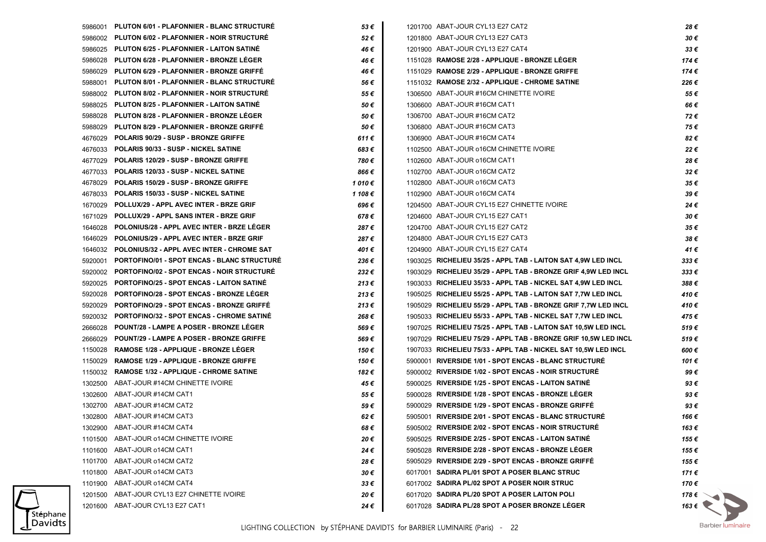| Réf. | Désignation | Prix |
|---|---|---|
| 5986001 | **PLUTON 6/01 - PLAFONNIER - BLANC STRUCTURÉ** | *53 €* |
| 5986002 | **PLUTON 6/02 - PLAFONNIER - NOIR STRUCTURÉ** | *52 €* |
| 5986025 | **PLUTON 6/25 - PLAFONNIER - LAITON SATINÉ** | *46 €* |
| 5986028 | **PLUTON 6/28 - PLAFONNIER - BRONZE LÉGER** | *46 €* |
| 5986029 | **PLUTON 6/29 - PLAFONNIER - BRONZE GRIFFÉ** | *46 €* |
| 5988001 | **PLUTON 8/01 - PLAFONNIER - BLANC STRUCTURÉ** | *56 €* |
| 5988002 | **PLUTON 8/02 - PLAFONNIER - NOIR STRUCTURÉ** | *55 €* |
| 5988025 | **PLUTON 8/25 - PLAFONNIER - LAITON SATINÉ** | *50 €* |
| 5988028 | **PLUTON 8/28 - PLAFONNIER - BRONZE LÉGER** | *50 €* |
| 5988029 | **PLUTON 8/29 - PLAFONNIER - BRONZE GRIFFÉ** | *50 €* |
| 4676029 | **POLARIS 90/29 - SUSP - BRONZE GRIFFE** | *611 €* |
| 4676033 | **POLARIS 90/33 - SUSP - NICKEL SATINE** | *683 €* |
| 4677029 | **POLARIS 120/29 - SUSP - BRONZE GRIFFE** | *780 €* |
| 4677033 | **POLARIS 120/33 - SUSP - NICKEL SATINE** | *866 €* |
| 4678029 | **POLARIS 150/29 - SUSP - BRONZE GRIFFE** | *1 010 €* |
| 4678033 | **POLARIS 150/33 - SUSP - NICKEL SATINE** | *1 108 €* |
| 1670029 | **POLLUX/29 - APPL AVEC INTER - BRZE GRIF** | *696 €* |
| 1671029 | **POLLUX/29 - APPL SANS INTER - BRZE GRIF** | *678 €* |
| 1646028 | **POLONIUS/28 - APPL AVEC INTER - BRZE LÉGER** | *287 €* |
| 1646029 | **POLONIUS/29 - APPL AVEC INTER - BRZE GRIF** | *287 €* |
| 1646032 | **POLONIUS/32 - APPL AVEC INTER - CHROME SAT** | *401 €* |
| 5920001 | **PORTOFINO/01 - SPOT ENCAS - BLANC STRUCTURÉ** | *236 €* |
| 5920002 | **PORTOFINO/02 - SPOT ENCAS - NOIR STRUCTURÉ** | *232 €* |
| 5920025 | **PORTOFINO/25 - SPOT ENCAS - LAITON SATINÉ** | *213 €* |
| 5920028 | **PORTOFINO/28 - SPOT ENCAS - BRONZE LÉGER** | *213 €* |
| 5920029 | **PORTOFINO/29 - SPOT ENCAS - BRONZE GRIFFÉ** | *213 €* |
| 5920032 | **PORTOFINO/32 - SPOT ENCAS - CHROME SATINÉ** | *268 €* |
| 2666028 | **POUNT/28 - LAMPE A POSER - BRONZE LÉGER** | *569 €* |
| 2666029 | **POUNT/29 - LAMPE A POSER - BRONZE GRIFFE** | *569 €* |
| 1150028 | **RAMOSE 1/28 - APPLIQUE - BRONZE LÉGER** | *150 €* |
| 1150029 | **RAMOSE 1/29 - APPLIQUE - BRONZE GRIFFE** | *150 €* |
| 1150032 | **RAMOSE 1/32 - APPLIQUE - CHROME SATINE** | *182 €* |
| 1302500 | ABAT-JOUR #14CM CHINETTE IVOIRE | *45 €* |
| 1302600 | ABAT-JOUR #14CM CAT1 | *55 €* |
| 1302700 | ABAT-JOUR #14CM CAT2 | *59 €* |
| 1302800 | ABAT-JOUR #14CM CAT3 | *62 €* |
| 1302900 | ABAT-JOUR #14CM CAT4 | *68 €* |
| 1101500 | ABAT-JOUR o14CM CHINETTE IVOIRE | *20 €* |
| 1101600 | ABAT-JOUR o14CM CAT1 | *24 €* |
| 1101700 | ABAT-JOUR o14CM CAT2 | *28 €* |
| 1101800 | ABAT-JOUR o14CM CAT3 | *30 €* |
| 1101900 | ABAT-JOUR o14CM CAT4 | *33 €* |
| 1201500 | ABAT-JOUR CYL13 E27 CHINETTE IVOIRE | *20 €* |
| 1201600 | ABAT-JOUR CYL13 E27 CAT1 | *24 €* |
| 1201700 | ABAT-JOUR CYL13 E27 CAT2 | *28 €* |
| 1201800 | ABAT-JOUR CYL13 E27 CAT3 | *30 €* |
| 1201900 | ABAT-JOUR CYL13 E27 CAT4 | *33 €* |
| 1151028 | **RAMOSE 2/28 - APPLIQUE - BRONZE LÉGER** | *174 €* |
| 1151029 | **RAMOSE 2/29 - APPLIQUE - BRONZE GRIFFE** | *174 €* |
| 1151032 | **RAMOSE 2/32 - APPLIQUE - CHROME SATINE** | *226 €* |
| 1306500 | ABAT-JOUR #16CM CHINETTE IVOIRE | *55 €* |
| 1306600 | ABAT-JOUR #16CM CAT1 | *66 €* |
| 1306700 | ABAT-JOUR #16CM CAT2 | *72 €* |
| 1306800 | ABAT-JOUR #16CM CAT3 | *75 €* |
| 1306900 | ABAT-JOUR #16CM CAT4 | *82 €* |
| 1102500 | ABAT-JOUR o16CM CHINETTE IVOIRE | *22 €* |
| 1102600 | ABAT-JOUR o16CM CAT1 | *28 €* |
| 1102700 | ABAT-JOUR o16CM CAT2 | *32 €* |
| 1102800 | ABAT-JOUR o16CM CAT3 | *35 €* |
| 1102900 | ABAT-JOUR o16CM CAT4 | *39 €* |
| 1204500 | ABAT-JOUR CYL15 E27 CHINETTE IVOIRE | *24 €* |
| 1204600 | ABAT-JOUR CYL15 E27 CAT1 | *30 €* |
| 1204700 | ABAT-JOUR CYL15 E27 CAT2 | *35 €* |
| 1204800 | ABAT-JOUR CYL15 E27 CAT3 | *38 €* |
| 1204900 | ABAT-JOUR CYL15 E27 CAT4 | *41 €* |
| 1903025 | **RICHELIEU 35/25 - APPL TAB - LAITON SAT 4,9W LED INCL** | *333 €* |
| 1903029 | **RICHELIEU 35/29 - APPL TAB - BRONZE GRIF 4,9W LED INCL** | *333 €* |
| 1903033 | **RICHELIEU 35/33 - APPL TAB - NICKEL SAT 4,9W LED INCL** | *388 €* |
| 1905025 | **RICHELIEU 55/25 - APPL TAB - LAITON SAT 7,7W LED INCL** | *410 €* |
| 1905029 | **RICHELIEU 55/29 - APPL TAB - BRONZE GRIF 7,7W LED INCL** | *410 €* |
| 1905033 | **RICHELIEU 55/33 - APPL TAB - NICKEL SAT 7,7W LED INCL** | *475 €* |
| 1907025 | **RICHELIEU 75/25 - APPL TAB - LAITON SAT 10,5W LED INCL** | *519 €* |
| 1907029 | **RICHELIEU 75/29 - APPL TAB - BRONZE GRIF 10,5W LED INCL** | *519 €* |
| 1907033 | **RICHELIEU 75/33 - APPL TAB - NICKEL SAT 10,5W LED INCL** | *600 €* |
| 5900001 | **RIVERSIDE 1/01 - SPOT ENCAS - BLANC STRUCTURÉ** | *101 €* |
| 5900002 | **RIVERSIDE 1/02 - SPOT ENCAS - NOIR STRUCTURÉ** | *99 €* |
| 5900025 | **RIVERSIDE 1/25 - SPOT ENCAS - LAITON SATINÉ** | *93 €* |
| 5900028 | **RIVERSIDE 1/28 - SPOT ENCAS - BRONZE LÉGER** | *93 €* |
| 5900029 | **RIVERSIDE 1/29 - SPOT ENCAS - BRONZE GRIFFÉ** | *93 €* |
| 5905001 | **RIVERSIDE 2/01 - SPOT ENCAS - BLANC STRUCTURÉ** | *166 €* |
| 5905002 | **RIVERSIDE 2/02 - SPOT ENCAS - NOIR STRUCTURÉ** | *163 €* |
| 5905025 | **RIVERSIDE 2/25 - SPOT ENCAS - LAITON SATINÉ** | *155 €* |
| 5905028 | **RIVERSIDE 2/28 - SPOT ENCAS - BRONZE LÉGER** | *155 €* |
| 5905029 | **RIVERSIDE 2/29 - SPOT ENCAS - BRONZE GRIFFÉ** | *155 €* |
| 6017001 | **SADIRA PL/01 SPOT A POSER BLANC STRUC** | *171 €* |
| 6017002 | **SADIRA PL/02 SPOT A POSER NOIR STRUC** | *170 €* |
| 6017020 | **SADIRA PL/20 SPOT A POSER LAITON POLI** | *178 €* |
| 6017028 | **SADIRA PL/28 SPOT A POSER BRONZE LÉGER** | *163 €* |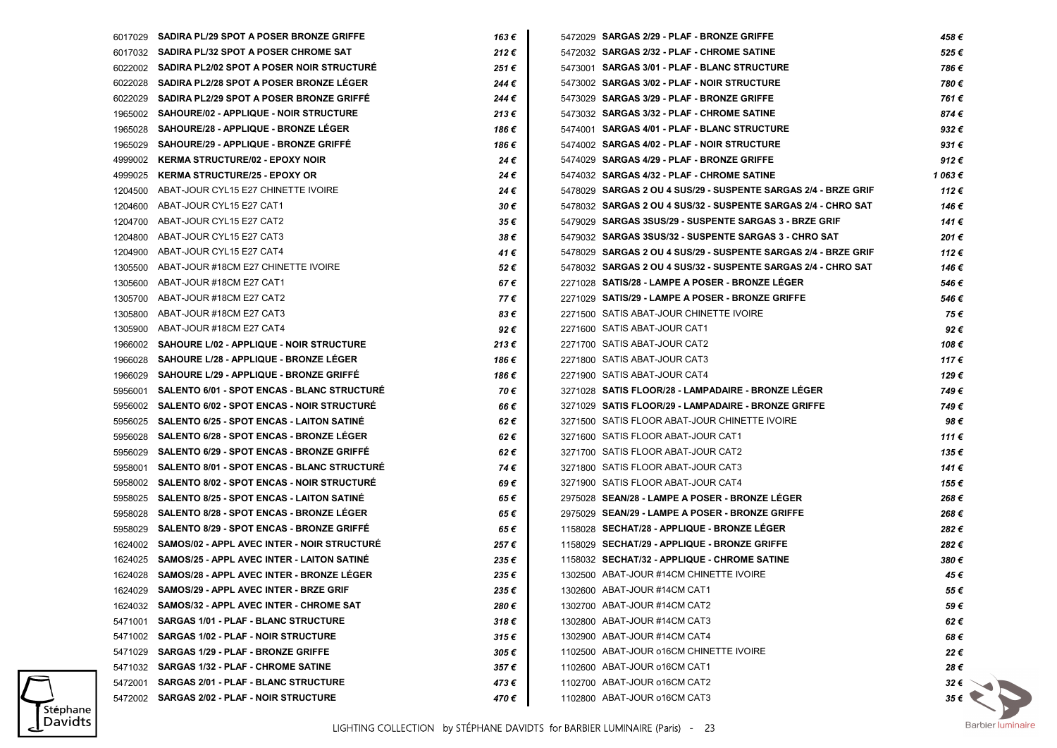| Ref | Désignation | Prix |
|---|---|---|
| 6017029 | **SADIRA PL/29 SPOT A POSER BRONZE GRIFFE** | *163 €* |
| 6017032 | **SADIRA PL/32 SPOT A POSER CHROME SAT** | *212 €* |
| 6022002 | **SADIRA PL2/02 SPOT A POSER NOIR STRUCTURÉ** | *251 €* |
| 6022028 | **SADIRA PL2/28 SPOT A POSER BRONZE LÉGER** | *244 €* |
| 6022029 | **SADIRA PL2/29 SPOT A POSER BRONZE GRIFFÉ** | *244 €* |
| 1965002 | **SAHOURE/02 - APPLIQUE - NOIR STRUCTURE** | *213 €* |
| 1965028 | **SAHOURE/28 - APPLIQUE - BRONZE LÉGER** | *186 €* |
| 1965029 | **SAHOURE/29 - APPLIQUE - BRONZE GRIFFÉ** | *186 €* |
| 4999002 | **KERMA STRUCTURE/02 - EPOXY NOIR** | *24 €* |
| 4999025 | **KERMA STRUCTURE/25 - EPOXY OR** | *24 €* |
| 1204500 | ABAT-JOUR CYL15 E27 CHINETTE IVOIRE | *24 €* |
| 1204600 | ABAT-JOUR CYL15 E27 CAT1 | *30 €* |
| 1204700 | ABAT-JOUR CYL15 E27 CAT2 | *35 €* |
| 1204800 | ABAT-JOUR CYL15 E27 CAT3 | *38 €* |
| 1204900 | ABAT-JOUR CYL15 E27 CAT4 | *41 €* |
| 1305500 | ABAT-JOUR #18CM E27 CHINETTE IVOIRE | *52 €* |
| 1305600 | ABAT-JOUR #18CM E27 CAT1 | *67 €* |
| 1305700 | ABAT-JOUR #18CM E27 CAT2 | *77 €* |
| 1305800 | ABAT-JOUR #18CM E27 CAT3 | *83 €* |
| 1305900 | ABAT-JOUR #18CM E27 CAT4 | *92 €* |
| 1966002 | **SAHOURE L/02 - APPLIQUE - NOIR STRUCTURE** | *213 €* |
| 1966028 | **SAHOURE L/28 - APPLIQUE - BRONZE LÉGER** | *186 €* |
| 1966029 | **SAHOURE L/29 - APPLIQUE - BRONZE GRIFFÉ** | *186 €* |
| 5956001 | **SALENTO 6/01 - SPOT ENCAS - BLANC STRUCTURÉ** | *70 €* |
| 5956002 | **SALENTO 6/02 - SPOT ENCAS - NOIR STRUCTURÉ** | *66 €* |
| 5956025 | **SALENTO 6/25 - SPOT ENCAS - LAITON SATINÉ** | *62 €* |
| 5956028 | **SALENTO 6/28 - SPOT ENCAS - BRONZE LÉGER** | *62 €* |
| 5956029 | **SALENTO 6/29 - SPOT ENCAS - BRONZE GRIFFÉ** | *62 €* |
| 5958001 | **SALENTO 8/01 - SPOT ENCAS - BLANC STRUCTURÉ** | *74 €* |
| 5958002 | **SALENTO 8/02 - SPOT ENCAS - NOIR STRUCTURÉ** | *69 €* |
| 5958025 | **SALENTO 8/25 - SPOT ENCAS - LAITON SATINÉ** | *65 €* |
| 5958028 | **SALENTO 8/28 - SPOT ENCAS - BRONZE LÉGER** | *65 €* |
| 5958029 | **SALENTO 8/29 - SPOT ENCAS - BRONZE GRIFFÉ** | *65 €* |
| 1624002 | **SAMOS/02 - APPL AVEC INTER - NOIR STRUCTURÉ** | *257 €* |
| 1624025 | **SAMOS/25 - APPL AVEC INTER - LAITON SATINÉ** | *235 €* |
| 1624028 | **SAMOS/28 - APPL AVEC INTER - BRONZE LÉGER** | *235 €* |
| 1624029 | **SAMOS/29 - APPL AVEC INTER - BRZE GRIF** | *235 €* |
| 1624032 | **SAMOS/32 - APPL AVEC INTER - CHROME SAT** | *280 €* |
| 5471001 | **SARGAS 1/01 - PLAF - BLANC STRUCTURE** | *318 €* |
| 5471002 | **SARGAS 1/02 - PLAF - NOIR STRUCTURE** | *315 €* |
| 5471029 | **SARGAS 1/29 - PLAF - BRONZE GRIFFE** | *305 €* |
| 5471032 | **SARGAS 1/32 - PLAF - CHROME SATINE** | *357 €* |
| 5472001 | **SARGAS 2/01 - PLAF - BLANC STRUCTURE** | *473 €* |
| 5472002 | **SARGAS 2/02 - PLAF - NOIR STRUCTURE** | *470 €* |
| 5472029 | **SARGAS 2/29 - PLAF - BRONZE GRIFFE** | *458 €* |
| 5472032 | **SARGAS 2/32 - PLAF - CHROME SATINE** | *525 €* |
| 5473001 | **SARGAS 3/01 - PLAF - BLANC STRUCTURE** | *786 €* |
| 5473002 | **SARGAS 3/02 - PLAF - NOIR STRUCTURE** | *780 €* |
| 5473029 | **SARGAS 3/29 - PLAF - BRONZE GRIFFE** | *761 €* |
| 5473032 | **SARGAS 3/32 - PLAF - CHROME SATINE** | *874 €* |
| 5474001 | **SARGAS 4/01 - PLAF - BLANC STRUCTURE** | *932 €* |
| 5474002 | **SARGAS 4/02 - PLAF - NOIR STRUCTURE** | *931 €* |
| 5474029 | **SARGAS 4/29 - PLAF - BRONZE GRIFFE** | *912 €* |
| 5474032 | **SARGAS 4/32 - PLAF - CHROME SATINE** | *1 063 €* |
| 5478029 | **SARGAS 2 OU 4 SUS/29 - SUSPENTE SARGAS 2/4 - BRZE GRIF** | *112 €* |
| 5478032 | **SARGAS 2 OU 4 SUS/32 - SUSPENTE SARGAS 2/4 - CHRO SAT** | *146 €* |
| 5479029 | **SARGAS 3SUS/29 - SUSPENTE SARGAS 3 - BRZE GRIF** | *141 €* |
| 5479032 | **SARGAS 3SUS/32 - SUSPENTE SARGAS 3 - CHRO SAT** | *201 €* |
| 5478029 | **SARGAS 2 OU 4 SUS/29 - SUSPENTE SARGAS 2/4 - BRZE GRIF** | *112 €* |
| 5478032 | **SARGAS 2 OU 4 SUS/32 - SUSPENTE SARGAS 2/4 - CHRO SAT** | *146 €* |
| 2271028 | **SATIS/28 - LAMPE A POSER - BRONZE LÉGER** | *546 €* |
| 2271029 | **SATIS/29 - LAMPE A POSER - BRONZE GRIFFE** | *546 €* |
| 2271500 | SATIS ABAT-JOUR CHINETTE IVOIRE | *75 €* |
| 2271600 | SATIS ABAT-JOUR CAT1 | *92 €* |
| 2271700 | SATIS ABAT-JOUR CAT2 | *108 €* |
| 2271800 | SATIS ABAT-JOUR CAT3 | *117 €* |
| 2271900 | SATIS ABAT-JOUR CAT4 | *129 €* |
| 3271028 | **SATIS FLOOR/28 - LAMPADAIRE - BRONZE LÉGER** | *749 €* |
| 3271029 | **SATIS FLOOR/29 - LAMPADAIRE - BRONZE GRIFFE** | *749 €* |
| 3271500 | SATIS FLOOR ABAT-JOUR CHINETTE IVOIRE | *98 €* |
| 3271600 | SATIS FLOOR ABAT-JOUR CAT1 | *111 €* |
| 3271700 | SATIS FLOOR ABAT-JOUR CAT2 | *135 €* |
| 3271800 | SATIS FLOOR ABAT-JOUR CAT3 | *141 €* |
| 3271900 | SATIS FLOOR ABAT-JOUR CAT4 | *155 €* |
| 2975028 | **SEAN/28 - LAMPE A POSER - BRONZE LÉGER** | *268 €* |
| 2975029 | **SEAN/29 - LAMPE A POSER - BRONZE GRIFFE** | *268 €* |
| 1158028 | **SECHAT/28 - APPLIQUE - BRONZE LÉGER** | *282 €* |
| 1158029 | **SECHAT/29 - APPLIQUE - BRONZE GRIFFE** | *282 €* |
| 1158032 | **SECHAT/32 - APPLIQUE - CHROME SATINE** | *380 €* |
| 1302500 | ABAT-JOUR #14CM CHINETTE IVOIRE | *45 €* |
| 1302600 | ABAT-JOUR #14CM CAT1 | *55 €* |
| 1302700 | ABAT-JOUR #14CM CAT2 | *59 €* |
| 1302800 | ABAT-JOUR #14CM CAT3 | *62 €* |
| 1302900 | ABAT-JOUR #14CM CAT4 | *68 €* |
| 1102500 | ABAT-JOUR o16CM CHINETTE IVOIRE | *22 €* |
| 1102600 | ABAT-JOUR o16CM CAT1 | *28 €* |
| 1102700 | ABAT-JOUR o16CM CAT2 | *32 €* |
| 1102800 | ABAT-JOUR o16CM CAT3 | *35 €* |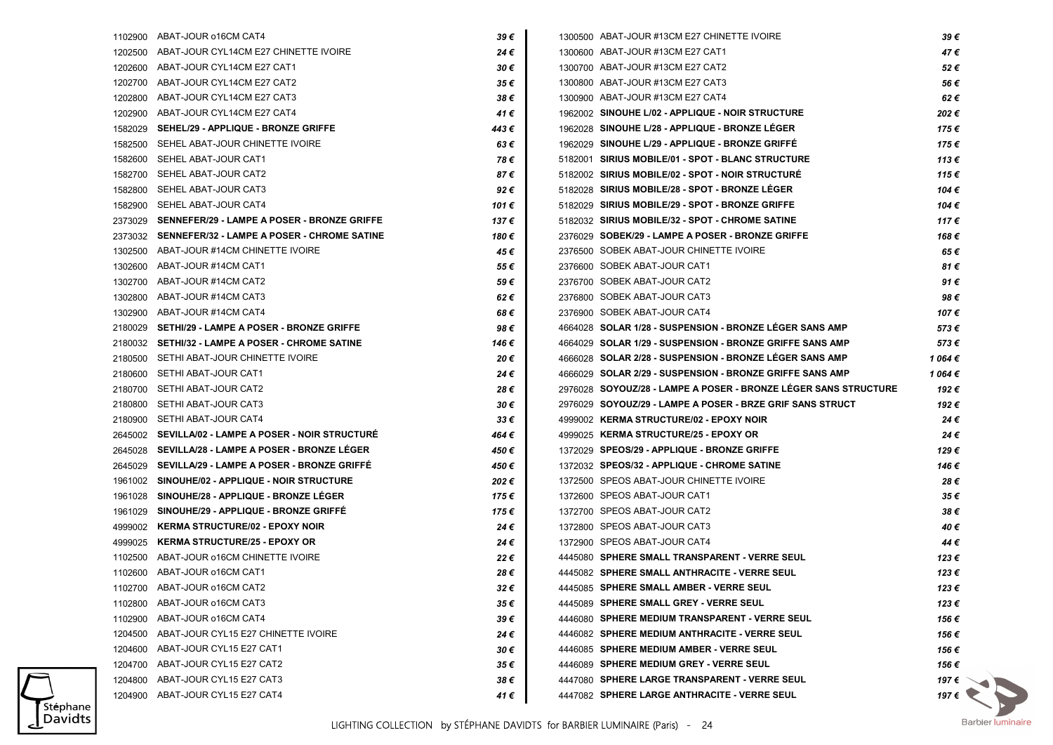| Ref | Désignation | Prix |
|---|---|---|
| 1102900 | ABAT-JOUR o16CM CAT4 | 39 € |
| 1202500 | ABAT-JOUR CYL14CM E27 CHINETTE IVOIRE | 24 € |
| 1202600 | ABAT-JOUR CYL14CM E27 CAT1 | 30 € |
| 1202700 | ABAT-JOUR CYL14CM E27 CAT2 | 35 € |
| 1202800 | ABAT-JOUR CYL14CM E27 CAT3 | 38 € |
| 1202900 | ABAT-JOUR CYL14CM E27 CAT4 | 41 € |
| 1582029 | **SEHEL/29 - APPLIQUE - BRONZE GRIFFE** | 443 € |
| 1582500 | SEHEL ABAT-JOUR CHINETTE IVOIRE | 63 € |
| 1582600 | SEHEL ABAT-JOUR CAT1 | 78 € |
| 1582700 | SEHEL ABAT-JOUR CAT2 | 87 € |
| 1582800 | SEHEL ABAT-JOUR CAT3 | 92 € |
| 1582900 | SEHEL ABAT-JOUR CAT4 | 101 € |
| 2373029 | **SENNEFER/29 - LAMPE A POSER - BRONZE GRIFFE** | 137 € |
| 2373032 | **SENNEFER/32 - LAMPE A POSER - CHROME SATINE** | 180 € |
| 1302500 | ABAT-JOUR #14CM CHINETTE IVOIRE | 45 € |
| 1302600 | ABAT-JOUR #14CM CAT1 | 55 € |
| 1302700 | ABAT-JOUR #14CM CAT2 | 59 € |
| 1302800 | ABAT-JOUR #14CM CAT3 | 62 € |
| 1302900 | ABAT-JOUR #14CM CAT4 | 68 € |
| 2180029 | **SETHI/29 - LAMPE A POSER - BRONZE GRIFFE** | 98 € |
| 2180032 | **SETHI/32 - LAMPE A POSER - CHROME SATINE** | 146 € |
| 2180500 | SETHI ABAT-JOUR CHINETTE IVOIRE | 20 € |
| 2180600 | SETHI ABAT-JOUR CAT1 | 24 € |
| 2180700 | SETHI ABAT-JOUR CAT2 | 28 € |
| 2180800 | SETHI ABAT-JOUR CAT3 | 30 € |
| 2180900 | SETHI ABAT-JOUR CAT4 | 33 € |
| 2645002 | **SEVILLA/02 - LAMPE A POSER - NOIR STRUCTURÉ** | 464 € |
| 2645028 | **SEVILLA/28 - LAMPE A POSER - BRONZE LÉGER** | 450 € |
| 2645029 | **SEVILLA/29 - LAMPE A POSER - BRONZE GRIFFÉ** | 450 € |
| 1961002 | **SINOUHE/02 - APPLIQUE - NOIR STRUCTURE** | 202 € |
| 1961028 | **SINOUHE/28 - APPLIQUE - BRONZE LÉGER** | 175 € |
| 1961029 | **SINOUHE/29 - APPLIQUE - BRONZE GRIFFÉ** | 175 € |
| 4999002 | **KERMA STRUCTURE/02 - EPOXY NOIR** | 24 € |
| 4999025 | **KERMA STRUCTURE/25 - EPOXY OR** | 24 € |
| 1102500 | ABAT-JOUR o16CM CHINETTE IVOIRE | 22 € |
| 1102600 | ABAT-JOUR o16CM CAT1 | 28 € |
| 1102700 | ABAT-JOUR o16CM CAT2 | 32 € |
| 1102800 | ABAT-JOUR o16CM CAT3 | 35 € |
| 1102900 | ABAT-JOUR o16CM CAT4 | 39 € |
| 1204500 | ABAT-JOUR CYL15 E27 CHINETTE IVOIRE | 24 € |
| 1204600 | ABAT-JOUR CYL15 E27 CAT1 | 30 € |
| 1204700 | ABAT-JOUR CYL15 E27 CAT2 | 35 € |
| 1204800 | ABAT-JOUR CYL15 E27 CAT3 | 38 € |
| 1204900 | ABAT-JOUR CYL15 E27 CAT4 | 41 € |
| 1300500 | ABAT-JOUR #13CM E27 CHINETTE IVOIRE | 39 € |
| 1300600 | ABAT-JOUR #13CM E27 CAT1 | 47 € |
| 1300700 | ABAT-JOUR #13CM E27 CAT2 | 52 € |
| 1300800 | ABAT-JOUR #13CM E27 CAT3 | 56 € |
| 1300900 | ABAT-JOUR #13CM E27 CAT4 | 62 € |
| 1962002 | **SINOUHE L/02 - APPLIQUE - NOIR STRUCTURE** | 202 € |
| 1962028 | **SINOUHE L/28 - APPLIQUE - BRONZE LÉGER** | 175 € |
| 1962029 | **SINOUHE L/29 - APPLIQUE - BRONZE GRIFFÉ** | 175 € |
| 5182001 | **SIRIUS MOBILE/01 - SPOT - BLANC STRUCTURE** | 113 € |
| 5182002 | **SIRIUS MOBILE/02 - SPOT - NOIR STRUCTURÉ** | 115 € |
| 5182028 | **SIRIUS MOBILE/28 - SPOT - BRONZE LÉGER** | 104 € |
| 5182029 | **SIRIUS MOBILE/29 - SPOT - BRONZE GRIFFE** | 104 € |
| 5182032 | **SIRIUS MOBILE/32 - SPOT - CHROME SATINE** | 117 € |
| 2376029 | **SOBEK/29 - LAMPE A POSER - BRONZE GRIFFE** | 168 € |
| 2376500 | SOBEK ABAT-JOUR CHINETTE IVOIRE | 65 € |
| 2376600 | SOBEK ABAT-JOUR CAT1 | 81 € |
| 2376700 | SOBEK ABAT-JOUR CAT2 | 91 € |
| 2376800 | SOBEK ABAT-JOUR CAT3 | 98 € |
| 2376900 | SOBEK ABAT-JOUR CAT4 | 107 € |
| 4664028 | **SOLAR 1/28 - SUSPENSION - BRONZE LÉGER SANS AMP** | 573 € |
| 4664029 | **SOLAR 1/29 - SUSPENSION - BRONZE GRIFFE SANS AMP** | 573 € |
| 4666028 | **SOLAR 2/28 - SUSPENSION - BRONZE LÉGER SANS AMP** | 1 064 € |
| 4666029 | **SOLAR 2/29 - SUSPENSION - BRONZE GRIFFE SANS AMP** | 1 064 € |
| 2976028 | **SOYOUZ/28 - LAMPE A POSER - BRONZE LÉGER SANS STRUCTURE** | 192 € |
| 2976029 | **SOYOUZ/29 - LAMPE A POSER - BRZE GRIF SANS STRUCT** | 192 € |
| 4999002 | **KERMA STRUCTURE/02 - EPOXY NOIR** | 24 € |
| 4999025 | **KERMA STRUCTURE/25 - EPOXY OR** | 24 € |
| 1372029 | **SPEOS/29 - APPLIQUE - BRONZE GRIFFE** | 129 € |
| 1372032 | **SPEOS/32 - APPLIQUE - CHROME SATINE** | 146 € |
| 1372500 | SPEOS ABAT-JOUR CHINETTE IVOIRE | 28 € |
| 1372600 | SPEOS ABAT-JOUR CAT1 | 35 € |
| 1372700 | SPEOS ABAT-JOUR CAT2 | 38 € |
| 1372800 | SPEOS ABAT-JOUR CAT3 | 40 € |
| 1372900 | SPEOS ABAT-JOUR CAT4 | 44 € |
| 4445080 | **SPHERE SMALL TRANSPARENT - VERRE SEUL** | 123 € |
| 4445082 | **SPHERE SMALL ANTHRACITE - VERRE SEUL** | 123 € |
| 4445085 | **SPHERE SMALL AMBER - VERRE SEUL** | 123 € |
| 4445089 | **SPHERE SMALL GREY - VERRE SEUL** | 123 € |
| 4446080 | **SPHERE MEDIUM TRANSPARENT - VERRE SEUL** | 156 € |
| 4446082 | **SPHERE MEDIUM ANTHRACITE - VERRE SEUL** | 156 € |
| 4446085 | **SPHERE MEDIUM AMBER - VERRE SEUL** | 156 € |
| 4446089 | **SPHERE MEDIUM GREY - VERRE SEUL** | 156 € |
| 4447080 | **SPHERE LARGE TRANSPARENT - VERRE SEUL** | 197 € |
| 4447082 | **SPHERE LARGE ANTHRACITE - VERRE SEUL** | 197 € |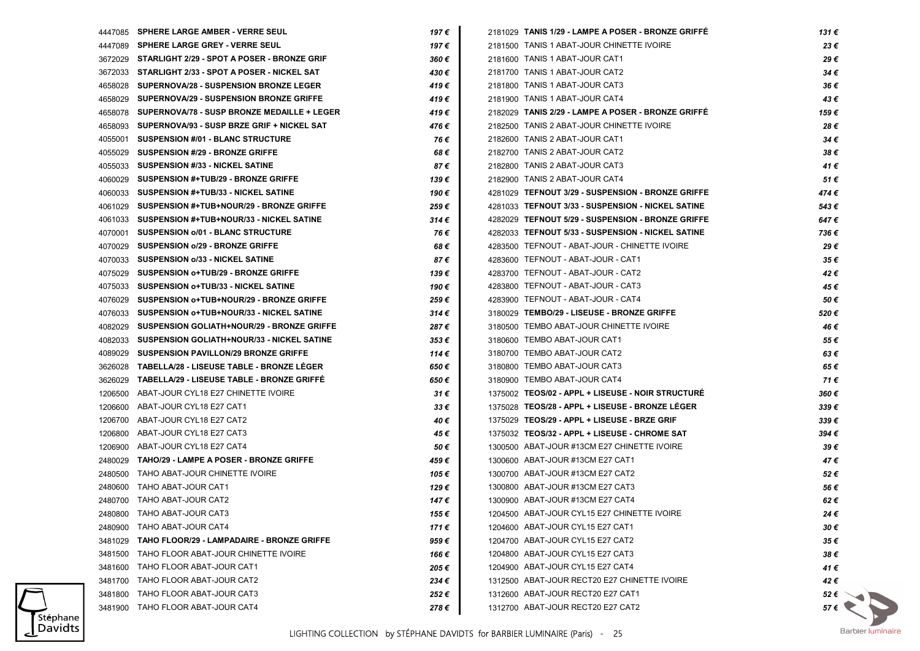| | | |
|---|---|---|
| 4447085 | **SPHERE LARGE AMBER - VERRE SEUL** | *197 €* |
| 4447089 | **SPHERE LARGE GREY - VERRE SEUL** | *197 €* |
| 3672029 | **STARLIGHT 2/29 - SPOT A POSER - BRONZE GRIF** | *360 €* |
| 3672033 | **STARLIGHT 2/33 - SPOT A POSER - NICKEL SAT** | *430 €* |
| 4658028 | **SUPERNOVA/28 - SUSPENSION BRONZE LEGER** | *419 €* |
| 4658029 | **SUPERNOVA/29 - SUSPENSION BRONZE GRIFFE** | *419 €* |
| 4658078 | **SUPERNOVA/78 - SUSP BRONZE MEDAILLE + LEGER** | *419 €* |
| 4658093 | **SUPERNOVA/93 - SUSP BRZE GRIF + NICKEL SAT** | *476 €* |
| 4055001 | **SUSPENSION #/01 - BLANC STRUCTURE** | *76 €* |
| 4055029 | **SUSPENSION #/29 - BRONZE GRIFFE** | *68 €* |
| 4055033 | **SUSPENSION #/33 - NICKEL SATINE** | *87 €* |
| 4060029 | **SUSPENSION #+TUB/29 - BRONZE GRIFFE** | *139 €* |
| 4060033 | **SUSPENSION #+TUB/33 - NICKEL SATINE** | *190 €* |
| 4061029 | **SUSPENSION #+TUB+NOUR/29 - BRONZE GRIFFE** | *259 €* |
| 4061033 | **SUSPENSION #+TUB+NOUR/33 - NICKEL SATINE** | *314 €* |
| 4070001 | **SUSPENSION o/01 - BLANC STRUCTURE** | *76 €* |
| 4070029 | **SUSPENSION o/29 - BRONZE GRIFFE** | *68 €* |
| 4070033 | **SUSPENSION o/33 - NICKEL SATINE** | *87 €* |
| 4075029 | **SUSPENSION o+TUB/29 - BRONZE GRIFFE** | *139 €* |
| 4075033 | **SUSPENSION o+TUB/33 - NICKEL SATINE** | *190 €* |
| 4076029 | **SUSPENSION o+TUB+NOUR/29 - BRONZE GRIFFE** | *259 €* |
| 4076033 | **SUSPENSION o+TUB+NOUR/33 - NICKEL SATINE** | *314 €* |
| 4082029 | **SUSPENSION GOLIATH+NOUR/29 - BRONZE GRIFFE** | *287 €* |
| 4082033 | **SUSPENSION GOLIATH+NOUR/33 - NICKEL SATINE** | *353 €* |
| 4089029 | **SUSPENSION PAVILLON/29 BRONZE GRIFFE** | *114 €* |
| 3626028 | **TABELLA/28 - LISEUSE TABLE - BRONZE LÉGER** | *650 €* |
| 3626029 | **TABELLA/29 - LISEUSE TABLE - BRONZE GRIFFÉ** | *650 €* |
| 1206500 | ABAT-JOUR CYL18 E27 CHINETTE IVOIRE | *31 €* |
| 1206600 | ABAT-JOUR CYL18 E27 CAT1 | *33 €* |
| 1206700 | ABAT-JOUR CYL18 E27 CAT2 | *40 €* |
| 1206800 | ABAT-JOUR CYL18 E27 CAT3 | *45 €* |
| 1206900 | ABAT-JOUR CYL18 E27 CAT4 | *50 €* |
| 2480029 | **TAHO/29 - LAMPE A POSER - BRONZE GRIFFE** | *459 €* |
| 2480500 | TAHO ABAT-JOUR CHINETTE IVOIRE | *105 €* |
| 2480600 | TAHO ABAT-JOUR CAT1 | *129 €* |
| 2480700 | TAHO ABAT-JOUR CAT2 | *147 €* |
| 2480800 | TAHO ABAT-JOUR CAT3 | *155 €* |
| 2480900 | TAHO ABAT-JOUR CAT4 | *171 €* |
| 3481029 | **TAHO FLOOR/29 - LAMPADAIRE - BRONZE GRIFFE** | *959 €* |
| 3481500 | TAHO FLOOR ABAT-JOUR CHINETTE IVOIRE | *166 €* |
| 3481600 | TAHO FLOOR ABAT-JOUR CAT1 | *205 €* |
| 3481700 | TAHO FLOOR ABAT-JOUR CAT2 | *234 €* |
| 3481800 | TAHO FLOOR ABAT-JOUR CAT3 | *252 €* |
| 3481900 | TAHO FLOOR ABAT-JOUR CAT4 | *278 €* |
| 2181029 | **TANIS 1/29 - LAMPE A POSER - BRONZE GRIFFÉ** | *131 €* |
| 2181500 | TANIS 1 ABAT-JOUR CHINETTE IVOIRE | *23 €* |
| 2181600 | TANIS 1 ABAT-JOUR CAT1 | *29 €* |
| 2181700 | TANIS 1 ABAT-JOUR CAT2 | *34 €* |
| 2181800 | TANIS 1 ABAT-JOUR CAT3 | *36 €* |
| 2181900 | TANIS 1 ABAT-JOUR CAT4 | *43 €* |
| 2182029 | **TANIS 2/29 - LAMPE A POSER - BRONZE GRIFFÉ** | *159 €* |
| 2182500 | TANIS 2 ABAT-JOUR CHINETTE IVOIRE | *28 €* |
| 2182600 | TANIS 2 ABAT-JOUR CAT1 | *34 €* |
| 2182700 | TANIS 2 ABAT-JOUR CAT2 | *38 €* |
| 2182800 | TANIS 2 ABAT-JOUR CAT3 | *41 €* |
| 2182900 | TANIS 2 ABAT-JOUR CAT4 | *51 €* |
| 4281029 | **TEFNOUT 3/29 - SUSPENSION - BRONZE GRIFFE** | *474 €* |
| 4281033 | **TEFNOUT 3/33 - SUSPENSION - NICKEL SATINE** | *543 €* |
| 4282029 | **TEFNOUT 5/29 - SUSPENSION - BRONZE GRIFFE** | *647 €* |
| 4282033 | **TEFNOUT 5/33 - SUSPENSION - NICKEL SATINE** | *736 €* |
| 4283500 | TEFNOUT - ABAT-JOUR - CHINETTE IVOIRE | *29 €* |
| 4283600 | TEFNOUT - ABAT-JOUR - CAT1 | *35 €* |
| 4283700 | TEFNOUT - ABAT-JOUR - CAT2 | *42 €* |
| 4283800 | TEFNOUT - ABAT-JOUR - CAT3 | *45 €* |
| 4283900 | TEFNOUT - ABAT-JOUR - CAT4 | *50 €* |
| 3180029 | **TEMBO/29 - LISEUSE - BRONZE GRIFFE** | *520 €* |
| 3180500 | TEMBO ABAT-JOUR CHINETTE IVOIRE | *46 €* |
| 3180600 | TEMBO ABAT-JOUR CAT1 | *55 €* |
| 3180700 | TEMBO ABAT-JOUR CAT2 | *63 €* |
| 3180800 | TEMBO ABAT-JOUR CAT3 | *65 €* |
| 3180900 | TEMBO ABAT-JOUR CAT4 | *71 €* |
| 1375002 | **TEOS/02 - APPL + LISEUSE - NOIR STRUCTURÉ** | *360 €* |
| 1375028 | **TEOS/28 - APPL + LISEUSE - BRONZE LÉGER** | *339 €* |
| 1375029 | **TEOS/29 - APPL + LISEUSE - BRZE GRIF** | *339 €* |
| 1375032 | **TEOS/32 - APPL + LISEUSE - CHROME SAT** | *394 €* |
| 1300500 | ABAT-JOUR #13CM E27 CHINETTE IVOIRE | *39 €* |
| 1300600 | ABAT-JOUR #13CM E27 CAT1 | *47 €* |
| 1300700 | ABAT-JOUR #13CM E27 CAT2 | *52 €* |
| 1300800 | ABAT-JOUR #13CM E27 CAT3 | *56 €* |
| 1300900 | ABAT-JOUR #13CM E27 CAT4 | *62 €* |
| 1204500 | ABAT-JOUR CYL15 E27 CHINETTE IVOIRE | *24 €* |
| 1204600 | ABAT-JOUR CYL15 E27 CAT1 | *30 €* |
| 1204700 | ABAT-JOUR CYL15 E27 CAT2 | *35 €* |
| 1204800 | ABAT-JOUR CYL15 E27 CAT3 | *38 €* |
| 1204900 | ABAT-JOUR CYL15 E27 CAT4 | *41 €* |
| 1312500 | ABAT-JOUR RECT20 E27 CHINETTE IVOIRE | *42 €* |
| 1312600 | ABAT-JOUR RECT20 E27 CAT1 | *52 €* |
| 1312700 | ABAT-JOUR RECT20 E27 CAT2 | *57 €* |

LIGHTING COLLECTION by STÉPHANE DAVIDTS for BARBIER LUMINAIRE (Paris)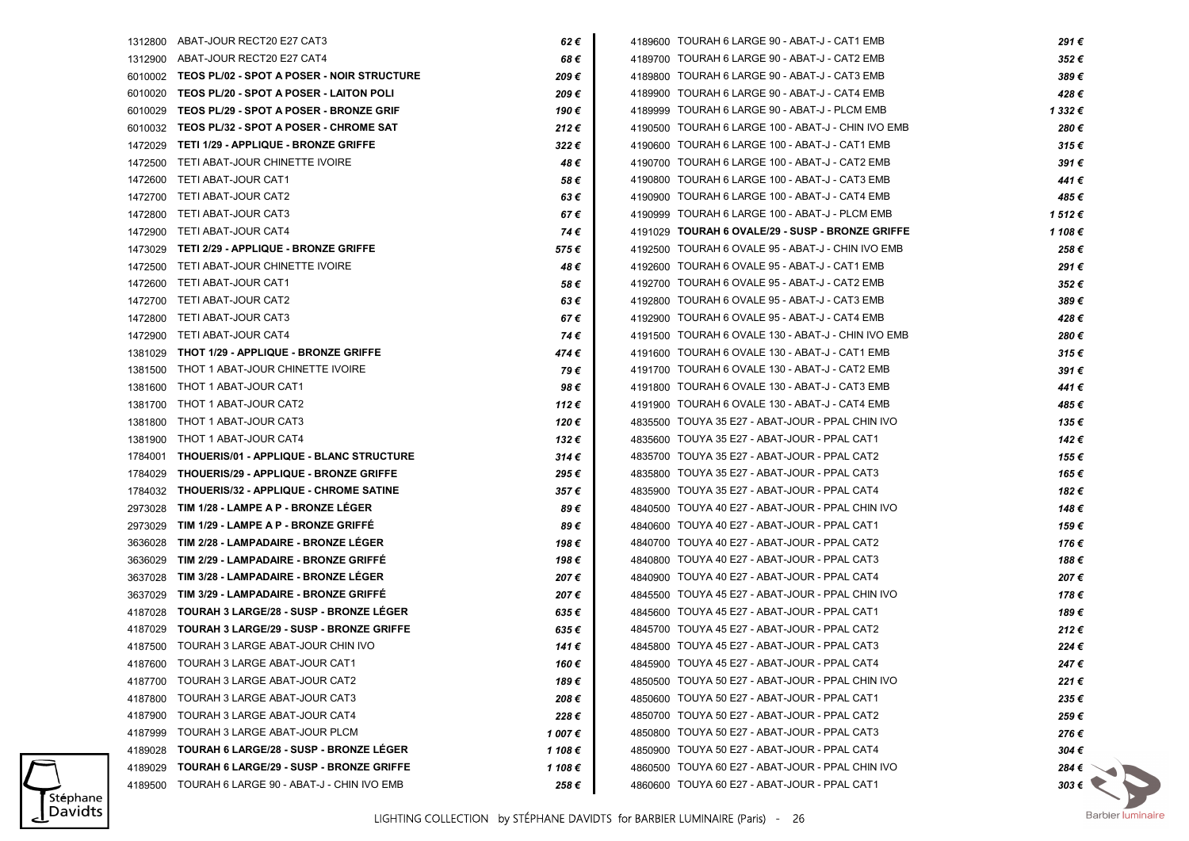| Réf. | Désignation | Prix |
|---|---|---|
| 1312800 | ABAT-JOUR RECT20 E27 CAT3 | *62 €* |
| 1312900 | ABAT-JOUR RECT20 E27 CAT4 | *68 €* |
| 6010002 | **TEOS PL/02 - SPOT A POSER - NOIR STRUCTURE** | *209 €* |
| 6010020 | **TEOS PL/20 - SPOT A POSER - LAITON POLI** | *209 €* |
| 6010029 | **TEOS PL/29 - SPOT A POSER - BRONZE GRIF** | *190 €* |
| 6010032 | **TEOS PL/32 - SPOT A POSER - CHROME SAT** | *212 €* |
| 1472029 | **TETI 1/29 - APPLIQUE - BRONZE GRIFFE** | *322 €* |
| 1472500 | TETI ABAT-JOUR CHINETTE IVOIRE | *48 €* |
| 1472600 | TETI ABAT-JOUR CAT1 | *58 €* |
| 1472700 | TETI ABAT-JOUR CAT2 | *63 €* |
| 1472800 | TETI ABAT-JOUR CAT3 | *67 €* |
| 1472900 | TETI ABAT-JOUR CAT4 | *74 €* |
| 1473029 | **TETI 2/29 - APPLIQUE - BRONZE GRIFFE** | *575 €* |
| 1472500 | TETI ABAT-JOUR CHINETTE IVOIRE | *48 €* |
| 1472600 | TETI ABAT-JOUR CAT1 | *58 €* |
| 1472700 | TETI ABAT-JOUR CAT2 | *63 €* |
| 1472800 | TETI ABAT-JOUR CAT3 | *67 €* |
| 1472900 | TETI ABAT-JOUR CAT4 | *74 €* |
| 1381029 | **THOT 1/29 - APPLIQUE - BRONZE GRIFFE** | *474 €* |
| 1381500 | THOT 1 ABAT-JOUR CHINETTE IVOIRE | *79 €* |
| 1381600 | THOT 1 ABAT-JOUR CAT1 | *98 €* |
| 1381700 | THOT 1 ABAT-JOUR CAT2 | *112 €* |
| 1381800 | THOT 1 ABAT-JOUR CAT3 | *120 €* |
| 1381900 | THOT 1 ABAT-JOUR CAT4 | *132 €* |
| 1784001 | **THOUERIS/01 - APPLIQUE - BLANC STRUCTURE** | *314 €* |
| 1784029 | **THOUERIS/29 - APPLIQUE - BRONZE GRIFFE** | *295 €* |
| 1784032 | **THOUERIS/32 - APPLIQUE - CHROME SATINE** | *357 €* |
| 2973028 | **TIM 1/28 - LAMPE A P - BRONZE LÉGER** | *89 €* |
| 2973029 | **TIM 1/29 - LAMPE A P - BRONZE GRIFFÉ** | *89 €* |
| 3636028 | **TIM 2/28 - LAMPADAIRE - BRONZE LÉGER** | *198 €* |
| 3636029 | **TIM 2/29 - LAMPADAIRE - BRONZE GRIFFÉ** | *198 €* |
| 3637028 | **TIM 3/28 - LAMPADAIRE - BRONZE LÉGER** | *207 €* |
| 3637029 | **TIM 3/29 - LAMPADAIRE - BRONZE GRIFFÉ** | *207 €* |
| 4187028 | **TOURAH 3 LARGE/28 - SUSP - BRONZE LÉGER** | *635 €* |
| 4187029 | **TOURAH 3 LARGE/29 - SUSP - BRONZE GRIFFE** | *635 €* |
| 4187500 | TOURAH 3 LARGE ABAT-JOUR CHIN IVO | *141 €* |
| 4187600 | TOURAH 3 LARGE ABAT-JOUR CAT1 | *160 €* |
| 4187700 | TOURAH 3 LARGE ABAT-JOUR CAT2 | *189 €* |
| 4187800 | TOURAH 3 LARGE ABAT-JOUR CAT3 | *208 €* |
| 4187900 | TOURAH 3 LARGE ABAT-JOUR CAT4 | *228 €* |
| 4187999 | TOURAH 3 LARGE ABAT-JOUR PLCM | *1 007 €* |
| 4189028 | **TOURAH 6 LARGE/28 - SUSP - BRONZE LÉGER** | *1 108 €* |
| 4189029 | **TOURAH 6 LARGE/29 - SUSP - BRONZE GRIFFE** | *1 108 €* |
| 4189500 | TOURAH 6 LARGE 90 - ABAT-J - CHIN IVO EMB | *258 €* |
| 4189600 | TOURAH 6 LARGE 90 - ABAT-J - CAT1 EMB | *291 €* |
| 4189700 | TOURAH 6 LARGE 90 - ABAT-J - CAT2 EMB | *352 €* |
| 4189800 | TOURAH 6 LARGE 90 - ABAT-J - CAT3 EMB | *389 €* |
| 4189900 | TOURAH 6 LARGE 90 - ABAT-J - CAT4 EMB | *428 €* |
| 4189999 | TOURAH 6 LARGE 90 - ABAT-J - PLCM EMB | *1 332 €* |
| 4190500 | TOURAH 6 LARGE 100 - ABAT-J - CHIN IVO EMB | *280 €* |
| 4190600 | TOURAH 6 LARGE 100 - ABAT-J - CAT1 EMB | *315 €* |
| 4190700 | TOURAH 6 LARGE 100 - ABAT-J - CAT2 EMB | *391 €* |
| 4190800 | TOURAH 6 LARGE 100 - ABAT-J - CAT3 EMB | *441 €* |
| 4190900 | TOURAH 6 LARGE 100 - ABAT-J - CAT4 EMB | *485 €* |
| 4190999 | TOURAH 6 LARGE 100 - ABAT-J - PLCM EMB | *1 512 €* |
| 4191029 | **TOURAH 6 OVALE/29 - SUSP - BRONZE GRIFFE** | *1 108 €* |
| 4192500 | TOURAH 6 OVALE 95 - ABAT-J - CHIN IVO EMB | *258 €* |
| 4192600 | TOURAH 6 OVALE 95 - ABAT-J - CAT1 EMB | *291 €* |
| 4192700 | TOURAH 6 OVALE 95 - ABAT-J - CAT2 EMB | *352 €* |
| 4192800 | TOURAH 6 OVALE 95 - ABAT-J - CAT3 EMB | *389 €* |
| 4192900 | TOURAH 6 OVALE 95 - ABAT-J - CAT4 EMB | *428 €* |
| 4191500 | TOURAH 6 OVALE 130 - ABAT-J - CHIN IVO EMB | *280 €* |
| 4191600 | TOURAH 6 OVALE 130 - ABAT-J - CAT1 EMB | *315 €* |
| 4191700 | TOURAH 6 OVALE 130 - ABAT-J - CAT2 EMB | *391 €* |
| 4191800 | TOURAH 6 OVALE 130 - ABAT-J - CAT3 EMB | *441 €* |
| 4191900 | TOURAH 6 OVALE 130 - ABAT-J - CAT4 EMB | *485 €* |
| 4835500 | TOUYA 35 E27 - ABAT-JOUR - PPAL CHIN IVO | *135 €* |
| 4835600 | TOUYA 35 E27 - ABAT-JOUR - PPAL CAT1 | *142 €* |
| 4835700 | TOUYA 35 E27 - ABAT-JOUR - PPAL CAT2 | *155 €* |
| 4835800 | TOUYA 35 E27 - ABAT-JOUR - PPAL CAT3 | *165 €* |
| 4835900 | TOUYA 35 E27 - ABAT-JOUR - PPAL CAT4 | *182 €* |
| 4840500 | TOUYA 40 E27 - ABAT-JOUR - PPAL CHIN IVO | *148 €* |
| 4840600 | TOUYA 40 E27 - ABAT-JOUR - PPAL CAT1 | *159 €* |
| 4840700 | TOUYA 40 E27 - ABAT-JOUR - PPAL CAT2 | *176 €* |
| 4840800 | TOUYA 40 E27 - ABAT-JOUR - PPAL CAT3 | *188 €* |
| 4840900 | TOUYA 40 E27 - ABAT-JOUR - PPAL CAT4 | *207 €* |
| 4845500 | TOUYA 45 E27 - ABAT-JOUR - PPAL CHIN IVO | *178 €* |
| 4845600 | TOUYA 45 E27 - ABAT-JOUR - PPAL CAT1 | *189 €* |
| 4845700 | TOUYA 45 E27 - ABAT-JOUR - PPAL CAT2 | *212 €* |
| 4845800 | TOUYA 45 E27 - ABAT-JOUR - PPAL CAT3 | *224 €* |
| 4845900 | TOUYA 45 E27 - ABAT-JOUR - PPAL CAT4 | *247 €* |
| 4850500 | TOUYA 50 E27 - ABAT-JOUR - PPAL CHIN IVO | *221 €* |
| 4850600 | TOUYA 50 E27 - ABAT-JOUR - PPAL CAT1 | *235 €* |
| 4850700 | TOUYA 50 E27 - ABAT-JOUR - PPAL CAT2 | *259 €* |
| 4850800 | TOUYA 50 E27 - ABAT-JOUR - PPAL CAT3 | *276 €* |
| 4850900 | TOUYA 50 E27 - ABAT-JOUR - PPAL CAT4 | *304 €* |
| 4860500 | TOUYA 60 E27 - ABAT-JOUR - PPAL CHIN IVO | *284 €* |
| 4860600 | TOUYA 60 E27 - ABAT-JOUR - PPAL CAT1 | *303 €* |

LIGHTING COLLECTION by STÉPHANE DAVIDTS for BARBIER LUMINAIRE (Paris)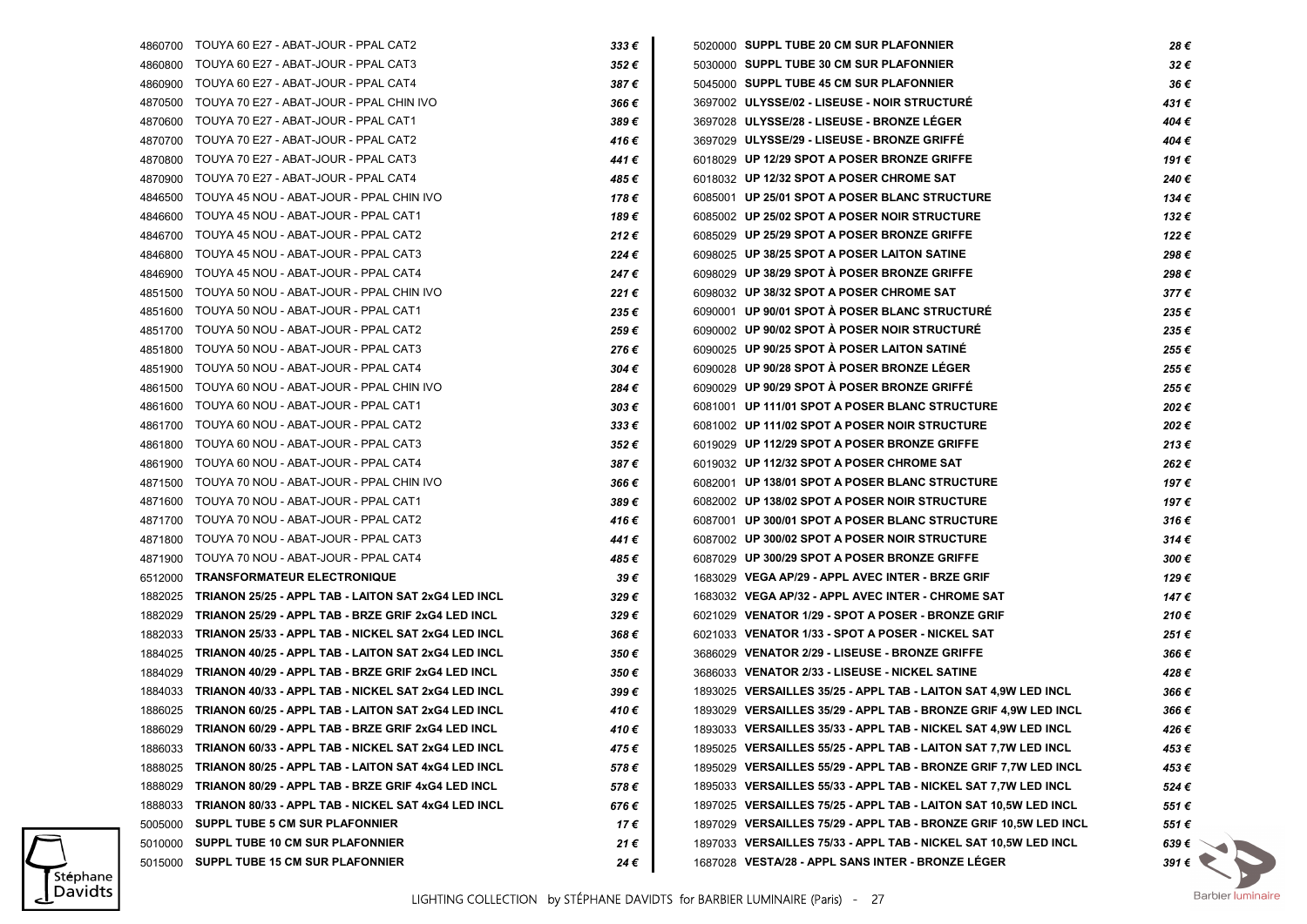| Ref | Désignation | Prix |
|---|---|---|
| 4860700 | TOUYA 60 E27 - ABAT-JOUR - PPAL CAT2 | 333 € |
| 4860800 | TOUYA 60 E27 - ABAT-JOUR - PPAL CAT3 | 352 € |
| 4860900 | TOUYA 60 E27 - ABAT-JOUR - PPAL CAT4 | 387 € |
| 4870500 | TOUYA 70 E27 - ABAT-JOUR - PPAL CHIN IVO | 366 € |
| 4870600 | TOUYA 70 E27 - ABAT-JOUR - PPAL CAT1 | 389 € |
| 4870700 | TOUYA 70 E27 - ABAT-JOUR - PPAL CAT2 | 416 € |
| 4870800 | TOUYA 70 E27 - ABAT-JOUR - PPAL CAT3 | 441 € |
| 4870900 | TOUYA 70 E27 - ABAT-JOUR - PPAL CAT4 | 485 € |
| 4846500 | TOUYA 45 NOU - ABAT-JOUR - PPAL CHIN IVO | 178 € |
| 4846600 | TOUYA 45 NOU - ABAT-JOUR - PPAL CAT1 | 189 € |
| 4846700 | TOUYA 45 NOU - ABAT-JOUR - PPAL CAT2 | 212 € |
| 4846800 | TOUYA 45 NOU - ABAT-JOUR - PPAL CAT3 | 224 € |
| 4846900 | TOUYA 45 NOU - ABAT-JOUR - PPAL CAT4 | 247 € |
| 4851500 | TOUYA 50 NOU - ABAT-JOUR - PPAL CHIN IVO | 221 € |
| 4851600 | TOUYA 50 NOU - ABAT-JOUR - PPAL CAT1 | 235 € |
| 4851700 | TOUYA 50 NOU - ABAT-JOUR - PPAL CAT2 | 259 € |
| 4851800 | TOUYA 50 NOU - ABAT-JOUR - PPAL CAT3 | 276 € |
| 4851900 | TOUYA 50 NOU - ABAT-JOUR - PPAL CAT4 | 304 € |
| 4861500 | TOUYA 60 NOU - ABAT-JOUR - PPAL CHIN IVO | 284 € |
| 4861600 | TOUYA 60 NOU - ABAT-JOUR - PPAL CAT1 | 303 € |
| 4861700 | TOUYA 60 NOU - ABAT-JOUR - PPAL CAT2 | 333 € |
| 4861800 | TOUYA 60 NOU - ABAT-JOUR - PPAL CAT3 | 352 € |
| 4861900 | TOUYA 60 NOU - ABAT-JOUR - PPAL CAT4 | 387 € |
| 4871500 | TOUYA 70 NOU - ABAT-JOUR - PPAL CHIN IVO | 366 € |
| 4871600 | TOUYA 70 NOU - ABAT-JOUR - PPAL CAT1 | 389 € |
| 4871700 | TOUYA 70 NOU - ABAT-JOUR - PPAL CAT2 | 416 € |
| 4871800 | TOUYA 70 NOU - ABAT-JOUR - PPAL CAT3 | 441 € |
| 4871900 | TOUYA 70 NOU - ABAT-JOUR - PPAL CAT4 | 485 € |
| 6512000 | **TRANSFORMATEUR ELECTRONIQUE** | 39 € |
| 1882025 | **TRIANON 25/25 - APPL TAB - LAITON SAT 2xG4 LED INCL** | 329 € |
| 1882029 | **TRIANON 25/29 - APPL TAB - BRZE GRIF 2xG4 LED INCL** | 329 € |
| 1882033 | **TRIANON 25/33 - APPL TAB - NICKEL SAT 2xG4 LED INCL** | 368 € |
| 1884025 | **TRIANON 40/25 - APPL TAB - LAITON SAT 2xG4 LED INCL** | 350 € |
| 1884029 | **TRIANON 40/29 - APPL TAB - BRZE GRIF 2xG4 LED INCL** | 350 € |
| 1884033 | **TRIANON 40/33 - APPL TAB - NICKEL SAT 2xG4 LED INCL** | 399 € |
| 1886025 | **TRIANON 60/25 - APPL TAB - LAITON SAT 2xG4 LED INCL** | 410 € |
| 1886029 | **TRIANON 60/29 - APPL TAB - BRZE GRIF 2xG4 LED INCL** | 410 € |
| 1886033 | **TRIANON 60/33 - APPL TAB - NICKEL SAT 2xG4 LED INCL** | 475 € |
| 1888025 | **TRIANON 80/25 - APPL TAB - LAITON SAT 4xG4 LED INCL** | 578 € |
| 1888029 | **TRIANON 80/29 - APPL TAB - BRZE GRIF 4xG4 LED INCL** | 578 € |
| 1888033 | **TRIANON 80/33 - APPL TAB - NICKEL SAT 4xG4 LED INCL** | 676 € |
| 5005000 | **SUPPL TUBE 5 CM SUR PLAFONNIER** | 17 € |
| 5010000 | **SUPPL TUBE 10 CM SUR PLAFONNIER** | 21 € |
| 5015000 | **SUPPL TUBE 15 CM SUR PLAFONNIER** | 24 € |
| 5020000 | **SUPPL TUBE 20 CM SUR PLAFONNIER** | 28 € |
| 5030000 | **SUPPL TUBE 30 CM SUR PLAFONNIER** | 32 € |
| 5045000 | **SUPPL TUBE 45 CM SUR PLAFONNIER** | 36 € |
| 3697002 | **ULYSSE/02 - LISEUSE - NOIR STRUCTURÉ** | 431 € |
| 3697028 | **ULYSSE/28 - LISEUSE - BRONZE LÉGER** | 404 € |
| 3697029 | **ULYSSE/29 - LISEUSE - BRONZE GRIFFÉ** | 404 € |
| 6018029 | **UP 12/29 SPOT A POSER BRONZE GRIFFE** | 191 € |
| 6018032 | **UP 12/32 SPOT A POSER CHROME SAT** | 240 € |
| 6085001 | **UP 25/01 SPOT A POSER BLANC STRUCTURE** | 134 € |
| 6085002 | **UP 25/02 SPOT A POSER NOIR STRUCTURE** | 132 € |
| 6085029 | **UP 25/29 SPOT A POSER BRONZE GRIFFE** | 122 € |
| 6098025 | **UP 38/25 SPOT A POSER LAITON SATINE** | 298 € |
| 6098029 | **UP 38/29 SPOT À POSER BRONZE GRIFFE** | 298 € |
| 6098032 | **UP 38/32 SPOT A POSER CHROME SAT** | 377 € |
| 6090001 | **UP 90/01 SPOT À POSER BLANC STRUCTURÉ** | 235 € |
| 6090002 | **UP 90/02 SPOT À POSER NOIR STRUCTURÉ** | 235 € |
| 6090025 | **UP 90/25 SPOT À POSER LAITON SATINÉ** | 255 € |
| 6090028 | **UP 90/28 SPOT À POSER BRONZE LÉGER** | 255 € |
| 6090029 | **UP 90/29 SPOT À POSER BRONZE GRIFFÉ** | 255 € |
| 6081001 | **UP 111/01 SPOT A POSER BLANC STRUCTURE** | 202 € |
| 6081002 | **UP 111/02 SPOT A POSER NOIR STRUCTURE** | 202 € |
| 6019029 | **UP 112/29 SPOT A POSER BRONZE GRIFFE** | 213 € |
| 6019032 | **UP 112/32 SPOT A POSER CHROME SAT** | 262 € |
| 6082001 | **UP 138/01 SPOT A POSER BLANC STRUCTURE** | 197 € |
| 6082002 | **UP 138/02 SPOT A POSER NOIR STRUCTURE** | 197 € |
| 6087001 | **UP 300/01 SPOT A POSER BLANC STRUCTURE** | 316 € |
| 6087002 | **UP 300/02 SPOT A POSER NOIR STRUCTURE** | 314 € |
| 6087029 | **UP 300/29 SPOT A POSER BRONZE GRIFFE** | 300 € |
| 1683029 | **VEGA AP/29 - APPL AVEC INTER - BRZE GRIF** | 129 € |
| 1683032 | **VEGA AP/32 - APPL AVEC INTER - CHROME SAT** | 147 € |
| 6021029 | **VENATOR 1/29 - SPOT A POSER - BRONZE GRIF** | 210 € |
| 6021033 | **VENATOR 1/33 - SPOT A POSER - NICKEL SAT** | 251 € |
| 3686029 | **VENATOR 2/29 - LISEUSE - BRONZE GRIFFE** | 366 € |
| 3686033 | **VENATOR 2/33 - LISEUSE - NICKEL SATINE** | 428 € |
| 1893025 | **VERSAILLES 35/25 - APPL TAB - LAITON SAT 4,9W LED INCL** | 366 € |
| 1893029 | **VERSAILLES 35/29 - APPL TAB - BRONZE GRIF 4,9W LED INCL** | 366 € |
| 1893033 | **VERSAILLES 35/33 - APPL TAB - NICKEL SAT 4,9W LED INCL** | 426 € |
| 1895025 | **VERSAILLES 55/25 - APPL TAB - LAITON SAT 7,7W LED INCL** | 453 € |
| 1895029 | **VERSAILLES 55/29 - APPL TAB - BRONZE GRIF 7,7W LED INCL** | 453 € |
| 1895033 | **VERSAILLES 55/33 - APPL TAB - NICKEL SAT 7,7W LED INCL** | 524 € |
| 1897025 | **VERSAILLES 75/25 - APPL TAB - LAITON SAT 10,5W LED INCL** | 551 € |
| 1897029 | **VERSAILLES 75/29 - APPL TAB - BRONZE GRIF 10,5W LED INCL** | 551 € |
| 1897033 | **VERSAILLES 75/33 - APPL TAB - NICKEL SAT 10,5W LED INCL** | 639 € |
| 1687028 | **VESTA/28 - APPL SANS INTER - BRONZE LÉGER** | 391 € |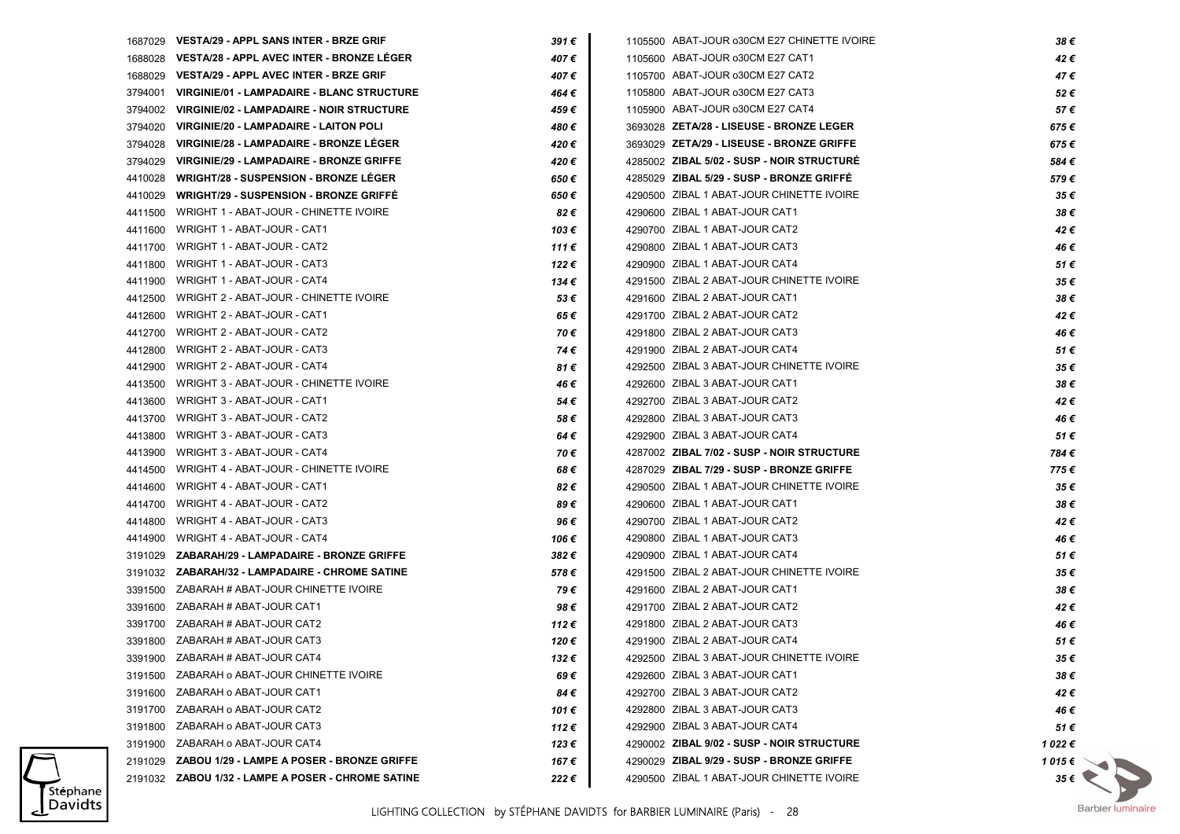| Code | Désignation | Prix |
|---|---|---|
| 1687029 | **VESTA/29 - APPL SANS INTER - BRZE GRIF** | *391 €* |
| 1688028 | **VESTA/28 - APPL AVEC INTER - BRONZE LÉGER** | *407 €* |
| 1688029 | **VESTA/29 - APPL AVEC INTER - BRZE GRIF** | *407 €* |
| 3794001 | **VIRGINIE/01 - LAMPADAIRE - BLANC STRUCTURE** | *464 €* |
| 3794002 | **VIRGINIE/02 - LAMPADAIRE - NOIR STRUCTURE** | *459 €* |
| 3794020 | **VIRGINIE/20 - LAMPADAIRE - LAITON POLI** | *480 €* |
| 3794028 | **VIRGINIE/28 - LAMPADAIRE - BRONZE LÉGER** | *420 €* |
| 3794029 | **VIRGINIE/29 - LAMPADAIRE - BRONZE GRIFFE** | *420 €* |
| 4410028 | **WRIGHT/28 - SUSPENSION - BRONZE LÉGER** | *650 €* |
| 4410029 | **WRIGHT/29 - SUSPENSION - BRONZE GRIFFÉ** | *650 €* |
| 4411500 | WRIGHT 1 - ABAT-JOUR - CHINETTE IVOIRE | *82 €* |
| 4411600 | WRIGHT 1 - ABAT-JOUR - CAT1 | *103 €* |
| 4411700 | WRIGHT 1 - ABAT-JOUR - CAT2 | *111 €* |
| 4411800 | WRIGHT 1 - ABAT-JOUR - CAT3 | *122 €* |
| 4411900 | WRIGHT 1 - ABAT-JOUR - CAT4 | *134 €* |
| 4412500 | WRIGHT 2 - ABAT-JOUR - CHINETTE IVOIRE | *53 €* |
| 4412600 | WRIGHT 2 - ABAT-JOUR - CAT1 | *65 €* |
| 4412700 | WRIGHT 2 - ABAT-JOUR - CAT2 | *70 €* |
| 4412800 | WRIGHT 2 - ABAT-JOUR - CAT3 | *74 €* |
| 4412900 | WRIGHT 2 - ABAT-JOUR - CAT4 | *81 €* |
| 4413500 | WRIGHT 3 - ABAT-JOUR - CHINETTE IVOIRE | *46 €* |
| 4413600 | WRIGHT 3 - ABAT-JOUR - CAT1 | *54 €* |
| 4413700 | WRIGHT 3 - ABAT-JOUR - CAT2 | *58 €* |
| 4413800 | WRIGHT 3 - ABAT-JOUR - CAT3 | *64 €* |
| 4413900 | WRIGHT 3 - ABAT-JOUR - CAT4 | *70 €* |
| 4414500 | WRIGHT 4 - ABAT-JOUR - CHINETTE IVOIRE | *68 €* |
| 4414600 | WRIGHT 4 - ABAT-JOUR - CAT1 | *82 €* |
| 4414700 | WRIGHT 4 - ABAT-JOUR - CAT2 | *89 €* |
| 4414800 | WRIGHT 4 - ABAT-JOUR - CAT3 | *96 €* |
| 4414900 | WRIGHT 4 - ABAT-JOUR - CAT4 | *106 €* |
| 3191029 | **ZABARAH/29 - LAMPADAIRE - BRONZE GRIFFE** | *382 €* |
| 3191032 | **ZABARAH/32 - LAMPADAIRE - CHROME SATINE** | *578 €* |
| 3391500 | ZABARAH # ABAT-JOUR CHINETTE IVOIRE | *79 €* |
| 3391600 | ZABARAH # ABAT-JOUR CAT1 | *98 €* |
| 3391700 | ZABARAH # ABAT-JOUR CAT2 | *112 €* |
| 3391800 | ZABARAH # ABAT-JOUR CAT3 | *120 €* |
| 3391900 | ZABARAH # ABAT-JOUR CAT4 | *132 €* |
| 3191500 | ZABARAH o ABAT-JOUR CHINETTE IVOIRE | *69 €* |
| 3191600 | ZABARAH o ABAT-JOUR CAT1 | *84 €* |
| 3191700 | ZABARAH o ABAT-JOUR CAT2 | *101 €* |
| 3191800 | ZABARAH o ABAT-JOUR CAT3 | *112 €* |
| 3191900 | ZABARAH o ABAT-JOUR CAT4 | *123 €* |
| 2191029 | **ZABOU 1/29 - LAMPE A POSER - BRONZE GRIFFE** | *167 €* |
| 2191032 | **ZABOU 1/32 - LAMPE A POSER - CHROME SATINE** | *222 €* |
| 1105500 | ABAT-JOUR o30CM E27 CHINETTE IVOIRE | *38 €* |
| 1105600 | ABAT-JOUR o30CM E27 CAT1 | *42 €* |
| 1105700 | ABAT-JOUR o30CM E27 CAT2 | *47 €* |
| 1105800 | ABAT-JOUR o30CM E27 CAT3 | *52 €* |
| 1105900 | ABAT-JOUR o30CM E27 CAT4 | *57 €* |
| 3693028 | **ZETA/28 - LISEUSE - BRONZE LEGER** | *675 €* |
| 3693029 | **ZETA/29 - LISEUSE - BRONZE GRIFFE** | *675 €* |
| 4285002 | **ZIBAL 5/02 - SUSP - NOIR STRUCTURÉ** | *584 €* |
| 4285029 | **ZIBAL 5/29 - SUSP - BRONZE GRIFFÉ** | *579 €* |
| 4290500 | ZIBAL 1 ABAT-JOUR CHINETTE IVOIRE | *35 €* |
| 4290600 | ZIBAL 1 ABAT-JOUR CAT1 | *38 €* |
| 4290700 | ZIBAL 1 ABAT-JOUR CAT2 | *42 €* |
| 4290800 | ZIBAL 1 ABAT-JOUR CAT3 | *46 €* |
| 4290900 | ZIBAL 1 ABAT-JOUR CAT4 | *51 €* |
| 4291500 | ZIBAL 2 ABAT-JOUR CHINETTE IVOIRE | *35 €* |
| 4291600 | ZIBAL 2 ABAT-JOUR CAT1 | *38 €* |
| 4291700 | ZIBAL 2 ABAT-JOUR CAT2 | *42 €* |
| 4291800 | ZIBAL 2 ABAT-JOUR CAT3 | *46 €* |
| 4291900 | ZIBAL 2 ABAT-JOUR CAT4 | *51 €* |
| 4292500 | ZIBAL 3 ABAT-JOUR CHINETTE IVOIRE | *35 €* |
| 4292600 | ZIBAL 3 ABAT-JOUR CAT1 | *38 €* |
| 4292700 | ZIBAL 3 ABAT-JOUR CAT2 | *42 €* |
| 4292800 | ZIBAL 3 ABAT-JOUR CAT3 | *46 €* |
| 4292900 | ZIBAL 3 ABAT-JOUR CAT4 | *51 €* |
| 4287002 | **ZIBAL 7/02 - SUSP - NOIR STRUCTURE** | *784 €* |
| 4287029 | **ZIBAL 7/29 - SUSP - BRONZE GRIFFE** | *775 €* |
| 4290500 | ZIBAL 1 ABAT-JOUR CHINETTE IVOIRE | *35 €* |
| 4290600 | ZIBAL 1 ABAT-JOUR CAT1 | *38 €* |
| 4290700 | ZIBAL 1 ABAT-JOUR CAT2 | *42 €* |
| 4290800 | ZIBAL 1 ABAT-JOUR CAT3 | *46 €* |
| 4290900 | ZIBAL 1 ABAT-JOUR CAT4 | *51 €* |
| 4291500 | ZIBAL 2 ABAT-JOUR CHINETTE IVOIRE | *35 €* |
| 4291600 | ZIBAL 2 ABAT-JOUR CAT1 | *38 €* |
| 4291700 | ZIBAL 2 ABAT-JOUR CAT2 | *42 €* |
| 4291800 | ZIBAL 2 ABAT-JOUR CAT3 | *46 €* |
| 4291900 | ZIBAL 2 ABAT-JOUR CAT4 | *51 €* |
| 4292500 | ZIBAL 3 ABAT-JOUR CHINETTE IVOIRE | *35 €* |
| 4292600 | ZIBAL 3 ABAT-JOUR CAT1 | *38 €* |
| 4292700 | ZIBAL 3 ABAT-JOUR CAT2 | *42 €* |
| 4292800 | ZIBAL 3 ABAT-JOUR CAT3 | *46 €* |
| 4292900 | ZIBAL 3 ABAT-JOUR CAT4 | *51 €* |
| 4290002 | **ZIBAL 9/02 - SUSP - NOIR STRUCTURE** | *1 022 €* |
| 4290029 | **ZIBAL 9/29 - SUSP - BRONZE GRIFFE** | *1 015 €* |
| 4290500 | ZIBAL 1 ABAT-JOUR CHINETTE IVOIRE | *35 €* |

Stéphane Davidts

LIGHTING COLLECTION by STÉPHANE DAVIDTS for BARBIER LUMINAIRE (Paris)

Barbier luminaire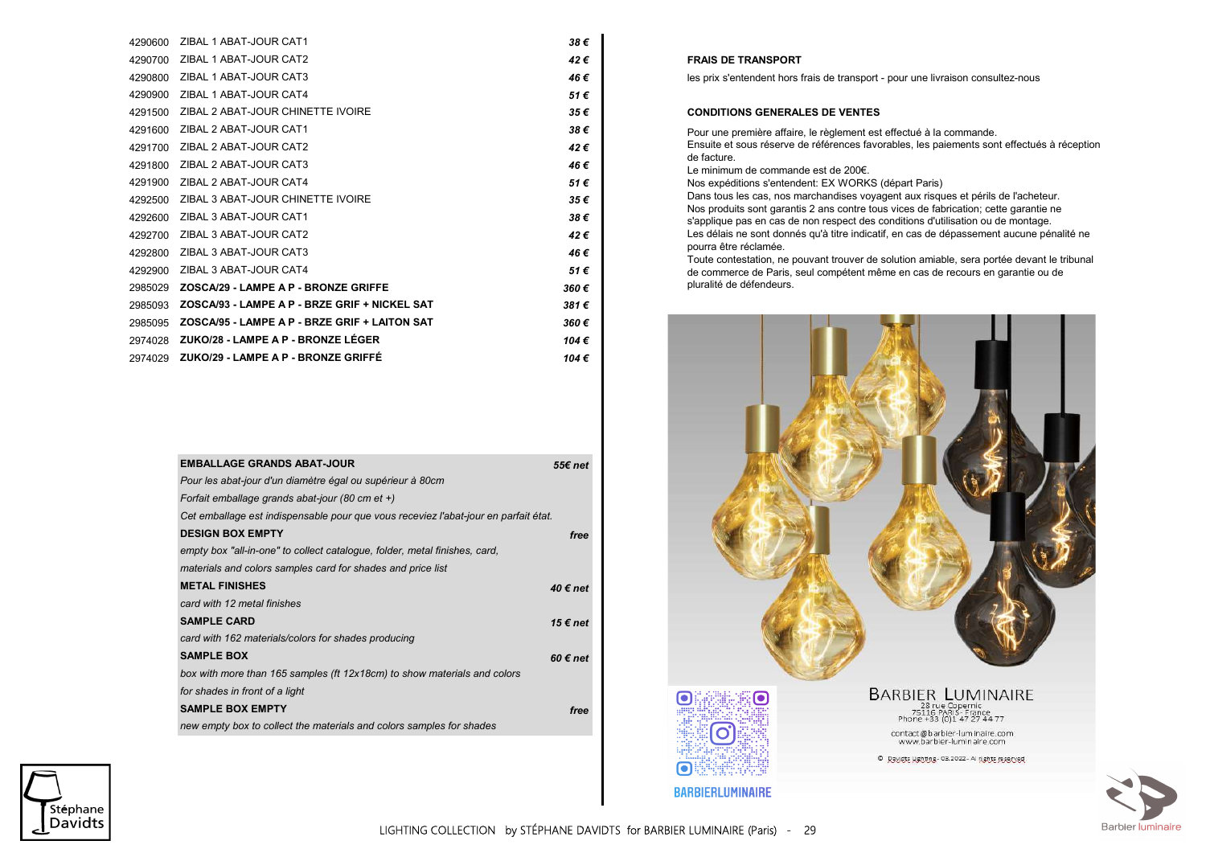| | | |
|---|---|---|
| 4290600 | ZIBAL 1 ABAT-JOUR CAT1 | ***38 €*** |
| 4290700 | ZIBAL 1 ABAT-JOUR CAT2 | ***42 €*** |
| 4290800 | ZIBAL 1 ABAT-JOUR CAT3 | ***46 €*** |
| 4290900 | ZIBAL 1 ABAT-JOUR CAT4 | ***51 €*** |
| 4291500 | ZIBAL 2 ABAT-JOUR CHINETTE IVOIRE | ***35 €*** |
| 4291600 | ZIBAL 2 ABAT-JOUR CAT1 | ***38 €*** |
| 4291700 | ZIBAL 2 ABAT-JOUR CAT2 | ***42 €*** |
| 4291800 | ZIBAL 2 ABAT-JOUR CAT3 | ***46 €*** |
| 4291900 | ZIBAL 2 ABAT-JOUR CAT4 | ***51 €*** |
| 4292500 | ZIBAL 3 ABAT-JOUR CHINETTE IVOIRE | ***35 €*** |
| 4292600 | ZIBAL 3 ABAT-JOUR CAT1 | ***38 €*** |
| 4292700 | ZIBAL 3 ABAT-JOUR CAT2 | ***42 €*** |
| 4292800 | ZIBAL 3 ABAT-JOUR CAT3 | ***46 €*** |
| 4292900 | ZIBAL 3 ABAT-JOUR CAT4 | ***51 €*** |
| 2985029 | **ZOSCA/29 - LAMPE A P - BRONZE GRIFFE** | ***360 €*** |
| 2985093 | **ZOSCA/93 - LAMPE A P - BRZE GRIF + NICKEL SAT** | ***381 €*** |
| 2985095 | **ZOSCA/95 - LAMPE A P - BRZE GRIF + LAITON SAT** | ***360 €*** |
| 2974028 | **ZUKO/28 - LAMPE A P - BRONZE LÉGER** | ***104 €*** |
| 2974029 | **ZUKO/29 - LAMPE A P - BRONZE GRIFFÉ** | ***104 €*** |

| | |
|---|---|
| **EMBALLAGE GRANDS ABAT-JOUR** | ***55€ net*** |
| *Pour les abat-jour d'un diamètre égal ou supérieur à 80cm* | |
| *Forfait emballage grands abat-jour (80 cm et +)* | |
| *Cet emballage est indispensable pour que vous receviez l'abat-jour en parfait état.* | |
| **DESIGN BOX EMPTY** | ***free*** |
| *empty box "all-in-one" to collect catalogue, folder, metal finishes, card, materials and colors samples card for shades and price list* | |
| **METAL FINISHES** | ***40 € net*** |
| *card with 12 metal finishes* | |
| **SAMPLE CARD** | ***15 € net*** |
| *card with 162 materials/colors for shades producing* | |
| **SAMPLE BOX** | ***60 € net*** |
| *box with more than 165 samples (ft 12x18cm) to show materials and colors for shades in front of a light* | |
| **SAMPLE BOX EMPTY** | ***free*** |
| *new empty box to collect the materials and colors samples for shades* | |

**FRAIS DE TRANSPORT**

les prix s'entendent hors frais de transport - pour une livraison consultez-nous

**CONDITIONS GENERALES DE VENTES**

Pour une première affaire, le règlement est effectué à la commande.
Ensuite et sous réserve de références favorables, les paiements sont effectués à réception de facture.
Le minimum de commande est de 200€.
Nos expéditions s'entendent: EX WORKS (départ Paris)
Dans tous les cas, nos marchandises voyagent aux risques et périls de l'acheteur.
Nos produits sont garantis 2 ans contre tous vices de fabrication; cette garantie ne s'applique pas en cas de non respect des conditions d'utilisation ou de montage.
Les délais ne sont donnés qu'à titre indicatif, en cas de dépassement aucune pénalité ne pourra être réclamée.
Toute contestation, ne pouvant trouver de solution amiable, sera portée devant le tribunal de commerce de Paris, seul compétent même en cas de recours en garantie ou de pluralité de défendeurs.

BARBIER LUMINAIRE
28 rue Copernic
75116 PARIS - France
Phone +33 (0)1 47 27 44 77
contact@barbier-luminaire.com
www.barbier-luminaire.com

BARBIERLUMINAIRE

LIGHTING COLLECTION by STÉPHANE DAVIDTS for BARBIER LUMINAIRE (Paris)